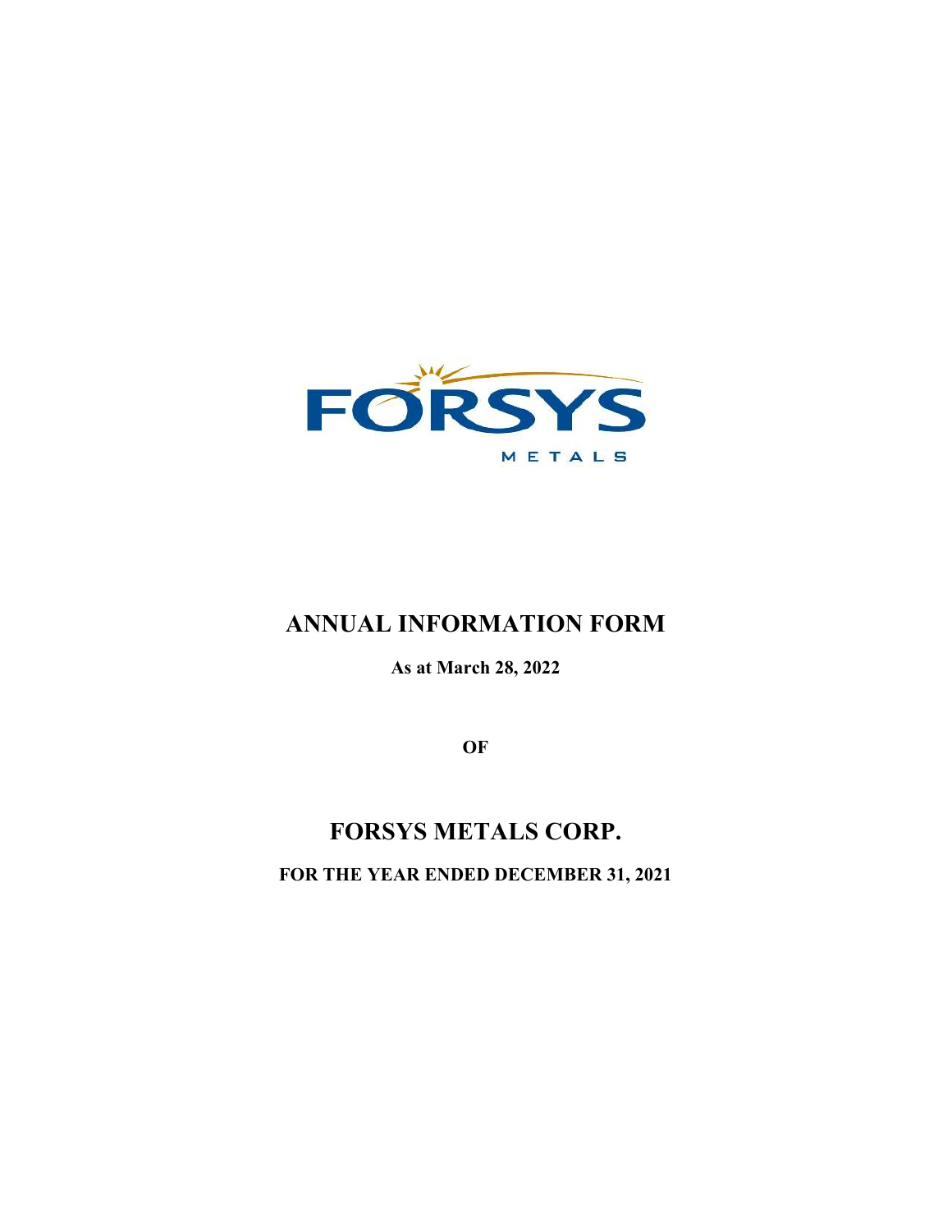FORSYS

METALS

# ANNUAL INFORMATION FORM

**As at March 28, 2022**

**OF**

# FORSYS METALS CORP.

**FOR THE YEAR ENDED DECEMBER 31, 2021**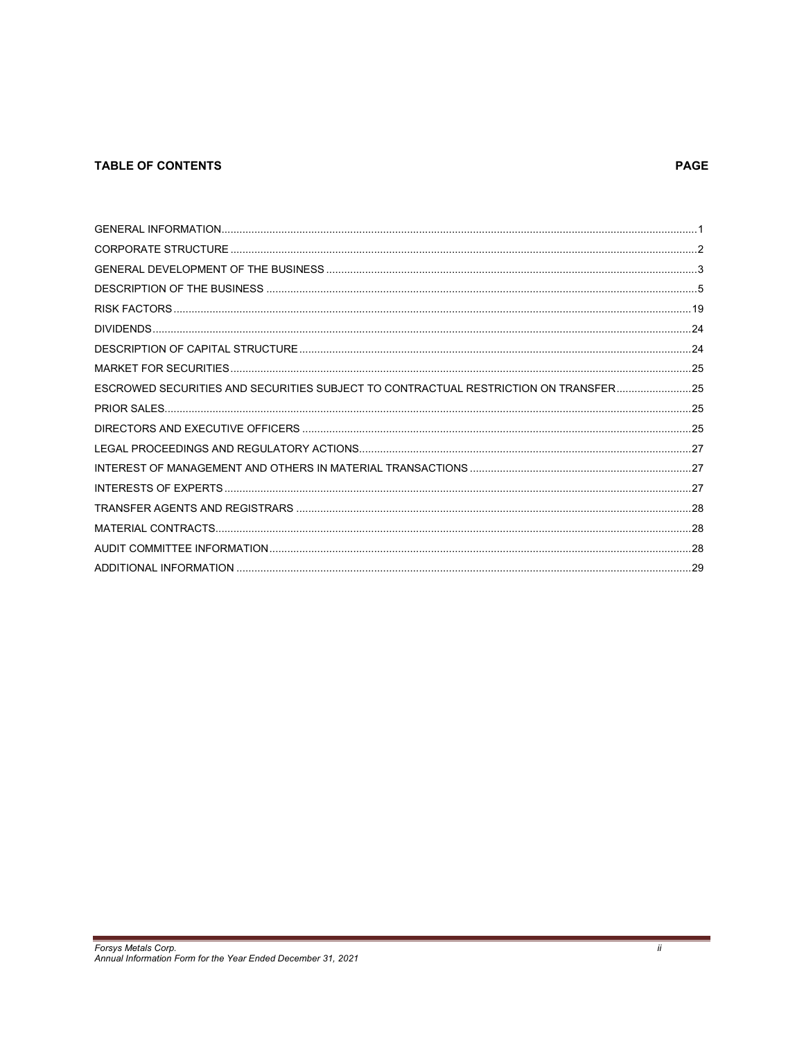## TABLE OF CONTENTS

| | PAGE |
|---|---|
| GENERAL INFORMATION | 1 |
| CORPORATE STRUCTURE | 2 |
| GENERAL DEVELOPMENT OF THE BUSINESS | 3 |
| DESCRIPTION OF THE BUSINESS | 5 |
| RISK FACTORS | 19 |
| DIVIDENDS | 24 |
| DESCRIPTION OF CAPITAL STRUCTURE | 24 |
| MARKET FOR SECURITIES | 25 |
| ESCROWED SECURITIES AND SECURITIES SUBJECT TO CONTRACTUAL RESTRICTION ON TRANSFER | 25 |
| PRIOR SALES | 25 |
| DIRECTORS AND EXECUTIVE OFFICERS | 25 |
| LEGAL PROCEEDINGS AND REGULATORY ACTIONS | 27 |
| INTEREST OF MANAGEMENT AND OTHERS IN MATERIAL TRANSACTIONS | 27 |
| INTERESTS OF EXPERTS | 27 |
| TRANSFER AGENTS AND REGISTRARS | 28 |
| MATERIAL CONTRACTS | 28 |
| AUDIT COMMITTEE INFORMATION | 28 |
| ADDITIONAL INFORMATION | 29 |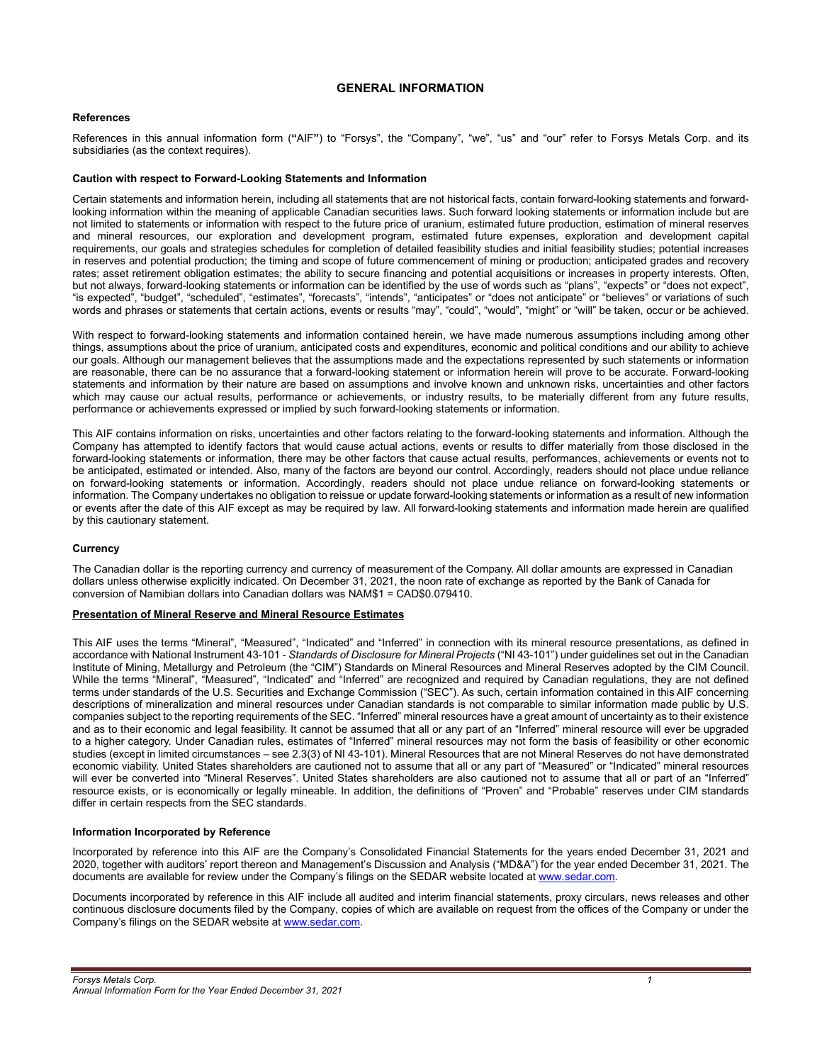# GENERAL INFORMATION

**References**

References in this annual information form ("AIF") to "Forsys", the "Company", "we", "us" and "our" refer to Forsys Metals Corp. and its subsidiaries (as the context requires).

**Caution with respect to Forward-Looking Statements and Information**

Certain statements and information herein, including all statements that are not historical facts, contain forward-looking statements and forward-looking information within the meaning of applicable Canadian securities laws. Such forward looking statements or information include but are not limited to statements or information with respect to the future price of uranium, estimated future production, estimation of mineral reserves and mineral resources, our exploration and development program, estimated future expenses, exploration and development capital requirements, our goals and strategies schedules for completion of detailed feasibility studies and initial feasibility studies; potential increases in reserves and potential production; the timing and scope of future commencement of mining or production; anticipated grades and recovery rates; asset retirement obligation estimates; the ability to secure financing and potential acquisitions or increases in property interests. Often, but not always, forward-looking statements or information can be identified by the use of words such as "plans", "expects" or "does not expect", "is expected", "budget", "scheduled", "estimates", "forecasts", "intends", "anticipates" or "does not anticipate" or "believes" or variations of such words and phrases or statements that certain actions, events or results "may", "could", "would", "might" or "will" be taken, occur or be achieved.

With respect to forward-looking statements and information contained herein, we have made numerous assumptions including among other things, assumptions about the price of uranium, anticipated costs and expenditures, economic and political conditions and our ability to achieve our goals. Although our management believes that the assumptions made and the expectations represented by such statements or information are reasonable, there can be no assurance that a forward-looking statement or information herein will prove to be accurate. Forward-looking statements and information by their nature are based on assumptions and involve known and unknown risks, uncertainties and other factors which may cause our actual results, performance or achievements, or industry results, to be materially different from any future results, performance or achievements expressed or implied by such forward-looking statements or information.

This AIF contains information on risks, uncertainties and other factors relating to the forward-looking statements and information. Although the Company has attempted to identify factors that would cause actual actions, events or results to differ materially from those disclosed in the forward-looking statements or information, there may be other factors that cause actual results, performances, achievements or events not to be anticipated, estimated or intended. Also, many of the factors are beyond our control. Accordingly, readers should not place undue reliance on forward-looking statements or information. Accordingly, readers should not place undue reliance on forward-looking statements or information. The Company undertakes no obligation to reissue or update forward-looking statements or information as a result of new information or events after the date of this AIF except as may be required by law. All forward-looking statements and information made herein are qualified by this cautionary statement.

**Currency**

The Canadian dollar is the reporting currency and currency of measurement of the Company. All dollar amounts are expressed in Canadian dollars unless otherwise explicitly indicated. On December 31, 2021, the noon rate of exchange as reported by the Bank of Canada for conversion of Namibian dollars into Canadian dollars was NAM$1 = CAD$0.079410.

**Presentation of Mineral Reserve and Mineral Resource Estimates**

This AIF uses the terms "Mineral", "Measured", "Indicated" and "Inferred" in connection with its mineral resource presentations, as defined in accordance with National Instrument 43-101 - *Standards of Disclosure for Mineral Projects* ("NI 43-101") under guidelines set out in the Canadian Institute of Mining, Metallurgy and Petroleum (the "CIM") Standards on Mineral Resources and Mineral Reserves adopted by the CIM Council. While the terms "Mineral", "Measured", "Indicated" and "Inferred" are recognized and required by Canadian regulations, they are not defined terms under standards of the U.S. Securities and Exchange Commission ("SEC"). As such, certain information contained in this AIF concerning descriptions of mineralization and mineral resources under Canadian standards is not comparable to similar information made public by U.S. companies subject to the reporting requirements of the SEC. "Inferred" mineral resources have a great amount of uncertainty as to their existence and as to their economic and legal feasibility. It cannot be assumed that all or any part of an "Inferred" mineral resource will ever be upgraded to a higher category. Under Canadian rules, estimates of "Inferred" mineral resources may not form the basis of feasibility or other economic studies (except in limited circumstances – see 2.3(3) of NI 43-101). Mineral Resources that are not Mineral Reserves do not have demonstrated economic viability. United States shareholders are cautioned not to assume that all or any part of "Measured" or "Indicated" mineral resources will ever be converted into "Mineral Reserves". United States shareholders are also cautioned not to assume that all or part of an "Inferred" resource exists, or is economically or legally mineable. In addition, the definitions of "Proven" and "Probable" reserves under CIM standards differ in certain respects from the SEC standards.

**Information Incorporated by Reference**

Incorporated by reference into this AIF are the Company's Consolidated Financial Statements for the years ended December 31, 2021 and 2020, together with auditors' report thereon and Management's Discussion and Analysis ("MD&A") for the year ended December 31, 2021. The documents are available for review under the Company's filings on the SEDAR website located at www.sedar.com.

Documents incorporated by reference in this AIF include all audited and interim financial statements, proxy circulars, news releases and other continuous disclosure documents filed by the Company, copies of which are available on request from the offices of the Company or under the Company's filings on the SEDAR website at www.sedar.com.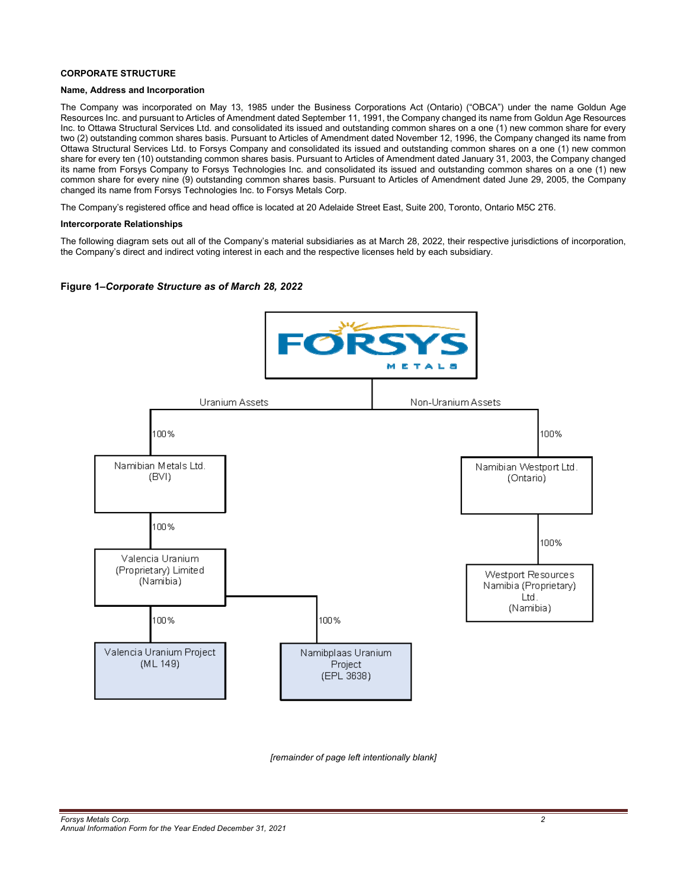## CORPORATE STRUCTURE

### Name, Address and Incorporation

The Company was incorporated on May 13, 1985 under the Business Corporations Act (Ontario) ("OBCA") under the name Goldun Age Resources Inc. and pursuant to Articles of Amendment dated September 11, 1991, the Company changed its name from Goldun Age Resources Inc. to Ottawa Structural Services Ltd. and consolidated its issued and outstanding common shares on a one (1) new common share for every two (2) outstanding common shares basis. Pursuant to Articles of Amendment dated November 12, 1996, the Company changed its name from Ottawa Structural Services Ltd. to Forsys Company and consolidated its issued and outstanding common shares on a one (1) new common share for every ten (10) outstanding common shares basis. Pursuant to Articles of Amendment dated January 31, 2003, the Company changed its name from Forsys Company to Forsys Technologies Inc. and consolidated its issued and outstanding common shares on a one (1) new common share for every nine (9) outstanding common shares basis. Pursuant to Articles of Amendment dated June 29, 2005, the Company changed its name from Forsys Technologies Inc. to Forsys Metals Corp.

The Company's registered office and head office is located at 20 Adelaide Street East, Suite 200, Toronto, Ontario M5C 2T6.

### Intercorporate Relationships

The following diagram sets out all of the Company's material subsidiaries as at March 28, 2022, their respective jurisdictions of incorporation, the Company's direct and indirect voting interest in each and the respective licenses held by each subsidiary.

**Figure 1–*Corporate Structure as of March 28, 2022***

FORSYS METALS

- Uranium Assets
  - 100% — Namibian Metals Ltd. (BVI)
    - 100% — Valencia Uranium (Proprietary) Limited (Namibia)
      - 100% — Valencia Uranium Project (ML 149)
      - 100% — Namibplaas Uranium Project (EPL 3638)
- Non-Uranium Assets
  - 100% — Namibian Westport Ltd. (Ontario)
    - 100% — Westport Resources Namibia (Proprietary) Ltd. (Namibia)

*[remainder of page left intentionally blank]*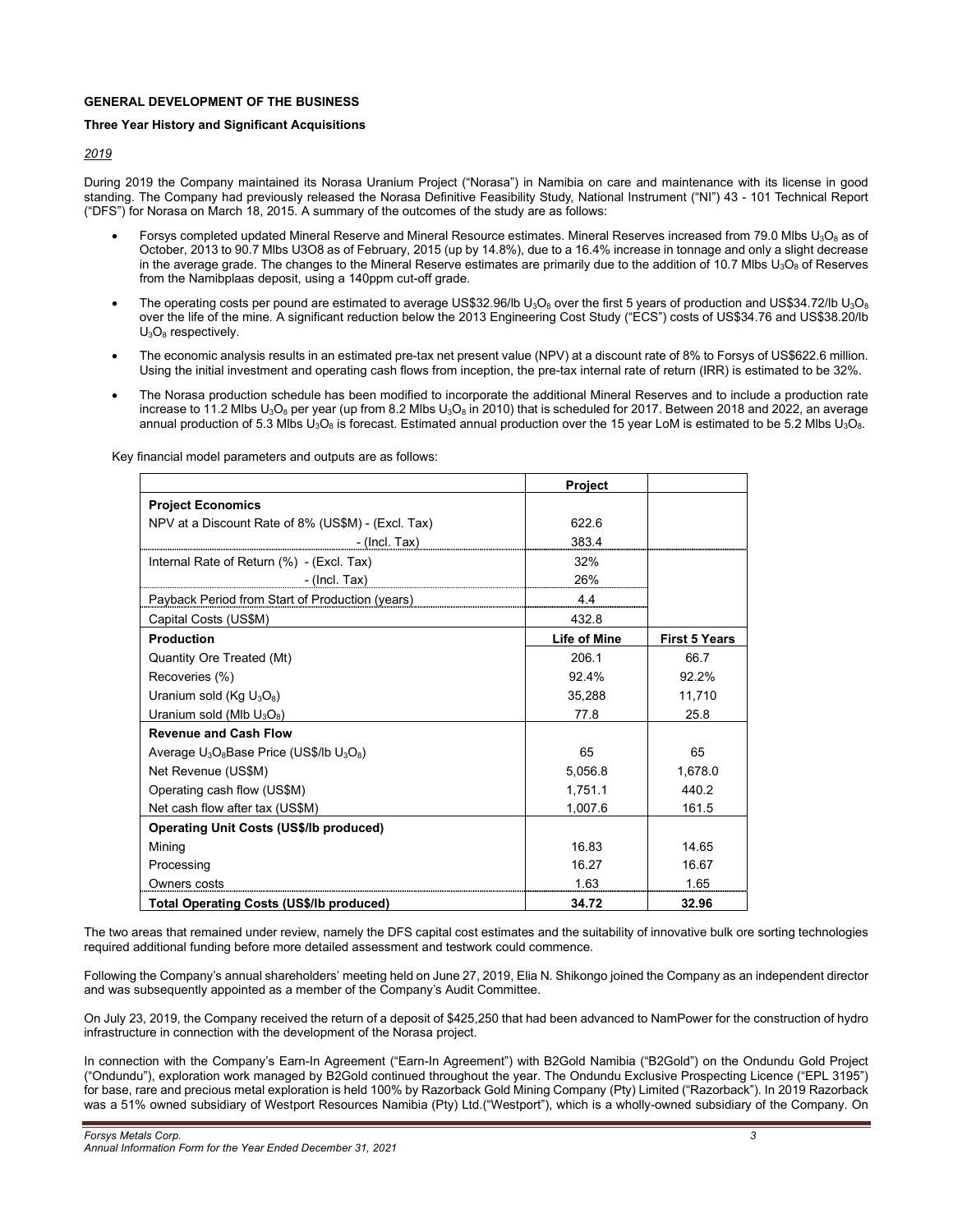## GENERAL DEVELOPMENT OF THE BUSINESS

### Three Year History and Significant Acquisitions

*2019*

During 2019 the Company maintained its Norasa Uranium Project ("Norasa") in Namibia on care and maintenance with its license in good standing. The Company had previously released the Norasa Definitive Feasibility Study, National Instrument ("NI") 43 - 101 Technical Report ("DFS") for Norasa on March 18, 2015. A summary of the outcomes of the study are as follows:

- Forsys completed updated Mineral Reserve and Mineral Resource estimates. Mineral Reserves increased from 79.0 Mlbs $U_3O_8$ as of October, 2013 to 90.7 Mlbs U3O8 as of February, 2015 (up by 14.8%), due to a 16.4% increase in tonnage and only a slight decrease in the average grade. The changes to the Mineral Reserve estimates are primarily due to the addition of 10.7 Mlbs $U_3O_8$ of Reserves from the Namibplaas deposit, using a 140ppm cut-off grade.
- The operating costs per pound are estimated to average US$32.96/lb $U_3O_8$ over the first 5 years of production and US$34.72/lb $U_3O_8$ over the life of the mine. A significant reduction below the 2013 Engineering Cost Study ("ECS") costs of US$34.76 and US$38.20/lb $U_3O_8$ respectively.
- The economic analysis results in an estimated pre-tax net present value (NPV) at a discount rate of 8% to Forsys of US$622.6 million. Using the initial investment and operating cash flows from inception, the pre-tax internal rate of return (IRR) is estimated to be 32%.
- The Norasa production schedule has been modified to incorporate the additional Mineral Reserves and to include a production rate increase to 11.2 Mlbs $U_3O_8$ per year (up from 8.2 Mlbs $U_3O_8$ in 2010) that is scheduled for 2017. Between 2018 and 2022, an average annual production of 5.3 Mlbs $U_3O_8$ is forecast. Estimated annual production over the 15 year LoM is estimated to be 5.2 Mlbs $U_3O_8$.

Key financial model parameters and outputs are as follows:

| | Project | |
|---|---|---|
| **Project Economics** | | |
| NPV at a Discount Rate of 8% (US$M) - (Excl. Tax) | 622.6 | |
| - (Incl. Tax) | 383.4 | |
| Internal Rate of Return (%) - (Excl. Tax) | 32% | |
| - (Incl. Tax) | 26% | |
| Payback Period from Start of Production (years) | 4.4 | |
| Capital Costs (US$M) | 432.8 | |
| **Production** | **Life of Mine** | **First 5 Years** |
| Quantity Ore Treated (Mt) | 206.1 | 66.7 |
| Recoveries (%) | 92.4% | 92.2% |
| Uranium sold (Kg $U_3O_8$) | 35,288 | 11,710 |
| Uranium sold (Mlb $U_3O_8$) | 77.8 | 25.8 |
| **Revenue and Cash Flow** | | |
| Average $U_3O_8$ Base Price (US$/lb $U_3O_8$) | 65 | 65 |
| Net Revenue (US$M) | 5,056.8 | 1,678.0 |
| Operating cash flow (US$M) | 1,751.1 | 440.2 |
| Net cash flow after tax (US$M) | 1,007.6 | 161.5 |
| **Operating Unit Costs (US$/lb produced)** | | |
| Mining | 16.83 | 14.65 |
| Processing | 16.27 | 16.67 |
| Owners costs | 1.63 | 1.65 |
| **Total Operating Costs (US$/lb produced)** | **34.72** | **32.96** |

The two areas that remained under review, namely the DFS capital cost estimates and the suitability of innovative bulk ore sorting technologies required additional funding before more detailed assessment and testwork could commence.

Following the Company's annual shareholders' meeting held on June 27, 2019, Elia N. Shikongo joined the Company as an independent director and was subsequently appointed as a member of the Company's Audit Committee.

On July 23, 2019, the Company received the return of a deposit of $425,250 that had been advanced to NamPower for the construction of hydro infrastructure in connection with the development of the Norasa project.

In connection with the Company's Earn-In Agreement ("Earn-In Agreement") with B2Gold Namibia ("B2Gold") on the Ondundu Gold Project ("Ondundu"), exploration work managed by B2Gold continued throughout the year. The Ondundu Exclusive Prospecting Licence ("EPL 3195") for base, rare and precious metal exploration is held 100% by Razorback Gold Mining Company (Pty) Limited ("Razorback"). In 2019 Razorback was a 51% owned subsidiary of Westport Resources Namibia (Pty) Ltd.("Westport"), which is a wholly-owned subsidiary of the Company. On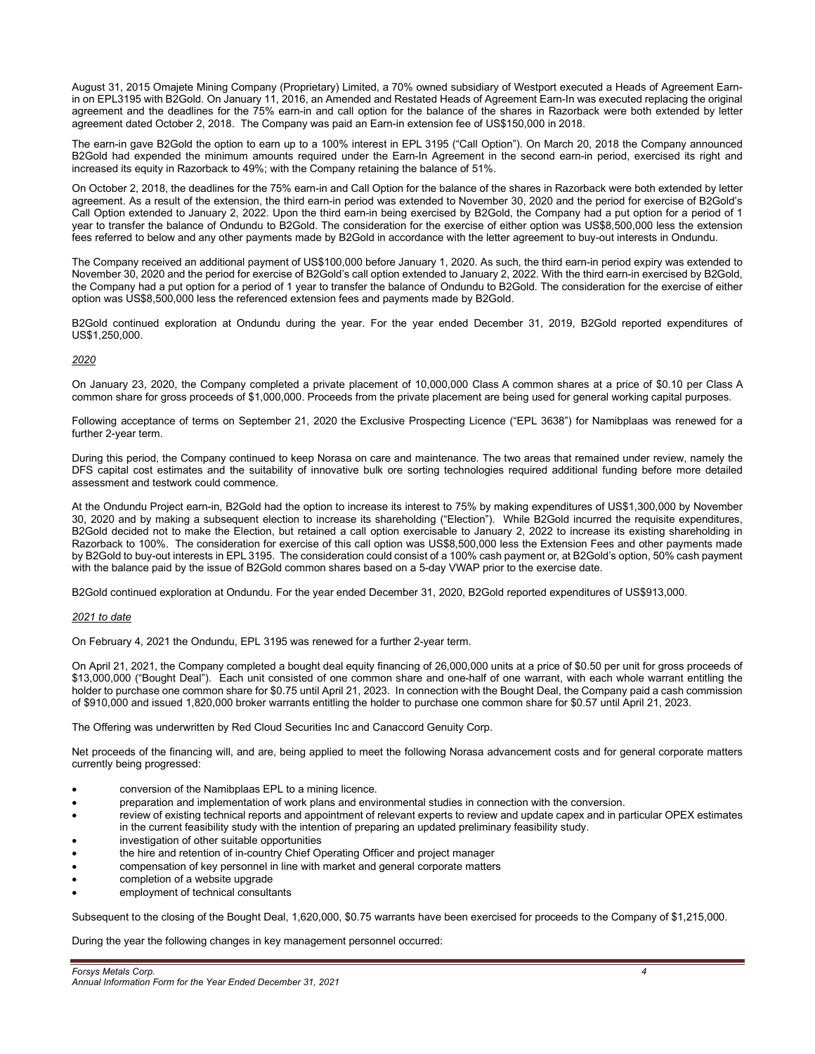August 31, 2015 Omajete Mining Company (Proprietary) Limited, a 70% owned subsidiary of Westport executed a Heads of Agreement Earn-in on EPL3195 with B2Gold. On January 11, 2016, an Amended and Restated Heads of Agreement Earn-In was executed replacing the original agreement and the deadlines for the 75% earn-in and call option for the balance of the shares in Razorback were both extended by letter agreement dated October 2, 2018. The Company was paid an Earn-in extension fee of US$150,000 in 2018.

The earn-in gave B2Gold the option to earn up to a 100% interest in EPL 3195 ("Call Option"). On March 20, 2018 the Company announced B2Gold had expended the minimum amounts required under the Earn-In Agreement in the second earn-in period, exercised its right and increased its equity in Razorback to 49%; with the Company retaining the balance of 51%.

On October 2, 2018, the deadlines for the 75% earn-in and Call Option for the balance of the shares in Razorback were both extended by letter agreement. As a result of the extension, the third earn-in period was extended to November 30, 2020 and the period for exercise of B2Gold's Call Option extended to January 2, 2022. Upon the third earn-in being exercised by B2Gold, the Company had a put option for a period of 1 year to transfer the balance of Ondundu to B2Gold. The consideration for the exercise of either option was US$8,500,000 less the extension fees referred to below and any other payments made by B2Gold in accordance with the letter agreement to buy-out interests in Ondundu.

The Company received an additional payment of US$100,000 before January 1, 2020. As such, the third earn-in period expiry was extended to November 30, 2020 and the period for exercise of B2Gold's call option extended to January 2, 2022. With the third earn-in exercised by B2Gold, the Company had a put option for a period of 1 year to transfer the balance of Ondundu to B2Gold. The consideration for the exercise of either option was US$8,500,000 less the referenced extension fees and payments made by B2Gold.

B2Gold continued exploration at Ondundu during the year. For the year ended December 31, 2019, B2Gold reported expenditures of US$1,250,000.

*2020*

On January 23, 2020, the Company completed a private placement of 10,000,000 Class A common shares at a price of $0.10 per Class A common share for gross proceeds of $1,000,000. Proceeds from the private placement are being used for general working capital purposes.

Following acceptance of terms on September 21, 2020 the Exclusive Prospecting Licence ("EPL 3638") for Namibplaas was renewed for a further 2-year term.

During this period, the Company continued to keep Norasa on care and maintenance. The two areas that remained under review, namely the DFS capital cost estimates and the suitability of innovative bulk ore sorting technologies required additional funding before more detailed assessment and testwork could commence.

At the Ondundu Project earn-in, B2Gold had the option to increase its interest to 75% by making expenditures of US$1,300,000 by November 30, 2020 and by making a subsequent election to increase its shareholding ("Election"). While B2Gold incurred the requisite expenditures, B2Gold decided not to make the Election, but retained a call option exercisable to January 2, 2022 to increase its existing shareholding in Razorback to 100%. The consideration for exercise of this call option was US$8,500,000 less the Extension Fees and other payments made by B2Gold to buy-out interests in EPL 3195. The consideration could consist of a 100% cash payment or, at B2Gold's option, 50% cash payment with the balance paid by the issue of B2Gold common shares based on a 5-day VWAP prior to the exercise date.

B2Gold continued exploration at Ondundu. For the year ended December 31, 2020, B2Gold reported expenditures of US$913,000.

*2021 to date*

On February 4, 2021 the Ondundu, EPL 3195 was renewed for a further 2-year term.

On April 21, 2021, the Company completed a bought deal equity financing of 26,000,000 units at a price of $0.50 per unit for gross proceeds of $13,000,000 ("Bought Deal"). Each unit consisted of one common share and one-half of one warrant, with each whole warrant entitling the holder to purchase one common share for $0.75 until April 21, 2023. In connection with the Bought Deal, the Company paid a cash commission of $910,000 and issued 1,820,000 broker warrants entitling the holder to purchase one common share for $0.57 until April 21, 2023.

The Offering was underwritten by Red Cloud Securities Inc and Canaccord Genuity Corp.

Net proceeds of the financing will, and are, being applied to meet the following Norasa advancement costs and for general corporate matters currently being progressed:

- conversion of the Namibplaas EPL to a mining licence.
- preparation and implementation of work plans and environmental studies in connection with the conversion.
- review of existing technical reports and appointment of relevant experts to review and update capex and in particular OPEX estimates in the current feasibility study with the intention of preparing an updated preliminary feasibility study.
- investigation of other suitable opportunities
- the hire and retention of in-country Chief Operating Officer and project manager
- compensation of key personnel in line with market and general corporate matters
- completion of a website upgrade
- employment of technical consultants

Subsequent to the closing of the Bought Deal, 1,620,000, $0.75 warrants have been exercised for proceeds to the Company of $1,215,000.

During the year the following changes in key management personnel occurred: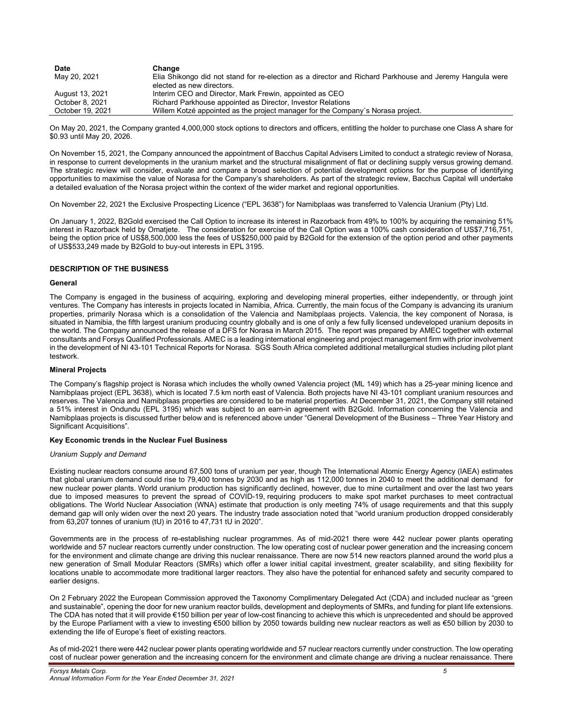| Date | Change |
|---|---|
| May 20, 2021 | Elia Shikongo did not stand for re-election as a director and Richard Parkhouse and Jeremy Hangula were elected as new directors. |
| August 13, 2021 | Interim CEO and Director, Mark Frewin, appointed as CEO |
| October 8, 2021 | Richard Parkhouse appointed as Director, Investor Relations |
| October 19, 2021 | Willem Kotzé appointed as the project manager for the Company`s Norasa project. |

On May 20, 2021, the Company granted 4,000,000 stock options to directors and officers, entitling the holder to purchase one Class A share for $0.93 until May 20, 2026.

On November 15, 2021, the Company announced the appointment of Bacchus Capital Advisers Limited to conduct a strategic review of Norasa, in response to current developments in the uranium market and the structural misalignment of flat or declining supply versus growing demand. The strategic review will consider, evaluate and compare a broad selection of potential development options for the purpose of identifying opportunities to maximise the value of Norasa for the Company's shareholders. As part of the strategic review, Bacchus Capital will undertake a detailed evaluation of the Norasa project within the context of the wider market and regional opportunities.

On November 22, 2021 the Exclusive Prospecting Licence ("EPL 3638") for Namibplaas was transferred to Valencia Uranium (Pty) Ltd.

On January 1, 2022, B2Gold exercised the Call Option to increase its interest in Razorback from 49% to 100% by acquiring the remaining 51% interest in Razorback held by Omatjete. The consideration for exercise of the Call Option was a 100% cash consideration of US$7,716,751, being the option price of US$8,500,000 less the fees of US$250,000 paid by B2Gold for the extension of the option period and other payments of US$533,249 made by B2Gold to buy-out interests in EPL 3195.

## DESCRIPTION OF THE BUSINESS

### General

The Company is engaged in the business of acquiring, exploring and developing mineral properties, either independently, or through joint ventures. The Company has interests in projects located in Namibia, Africa. Currently, the main focus of the Company is advancing its uranium properties, primarily Norasa which is a consolidation of the Valencia and Namibplaas projects. Valencia, the key component of Norasa, is situated in Namibia, the fifth largest uranium producing country globally and is one of only a few fully licensed undeveloped uranium deposits in the world. The Company announced the release of a DFS for Norasa in March 2015. The report was prepared by AMEC together with external consultants and Forsys Qualified Professionals. AMEC is a leading international engineering and project management firm with prior involvement in the development of NI 43-101 Technical Reports for Norasa. SGS South Africa completed additional metallurgical studies including pilot plant testwork.

### Mineral Projects

The Company's flagship project is Norasa which includes the wholly owned Valencia project (ML 149) which has a 25-year mining licence and Namibplaas project (EPL 3638), which is located 7.5 km north east of Valencia. Both projects have NI 43-101 compliant uranium resources and reserves. The Valencia and Namibplaas properties are considered to be material properties. At December 31, 2021, the Company still retained a 51% interest in Ondundu (EPL 3195) which was subject to an earn-in agreement with B2Gold. Information concerning the Valencia and Namibplaas projects is discussed further below and is referenced above under "General Development of the Business – Three Year History and Significant Acquisitions".

### Key Economic trends in the Nuclear Fuel Business

*Uranium Supply and Demand*

Existing nuclear reactors consume around 67,500 tons of uranium per year, though The International Atomic Energy Agency (IAEA) estimates that global uranium demand could rise to 79,400 tonnes by 2030 and as high as 112,000 tonnes in 2040 to meet the additional demand for new nuclear power plants. World uranium production has significantly declined, however, due to mine curtailment and over the last two years due to imposed measures to prevent the spread of COVID-19, requiring producers to make spot market purchases to meet contractual obligations. The World Nuclear Association (WNA) estimate that production is only meeting 74% of usage requirements and that this supply demand gap will only widen over the next 20 years. The industry trade association noted that "world uranium production dropped considerably from 63,207 tonnes of uranium (tU) in 2016 to 47,731 tU in 2020".

Governments are in the process of re-establishing nuclear programmes. As of mid-2021 there were 442 nuclear power plants operating worldwide and 57 nuclear reactors currently under construction. The low operating cost of nuclear power generation and the increasing concern for the environment and climate change are driving this nuclear renaissance. There are now 514 new reactors planned around the world plus a new generation of Small Modular Reactors (SMRs) which offer a lower initial capital investment, greater scalability, and siting flexibility for locations unable to accommodate more traditional larger reactors. They also have the potential for enhanced safety and security compared to earlier designs.

On 2 February 2022 the European Commission approved the Taxonomy Complimentary Delegated Act (CDA) and included nuclear as "green and sustainable", opening the door for new uranium reactor builds, development and deployments of SMRs, and funding for plant life extensions. The CDA has noted that it will provide €150 billion per year of low-cost financing to achieve this which is unprecedented and should be approved by the Europe Parliament with a view to investing €500 billion by 2050 towards building new nuclear reactors as well as €50 billion by 2030 to extending the life of Europe's fleet of existing reactors.

As of mid-2021 there were 442 nuclear power plants operating worldwide and 57 nuclear reactors currently under construction. The low operating cost of nuclear power generation and the increasing concern for the environment and climate change are driving a nuclear renaissance. There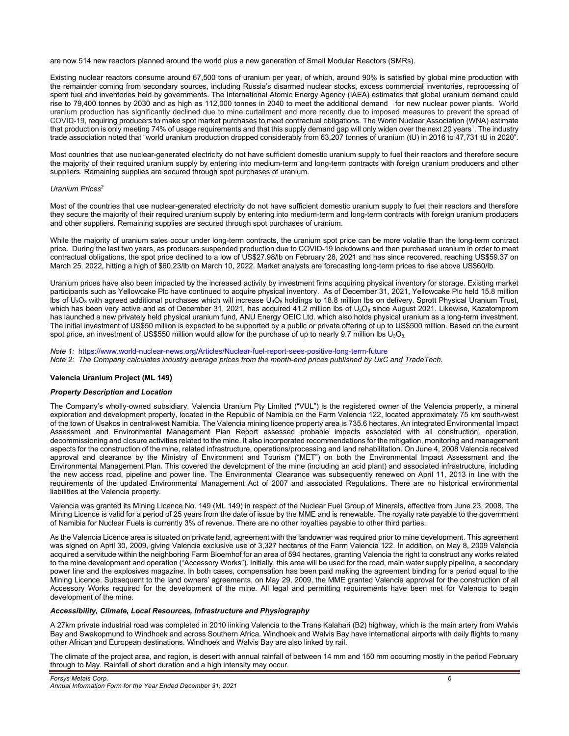are now 514 new reactors planned around the world plus a new generation of Small Modular Reactors (SMRs).

Existing nuclear reactors consume around 67,500 tons of uranium per year, of which, around 90% is satisfied by global mine production with the remainder coming from secondary sources, including Russia's disarmed nuclear stocks, excess commercial inventories, reprocessing of spent fuel and inventories held by governments. The International Atomic Energy Agency (IAEA) estimates that global uranium demand could rise to 79,400 tonnes by 2030 and as high as 112,000 tonnes in 2040 to meet the additional demand for new nuclear power plants. World uranium production has significantly declined due to mine curtailment and more recently due to imposed measures to prevent the spread of COVID-19, requiring producers to make spot market purchases to meet contractual obligations. The World Nuclear Association (WNA) estimate that production is only meeting 74% of usage requirements and that this supply demand gap will only widen over the next 20 years[1]. The industry trade association noted that "world uranium production dropped considerably from 63,207 tonnes of uranium (tU) in 2016 to 47,731 tU in 2020".

Most countries that use nuclear-generated electricity do not have sufficient domestic uranium supply to fuel their reactors and therefore secure the majority of their required uranium supply by entering into medium-term and long-term contracts with foreign uranium producers and other suppliers. Remaining supplies are secured through spot purchases of uranium.

*Uranium Prices[2]*

Most of the countries that use nuclear-generated electricity do not have sufficient domestic uranium supply to fuel their reactors and therefore they secure the majority of their required uranium supply by entering into medium-term and long-term contracts with foreign uranium producers and other suppliers. Remaining supplies are secured through spot purchases of uranium.

While the majority of uranium sales occur under long-term contracts, the uranium spot price can be more volatile than the long-term contract price. During the last two years, as producers suspended production due to COVID-19 lockdowns and then purchased uranium in order to meet contractual obligations, the spot price declined to a low of US$27.98/lb on February 28, 2021 and has since recovered, reaching US$59.37 on March 25, 2022, hitting a high of $60.23/lb on March 10, 2022. Market analysts are forecasting long-term prices to rise above US$60/lb.

Uranium prices have also been impacted by the increased activity by investment firms acquiring physical inventory for storage. Existing market participants such as Yellowcake Plc have continued to acquire physical inventory. As of December 31, 2021, Yellowcake Plc held 15.8 million lbs of $U_3O_8$ with agreed additional purchases which will increase $U_3O_8$ holdings to 18.8 million lbs on delivery. Sprott Physical Uranium Trust, which has been very active and as of December 31, 2021, has acquired 41.2 million lbs of $U_3O_8$ since August 2021. Likewise, Kazatomprom has launched a new privately held physical uranium fund, ANU Energy OEIC Ltd. which also holds physical uranium as a long-term investment. The initial investment of US$50 million is expected to be supported by a public or private offering of up to US$500 million. Based on the current spot price, an investment of US$550 million would allow for the purchase of up to nearly 9.7 million lbs $U_3O_8$.

*Note 1:* https://www.world-nuclear-news.org/Articles/Nuclear-fuel-report-sees-positive-long-term-future
*Note 2: The Company calculates industry average prices from the month-end prices published by UxC and TradeTech.*

**Valencia Uranium Project (ML 149)**

***Property Description and Location***

The Company's wholly-owned subsidiary, Valencia Uranium Pty Limited ("VUL") is the registered owner of the Valencia property, a mineral exploration and development property, located in the Republic of Namibia on the Farm Valencia 122, located approximately 75 km south-west of the town of Usakos in central-west Namibia. The Valencia mining licence property area is 735.6 hectares. An integrated Environmental Impact Assessment and Environmental Management Plan Report assessed probable impacts associated with all construction, operation, decommissioning and closure activities related to the mine. It also incorporated recommendations for the mitigation, monitoring and management aspects for the construction of the mine, related infrastructure, operations/processing and land rehabilitation. On June 4, 2008 Valencia received approval and clearance by the Ministry of Environment and Tourism ("MET") on both the Environmental Impact Assessment and the Environmental Management Plan. This covered the development of the mine (including an acid plant) and associated infrastructure, including the new access road, pipeline and power line. The Environmental Clearance was subsequently renewed on April 11, 2013 in line with the requirements of the updated Environmental Management Act of 2007 and associated Regulations. There are no historical environmental liabilities at the Valencia property.

Valencia was granted its Mining Licence No. 149 (ML 149) in respect of the Nuclear Fuel Group of Minerals, effective from June 23, 2008. The Mining Licence is valid for a period of 25 years from the date of issue by the MME and is renewable. The royalty rate payable to the government of Namibia for Nuclear Fuels is currently 3% of revenue. There are no other royalties payable to other third parties.

As the Valencia Licence area is situated on private land, agreement with the landowner was required prior to mine development. This agreement was signed on April 30, 2009, giving Valencia exclusive use of 3,327 hectares of the Farm Valencia 122. In addition, on May 8, 2009 Valencia acquired a servitude within the neighboring Farm Bloemhof for an area of 594 hectares, granting Valencia the right to construct any works related to the mine development and operation ("Accessory Works"). Initially, this area will be used for the road, main water supply pipeline, a secondary power line and the explosives magazine. In both cases, compensation has been paid making the agreement binding for a period equal to the Mining Licence. Subsequent to the land owners' agreements, on May 29, 2009, the MME granted Valencia approval for the construction of all Accessory Works required for the development of the mine. All legal and permitting requirements have been met for Valencia to begin development of the mine.

***Accessibility, Climate, Local Resources, Infrastructure and Physiography***

A 27km private industrial road was completed in 2010 linking Valencia to the Trans Kalahari (B2) highway, which is the main artery from Walvis Bay and Swakopmund to Windhoek and across Southern Africa. Windhoek and Walvis Bay have international airports with daily flights to many other African and European destinations. Windhoek and Walvis Bay are also linked by rail.

The climate of the project area, and region, is desert with annual rainfall of between 14 mm and 150 mm occurring mostly in the period February through to May. Rainfall of short duration and a high intensity may occur.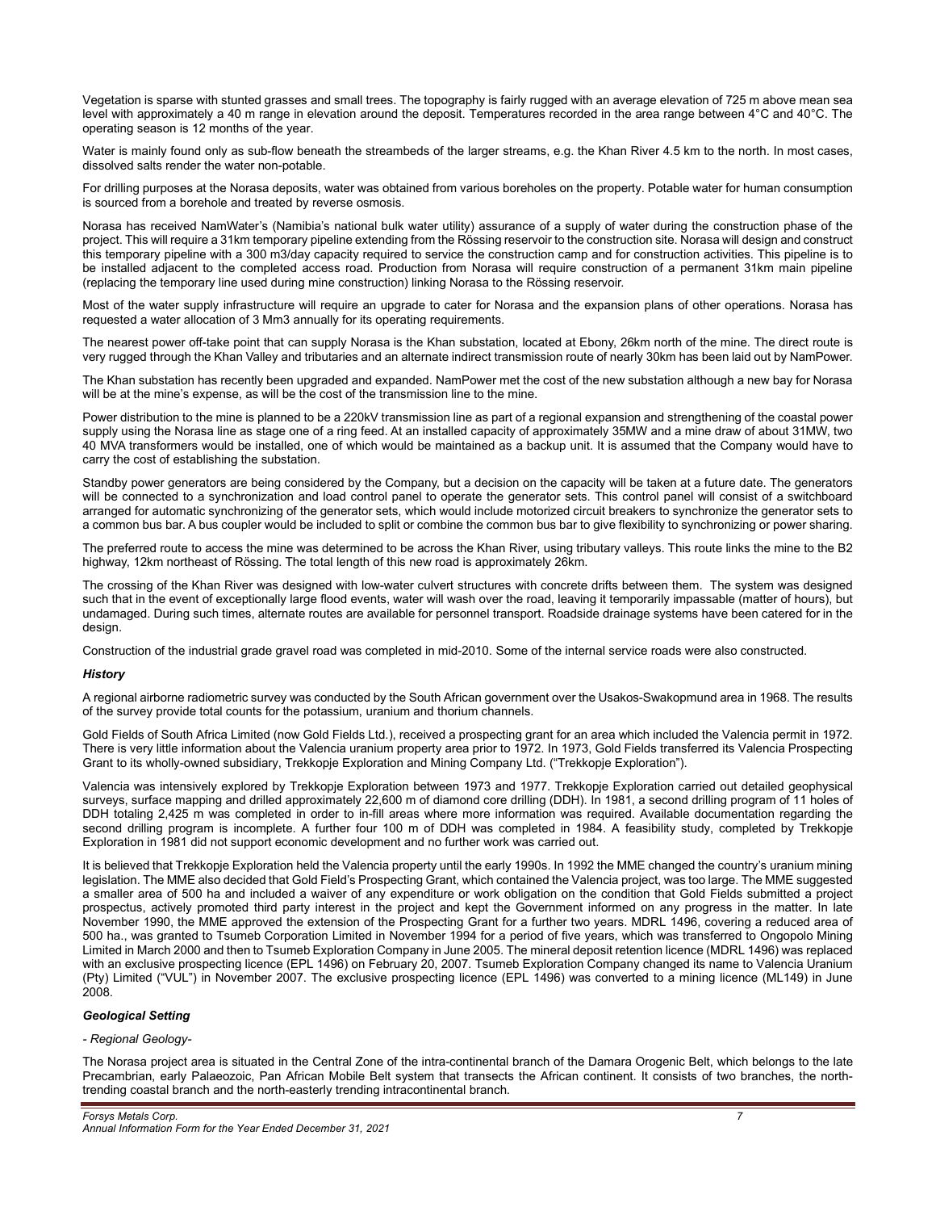Vegetation is sparse with stunted grasses and small trees. The topography is fairly rugged with an average elevation of 725 m above mean sea level with approximately a 40 m range in elevation around the deposit. Temperatures recorded in the area range between 4°C and 40°C. The operating season is 12 months of the year.

Water is mainly found only as sub-flow beneath the streambeds of the larger streams, e.g. the Khan River 4.5 km to the north. In most cases, dissolved salts render the water non-potable.

For drilling purposes at the Norasa deposits, water was obtained from various boreholes on the property. Potable water for human consumption is sourced from a borehole and treated by reverse osmosis.

Norasa has received NamWater's (Namibia's national bulk water utility) assurance of a supply of water during the construction phase of the project. This will require a 31km temporary pipeline extending from the Rössing reservoir to the construction site. Norasa will design and construct this temporary pipeline with a 300 m3/day capacity required to service the construction camp and for construction activities. This pipeline is to be installed adjacent to the completed access road. Production from Norasa will require construction of a permanent 31km main pipeline (replacing the temporary line used during mine construction) linking Norasa to the Rössing reservoir.

Most of the water supply infrastructure will require an upgrade to cater for Norasa and the expansion plans of other operations. Norasa has requested a water allocation of 3 Mm3 annually for its operating requirements.

The nearest power off-take point that can supply Norasa is the Khan substation, located at Ebony, 26km north of the mine. The direct route is very rugged through the Khan Valley and tributaries and an alternate indirect transmission route of nearly 30km has been laid out by NamPower.

The Khan substation has recently been upgraded and expanded. NamPower met the cost of the new substation although a new bay for Norasa will be at the mine's expense, as will be the cost of the transmission line to the mine.

Power distribution to the mine is planned to be a 220kV transmission line as part of a regional expansion and strengthening of the coastal power supply using the Norasa line as stage one of a ring feed. At an installed capacity of approximately 35MW and a mine draw of about 31MW, two 40 MVA transformers would be installed, one of which would be maintained as a backup unit. It is assumed that the Company would have to carry the cost of establishing the substation.

Standby power generators are being considered by the Company, but a decision on the capacity will be taken at a future date. The generators will be connected to a synchronization and load control panel to operate the generator sets. This control panel will consist of a switchboard arranged for automatic synchronizing of the generator sets, which would include motorized circuit breakers to synchronize the generator sets to a common bus bar. A bus coupler would be included to split or combine the common bus bar to give flexibility to synchronizing or power sharing.

The preferred route to access the mine was determined to be across the Khan River, using tributary valleys. This route links the mine to the B2 highway, 12km northeast of Rössing. The total length of this new road is approximately 26km.

The crossing of the Khan River was designed with low-water culvert structures with concrete drifts between them. The system was designed such that in the event of exceptionally large flood events, water will wash over the road, leaving it temporarily impassable (matter of hours), but undamaged. During such times, alternate routes are available for personnel transport. Roadside drainage systems have been catered for in the design.

Construction of the industrial grade gravel road was completed in mid-2010. Some of the internal service roads were also constructed.

***History***

A regional airborne radiometric survey was conducted by the South African government over the Usakos-Swakopmund area in 1968. The results of the survey provide total counts for the potassium, uranium and thorium channels.

Gold Fields of South Africa Limited (now Gold Fields Ltd.), received a prospecting grant for an area which included the Valencia permit in 1972. There is very little information about the Valencia uranium property area prior to 1972. In 1973, Gold Fields transferred its Valencia Prospecting Grant to its wholly-owned subsidiary, Trekkopje Exploration and Mining Company Ltd. ("Trekkopje Exploration").

Valencia was intensively explored by Trekkopje Exploration between 1973 and 1977. Trekkopje Exploration carried out detailed geophysical surveys, surface mapping and drilled approximately 22,600 m of diamond core drilling (DDH). In 1981, a second drilling program of 11 holes of DDH totaling 2,425 m was completed in order to in-fill areas where more information was required. Available documentation regarding the second drilling program is incomplete. A further four 100 m of DDH was completed in 1984. A feasibility study, completed by Trekkopje Exploration in 1981 did not support economic development and no further work was carried out.

It is believed that Trekkopje Exploration held the Valencia property until the early 1990s. In 1992 the MME changed the country's uranium mining legislation. The MME also decided that Gold Field's Prospecting Grant, which contained the Valencia project, was too large. The MME suggested a smaller area of 500 ha and included a waiver of any expenditure or work obligation on the condition that Gold Fields submitted a project prospectus, actively promoted third party interest in the project and kept the Government informed on any progress in the matter. In late November 1990, the MME approved the extension of the Prospecting Grant for a further two years. MDRL 1496, covering a reduced area of 500 ha., was granted to Tsumeb Corporation Limited in November 1994 for a period of five years, which was transferred to Ongopolo Mining Limited in March 2000 and then to Tsumeb Exploration Company in June 2005. The mineral deposit retention licence (MDRL 1496) was replaced with an exclusive prospecting licence (EPL 1496) on February 20, 2007. Tsumeb Exploration Company changed its name to Valencia Uranium (Pty) Limited ("VUL") in November 2007. The exclusive prospecting licence (EPL 1496) was converted to a mining licence (ML149) in June 2008.

***Geological Setting***

*- Regional Geology-*

The Norasa project area is situated in the Central Zone of the intra-continental branch of the Damara Orogenic Belt, which belongs to the late Precambrian, early Palaeozoic, Pan African Mobile Belt system that transects the African continent. It consists of two branches, the north-trending coastal branch and the north-easterly trending intracontinental branch.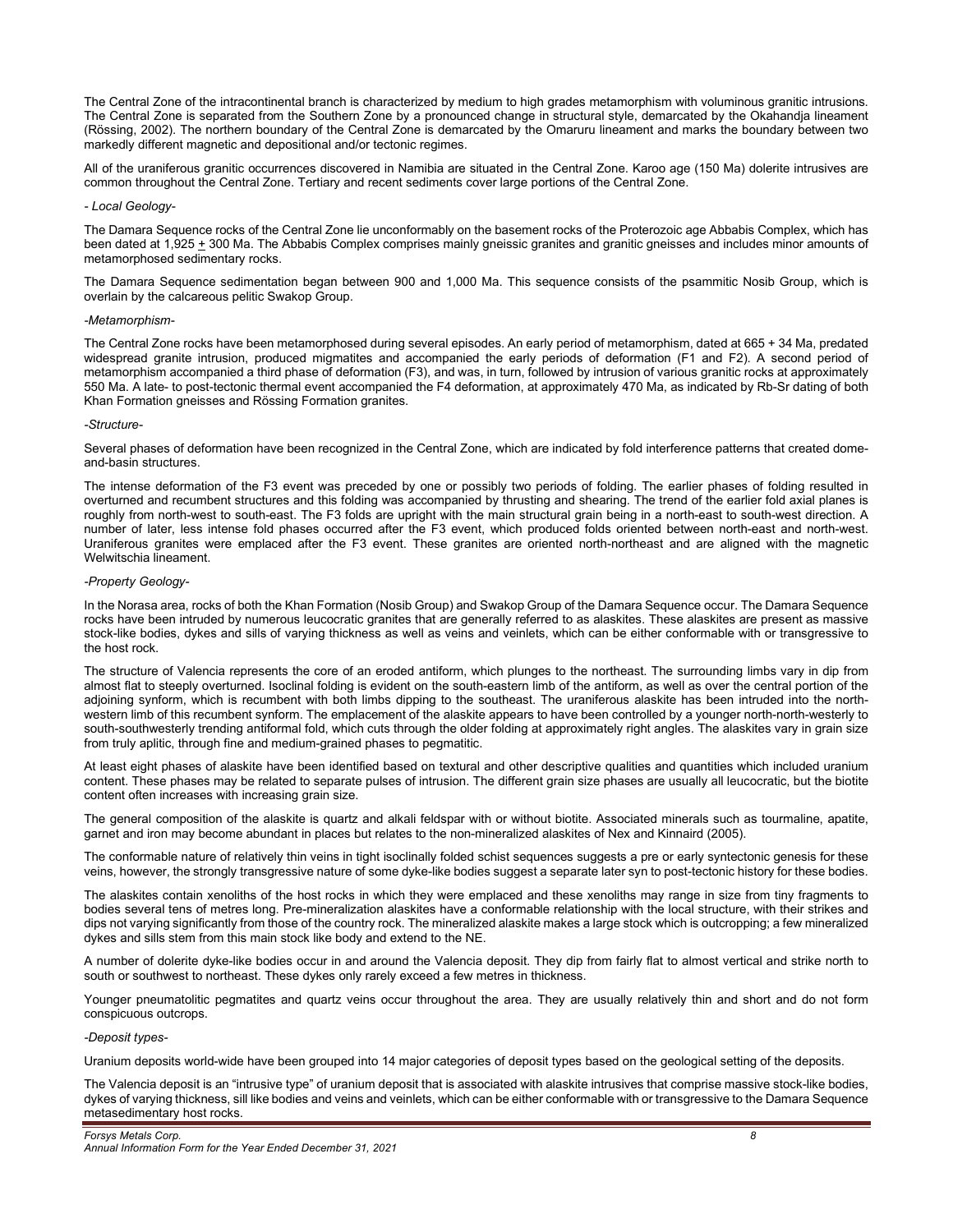The Central Zone of the intracontinental branch is characterized by medium to high grades metamorphism with voluminous granitic intrusions. The Central Zone is separated from the Southern Zone by a pronounced change in structural style, demarcated by the Okahandja lineament (Rössing, 2002). The northern boundary of the Central Zone is demarcated by the Omaruru lineament and marks the boundary between two markedly different magnetic and depositional and/or tectonic regimes.

All of the uraniferous granitic occurrences discovered in Namibia are situated in the Central Zone. Karoo age (150 Ma) dolerite intrusives are common throughout the Central Zone. Tertiary and recent sediments cover large portions of the Central Zone.

*- Local Geology-*

The Damara Sequence rocks of the Central Zone lie unconformably on the basement rocks of the Proterozoic age Abbabis Complex, which has been dated at 1,925 ± 300 Ma. The Abbabis Complex comprises mainly gneissic granites and granitic gneisses and includes minor amounts of metamorphosed sedimentary rocks.

The Damara Sequence sedimentation began between 900 and 1,000 Ma. This sequence consists of the psammitic Nosib Group, which is overlain by the calcareous pelitic Swakop Group.

*-Metamorphism-*

The Central Zone rocks have been metamorphosed during several episodes. An early period of metamorphism, dated at 665 + 34 Ma, predated widespread granite intrusion, produced migmatites and accompanied the early periods of deformation (F1 and F2). A second period of metamorphism accompanied a third phase of deformation (F3), and was, in turn, followed by intrusion of various granitic rocks at approximately 550 Ma. A late- to post-tectonic thermal event accompanied the F4 deformation, at approximately 470 Ma, as indicated by Rb-Sr dating of both Khan Formation gneisses and Rössing Formation granites.

*-Structure-*

Several phases of deformation have been recognized in the Central Zone, which are indicated by fold interference patterns that created dome-and-basin structures.

The intense deformation of the F3 event was preceded by one or possibly two periods of folding. The earlier phases of folding resulted in overturned and recumbent structures and this folding was accompanied by thrusting and shearing. The trend of the earlier fold axial planes is roughly from north-west to south-east. The F3 folds are upright with the main structural grain being in a north-east to south-west direction. A number of later, less intense fold phases occurred after the F3 event, which produced folds oriented between north-east and north-west. Uraniferous granites were emplaced after the F3 event. These granites are oriented north-northeast and are aligned with the magnetic Welwitschia lineament.

*-Property Geology-*

In the Norasa area, rocks of both the Khan Formation (Nosib Group) and Swakop Group of the Damara Sequence occur. The Damara Sequence rocks have been intruded by numerous leucocratic granites that are generally referred to as alaskites. These alaskites are present as massive stock-like bodies, dykes and sills of varying thickness as well as veins and veinlets, which can be either conformable with or transgressive to the host rock.

The structure of Valencia represents the core of an eroded antiform, which plunges to the northeast. The surrounding limbs vary in dip from almost flat to steeply overturned. Isoclinal folding is evident on the south-eastern limb of the antiform, as well as over the central portion of the adjoining synform, which is recumbent with both limbs dipping to the southeast. The uraniferous alaskite has been intruded into the north-western limb of this recumbent synform. The emplacement of the alaskite appears to have been controlled by a younger north-north-westerly to south-southwesterly trending antiformal fold, which cuts through the older folding at approximately right angles. The alaskites vary in grain size from truly aplitic, through fine and medium-grained phases to pegmatitic.

At least eight phases of alaskite have been identified based on textural and other descriptive qualities and quantities which included uranium content. These phases may be related to separate pulses of intrusion. The different grain size phases are usually all leucocratic, but the biotite content often increases with increasing grain size.

The general composition of the alaskite is quartz and alkali feldspar with or without biotite. Associated minerals such as tourmaline, apatite, garnet and iron may become abundant in places but relates to the non-mineralized alaskites of Nex and Kinnaird (2005).

The conformable nature of relatively thin veins in tight isoclinally folded schist sequences suggests a pre or early syntectonic genesis for these veins, however, the strongly transgressive nature of some dyke-like bodies suggest a separate later syn to post-tectonic history for these bodies.

The alaskites contain xenoliths of the host rocks in which they were emplaced and these xenoliths may range in size from tiny fragments to bodies several tens of metres long. Pre-mineralization alaskites have a conformable relationship with the local structure, with their strikes and dips not varying significantly from those of the country rock. The mineralized alaskite makes a large stock which is outcropping; a few mineralized dykes and sills stem from this main stock like body and extend to the NE.

A number of dolerite dyke-like bodies occur in and around the Valencia deposit. They dip from fairly flat to almost vertical and strike north to south or southwest to northeast. These dykes only rarely exceed a few metres in thickness.

Younger pneumatolitic pegmatites and quartz veins occur throughout the area. They are usually relatively thin and short and do not form conspicuous outcrops.

*-Deposit types-*

Uranium deposits world-wide have been grouped into 14 major categories of deposit types based on the geological setting of the deposits.

The Valencia deposit is an "intrusive type" of uranium deposit that is associated with alaskite intrusives that comprise massive stock-like bodies, dykes of varying thickness, sill like bodies and veins and veinlets, which can be either conformable with or transgressive to the Damara Sequence metasedimentary host rocks.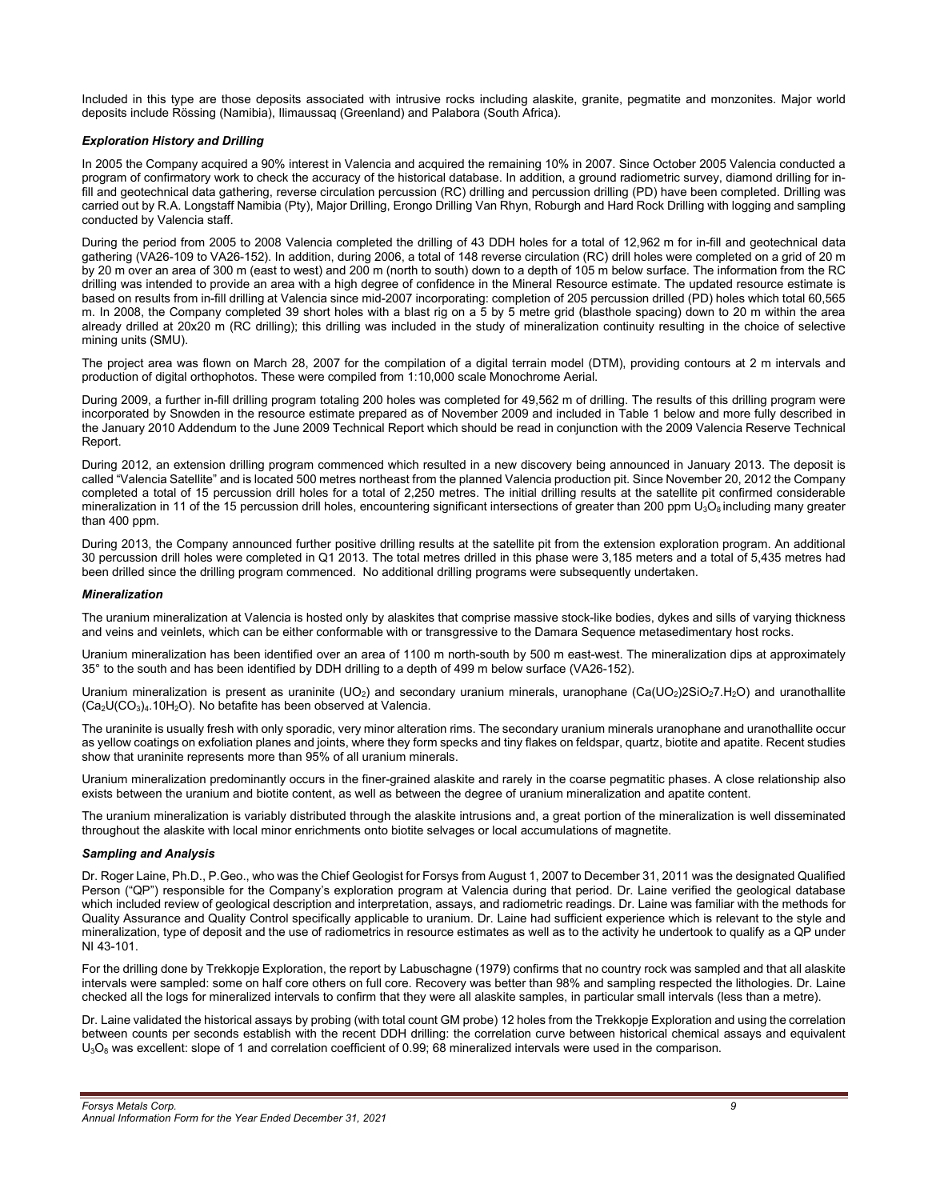Included in this type are those deposits associated with intrusive rocks including alaskite, granite, pegmatite and monzonites. Major world deposits include Rössing (Namibia), Ilimaussaq (Greenland) and Palabora (South Africa).

### *Exploration History and Drilling*

In 2005 the Company acquired a 90% interest in Valencia and acquired the remaining 10% in 2007. Since October 2005 Valencia conducted a program of confirmatory work to check the accuracy of the historical database. In addition, a ground radiometric survey, diamond drilling for in-fill and geotechnical data gathering, reverse circulation percussion (RC) drilling and percussion drilling (PD) have been completed. Drilling was carried out by R.A. Longstaff Namibia (Pty), Major Drilling, Erongo Drilling Van Rhyn, Roburgh and Hard Rock Drilling with logging and sampling conducted by Valencia staff.

During the period from 2005 to 2008 Valencia completed the drilling of 43 DDH holes for a total of 12,962 m for in-fill and geotechnical data gathering (VA26-109 to VA26-152). In addition, during 2006, a total of 148 reverse circulation (RC) drill holes were completed on a grid of 20 m by 20 m over an area of 300 m (east to west) and 200 m (north to south) down to a depth of 105 m below surface. The information from the RC drilling was intended to provide an area with a high degree of confidence in the Mineral Resource estimate. The updated resource estimate is based on results from in-fill drilling at Valencia since mid-2007 incorporating: completion of 205 percussion drilled (PD) holes which total 60,565 m. In 2008, the Company completed 39 short holes with a blast rig on a 5 by 5 metre grid (blasthole spacing) down to 20 m within the area already drilled at 20x20 m (RC drilling); this drilling was included in the study of mineralization continuity resulting in the choice of selective mining units (SMU).

The project area was flown on March 28, 2007 for the compilation of a digital terrain model (DTM), providing contours at 2 m intervals and production of digital orthophotos. These were compiled from 1:10,000 scale Monochrome Aerial.

During 2009, a further in-fill drilling program totaling 200 holes was completed for 49,562 m of drilling. The results of this drilling program were incorporated by Snowden in the resource estimate prepared as of November 2009 and included in Table 1 below and more fully described in the January 2010 Addendum to the June 2009 Technical Report which should be read in conjunction with the 2009 Valencia Reserve Technical Report.

During 2012, an extension drilling program commenced which resulted in a new discovery being announced in January 2013. The deposit is called "Valencia Satellite" and is located 500 metres northeast from the planned Valencia production pit. Since November 20, 2012 the Company completed a total of 15 percussion drill holes for a total of 2,250 metres. The initial drilling results at the satellite pit confirmed considerable mineralization in 11 of the 15 percussion drill holes, encountering significant intersections of greater than 200 ppm $U_3O_8$ including many greater than 400 ppm.

During 2013, the Company announced further positive drilling results at the satellite pit from the extension exploration program. An additional 30 percussion drill holes were completed in Q1 2013. The total metres drilled in this phase were 3,185 meters and a total of 5,435 metres had been drilled since the drilling program commenced. No additional drilling programs were subsequently undertaken.

### *Mineralization*

The uranium mineralization at Valencia is hosted only by alaskites that comprise massive stock-like bodies, dykes and sills of varying thickness and veins and veinlets, which can be either conformable with or transgressive to the Damara Sequence metasedimentary host rocks.

Uranium mineralization has been identified over an area of 1100 m north-south by 500 m east-west. The mineralization dips at approximately 35° to the south and has been identified by DDH drilling to a depth of 499 m below surface (VA26-152).

Uranium mineralization is present as uraninite ($UO_2$) and secondary uranium minerals, uranophane ($Ca(UO_2)2SiO_27.H_2O$) and uranothallite ($Ca_2U(CO_3)_4.10H_2O$). No betafite has been observed at Valencia.

The uraninite is usually fresh with only sporadic, very minor alteration rims. The secondary uranium minerals uranophane and uranothallite occur as yellow coatings on exfoliation planes and joints, where they form specks and tiny flakes on feldspar, quartz, biotite and apatite. Recent studies show that uraninite represents more than 95% of all uranium minerals.

Uranium mineralization predominantly occurs in the finer-grained alaskite and rarely in the coarse pegmatitic phases. A close relationship also exists between the uranium and biotite content, as well as between the degree of uranium mineralization and apatite content.

The uranium mineralization is variably distributed through the alaskite intrusions and, a great portion of the mineralization is well disseminated throughout the alaskite with local minor enrichments onto biotite selvages or local accumulations of magnetite.

### *Sampling and Analysis*

Dr. Roger Laine, Ph.D., P.Geo., who was the Chief Geologist for Forsys from August 1, 2007 to December 31, 2011 was the designated Qualified Person ("QP") responsible for the Company's exploration program at Valencia during that period. Dr. Laine verified the geological database which included review of geological description and interpretation, assays, and radiometric readings. Dr. Laine was familiar with the methods for Quality Assurance and Quality Control specifically applicable to uranium. Dr. Laine had sufficient experience which is relevant to the style and mineralization, type of deposit and the use of radiometrics in resource estimates as well as to the activity he undertook to qualify as a QP under NI 43-101.

For the drilling done by Trekkopje Exploration, the report by Labuschagne (1979) confirms that no country rock was sampled and that all alaskite intervals were sampled: some on half core others on full core. Recovery was better than 98% and sampling respected the lithologies. Dr. Laine checked all the logs for mineralized intervals to confirm that they were all alaskite samples, in particular small intervals (less than a metre).

Dr. Laine validated the historical assays by probing (with total count GM probe) 12 holes from the Trekkopje Exploration and using the correlation between counts per seconds establish with the recent DDH drilling: the correlation curve between historical chemical assays and equivalent $U_3O_8$ was excellent: slope of 1 and correlation coefficient of 0.99; 68 mineralized intervals were used in the comparison.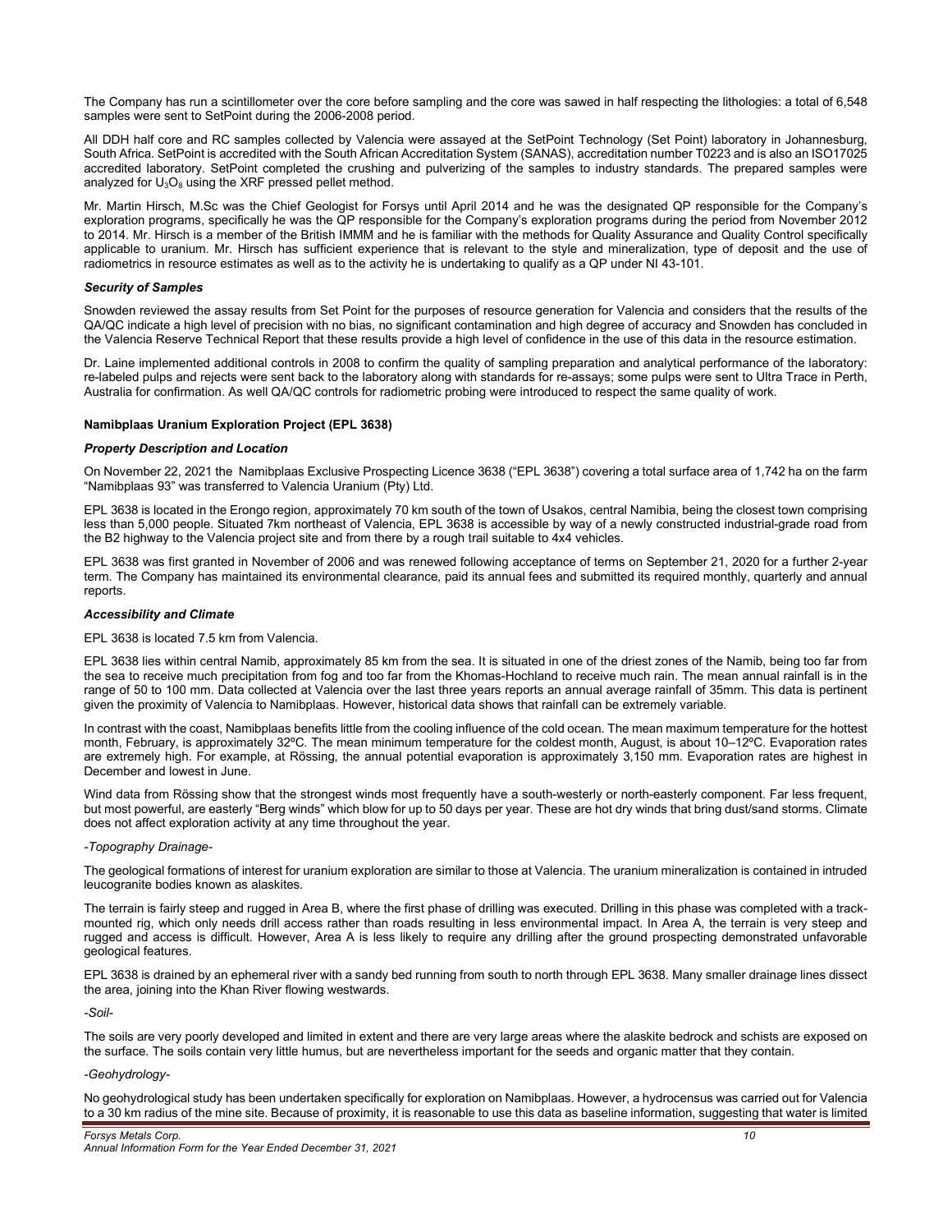The Company has run a scintillometer over the core before sampling and the core was sawed in half respecting the lithologies: a total of 6,548 samples were sent to SetPoint during the 2006-2008 period.

All DDH half core and RC samples collected by Valencia were assayed at the SetPoint Technology (Set Point) laboratory in Johannesburg, South Africa. SetPoint is accredited with the South African Accreditation System (SANAS), accreditation number T0223 and is also an ISO17025 accredited laboratory. SetPoint completed the crushing and pulverizing of the samples to industry standards. The prepared samples were analyzed for $U_3O_8$ using the XRF pressed pellet method.

Mr. Martin Hirsch, M.Sc was the Chief Geologist for Forsys until April 2014 and he was the designated QP responsible for the Company's exploration programs, specifically he was the QP responsible for the Company's exploration programs during the period from November 2012 to 2014. Mr. Hirsch is a member of the British IMMM and he is familiar with the methods for Quality Assurance and Quality Control specifically applicable to uranium. Mr. Hirsch has sufficient experience that is relevant to the style and mineralization, type of deposit and the use of radiometrics in resource estimates as well as to the activity he is undertaking to qualify as a QP under NI 43-101.

***Security of Samples***

Snowden reviewed the assay results from Set Point for the purposes of resource generation for Valencia and considers that the results of the QA/QC indicate a high level of precision with no bias, no significant contamination and high degree of accuracy and Snowden has concluded in the Valencia Reserve Technical Report that these results provide a high level of confidence in the use of this data in the resource estimation.

Dr. Laine implemented additional controls in 2008 to confirm the quality of sampling preparation and analytical performance of the laboratory: re-labeled pulps and rejects were sent back to the laboratory along with standards for re-assays; some pulps were sent to Ultra Trace in Perth, Australia for confirmation. As well QA/QC controls for radiometric probing were introduced to respect the same quality of work.

**Namibplaas Uranium Exploration Project (EPL 3638)**

***Property Description and Location***

On November 22, 2021 the Namibplaas Exclusive Prospecting Licence 3638 ("EPL 3638") covering a total surface area of 1,742 ha on the farm "Namibplaas 93" was transferred to Valencia Uranium (Pty) Ltd.

EPL 3638 is located in the Erongo region, approximately 70 km south of the town of Usakos, central Namibia, being the closest town comprising less than 5,000 people. Situated 7km northeast of Valencia, EPL 3638 is accessible by way of a newly constructed industrial-grade road from the B2 highway to the Valencia project site and from there by a rough trail suitable to 4x4 vehicles.

EPL 3638 was first granted in November of 2006 and was renewed following acceptance of terms on September 21, 2020 for a further 2-year term. The Company has maintained its environmental clearance, paid its annual fees and submitted its required monthly, quarterly and annual reports.

***Accessibility and Climate***

EPL 3638 is located 7.5 km from Valencia.

EPL 3638 lies within central Namib, approximately 85 km from the sea. It is situated in one of the driest zones of the Namib, being too far from the sea to receive much precipitation from fog and too far from the Khomas-Hochland to receive much rain. The mean annual rainfall is in the range of 50 to 100 mm. Data collected at Valencia over the last three years reports an annual average rainfall of 35mm. This data is pertinent given the proximity of Valencia to Namibplaas. However, historical data shows that rainfall can be extremely variable.

In contrast with the coast, Namibplaas benefits little from the cooling influence of the cold ocean. The mean maximum temperature for the hottest month, February, is approximately 32ºC. The mean minimum temperature for the coldest month, August, is about 10–12ºC. Evaporation rates are extremely high. For example, at Rössing, the annual potential evaporation is approximately 3,150 mm. Evaporation rates are highest in December and lowest in June.

Wind data from Rössing show that the strongest winds most frequently have a south-westerly or north-easterly component. Far less frequent, but most powerful, are easterly "Berg winds" which blow for up to 50 days per year. These are hot dry winds that bring dust/sand storms. Climate does not affect exploration activity at any time throughout the year.

*-Topography Drainage-*

The geological formations of interest for uranium exploration are similar to those at Valencia. The uranium mineralization is contained in intruded leucogranite bodies known as alaskites.

The terrain is fairly steep and rugged in Area B, where the first phase of drilling was executed. Drilling in this phase was completed with a track-mounted rig, which only needs drill access rather than roads resulting in less environmental impact. In Area A, the terrain is very steep and rugged and access is difficult. However, Area A is less likely to require any drilling after the ground prospecting demonstrated unfavorable geological features.

EPL 3638 is drained by an ephemeral river with a sandy bed running from south to north through EPL 3638. Many smaller drainage lines dissect the area, joining into the Khan River flowing westwards.

*-Soil-*

The soils are very poorly developed and limited in extent and there are very large areas where the alaskite bedrock and schists are exposed on the surface. The soils contain very little humus, but are nevertheless important for the seeds and organic matter that they contain.

*-Geohydrology-*

No geohydrological study has been undertaken specifically for exploration on Namibplaas. However, a hydrocensus was carried out for Valencia to a 30 km radius of the mine site. Because of proximity, it is reasonable to use this data as baseline information, suggesting that water is limited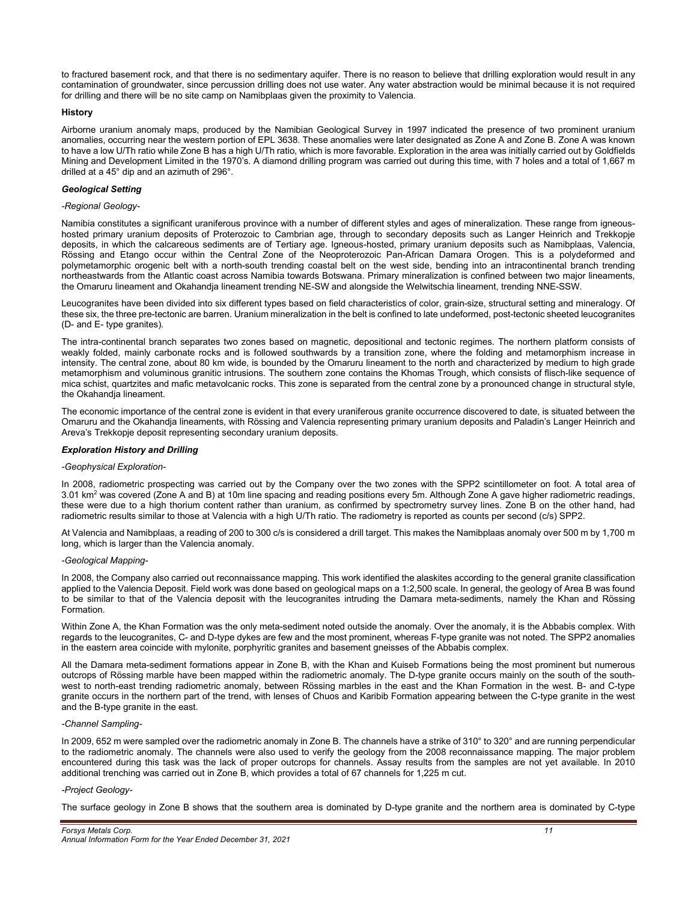to fractured basement rock, and that there is no sedimentary aquifer. There is no reason to believe that drilling exploration would result in any contamination of groundwater, since percussion drilling does not use water. Any water abstraction would be minimal because it is not required for drilling and there will be no site camp on Namibplaas given the proximity to Valencia.

**History**

Airborne uranium anomaly maps, produced by the Namibian Geological Survey in 1997 indicated the presence of two prominent uranium anomalies, occurring near the western portion of EPL 3638. These anomalies were later designated as Zone A and Zone B. Zone A was known to have a low U/Th ratio while Zone B has a high U/Th ratio, which is more favorable. Exploration in the area was initially carried out by Goldfields Mining and Development Limited in the 1970's. A diamond drilling program was carried out during this time, with 7 holes and a total of 1,667 m drilled at a 45° dip and an azimuth of 296°.

***Geological Setting***

*-Regional Geology-*

Namibia constitutes a significant uraniferous province with a number of different styles and ages of mineralization. These range from igneous-hosted primary uranium deposits of Proterozoic to Cambrian age, through to secondary deposits such as Langer Heinrich and Trekkopje deposits, in which the calcareous sediments are of Tertiary age. Igneous-hosted, primary uranium deposits such as Namibplaas, Valencia, Rössing and Etango occur within the Central Zone of the Neoproterozoic Pan-African Damara Orogen. This is a polydeformed and polymetamorphic orogenic belt with a north-south trending coastal belt on the west side, bending into an intracontinental branch trending northeastwards from the Atlantic coast across Namibia towards Botswana. Primary mineralization is confined between two major lineaments, the Omaruru lineament and Okahandja lineament trending NE-SW and alongside the Welwitschia lineament, trending NNE-SSW.

Leucogranites have been divided into six different types based on field characteristics of color, grain-size, structural setting and mineralogy. Of these six, the three pre-tectonic are barren. Uranium mineralization in the belt is confined to late undeformed, post-tectonic sheeted leucogranites (D- and E- type granites).

The intra-continental branch separates two zones based on magnetic, depositional and tectonic regimes. The northern platform consists of weakly folded, mainly carbonate rocks and is followed southwards by a transition zone, where the folding and metamorphism increase in intensity. The central zone, about 80 km wide, is bounded by the Omaruru lineament to the north and characterized by medium to high grade metamorphism and voluminous granitic intrusions. The southern zone contains the Khomas Trough, which consists of flisch-like sequence of mica schist, quartzites and mafic metavolcanic rocks. This zone is separated from the central zone by a pronounced change in structural style, the Okahandja lineament.

The economic importance of the central zone is evident in that every uraniferous granite occurrence discovered to date, is situated between the Omaruru and the Okahandja lineaments, with Rössing and Valencia representing primary uranium deposits and Paladin's Langer Heinrich and Areva's Trekkopje deposit representing secondary uranium deposits.

***Exploration History and Drilling***

*-Geophysical Exploration-*

In 2008, radiometric prospecting was carried out by the Company over the two zones with the SPP2 scintillometer on foot. A total area of 3.01 km$^2$ was covered (Zone A and B) at 10m line spacing and reading positions every 5m. Although Zone A gave higher radiometric readings, these were due to a high thorium content rather than uranium, as confirmed by spectrometry survey lines. Zone B on the other hand, had radiometric results similar to those at Valencia with a high U/Th ratio. The radiometry is reported as counts per second (c/s) SPP2.

At Valencia and Namibplaas, a reading of 200 to 300 c/s is considered a drill target. This makes the Namibplaas anomaly over 500 m by 1,700 m long, which is larger than the Valencia anomaly.

*-Geological Mapping-*

In 2008, the Company also carried out reconnaissance mapping. This work identified the alaskites according to the general granite classification applied to the Valencia Deposit. Field work was done based on geological maps on a 1:2,500 scale. In general, the geology of Area B was found to be similar to that of the Valencia deposit with the leucogranites intruding the Damara meta-sediments, namely the Khan and Rössing Formation.

Within Zone A, the Khan Formation was the only meta-sediment noted outside the anomaly. Over the anomaly, it is the Abbabis complex. With regards to the leucogranites, C- and D-type dykes are few and the most prominent, whereas F-type granite was not noted. The SPP2 anomalies in the eastern area coincide with mylonite, porphyritic granites and basement gneisses of the Abbabis complex.

All the Damara meta-sediment formations appear in Zone B, with the Khan and Kuiseb Formations being the most prominent but numerous outcrops of Rössing marble have been mapped within the radiometric anomaly. The D-type granite occurs mainly on the south of the south-west to north-east trending radiometric anomaly, between Rössing marbles in the east and the Khan Formation in the west. B- and C-type granite occurs in the northern part of the trend, with lenses of Chuos and Karibib Formation appearing between the C-type granite in the west and the B-type granite in the east.

*-Channel Sampling-*

In 2009, 652 m were sampled over the radiometric anomaly in Zone B. The channels have a strike of 310° to 320° and are running perpendicular to the radiometric anomaly. The channels were also used to verify the geology from the 2008 reconnaissance mapping. The major problem encountered during this task was the lack of proper outcrops for channels. Assay results from the samples are not yet available. In 2010 additional trenching was carried out in Zone B, which provides a total of 67 channels for 1,225 m cut.

*-Project Geology-*

The surface geology in Zone B shows that the southern area is dominated by D-type granite and the northern area is dominated by C-type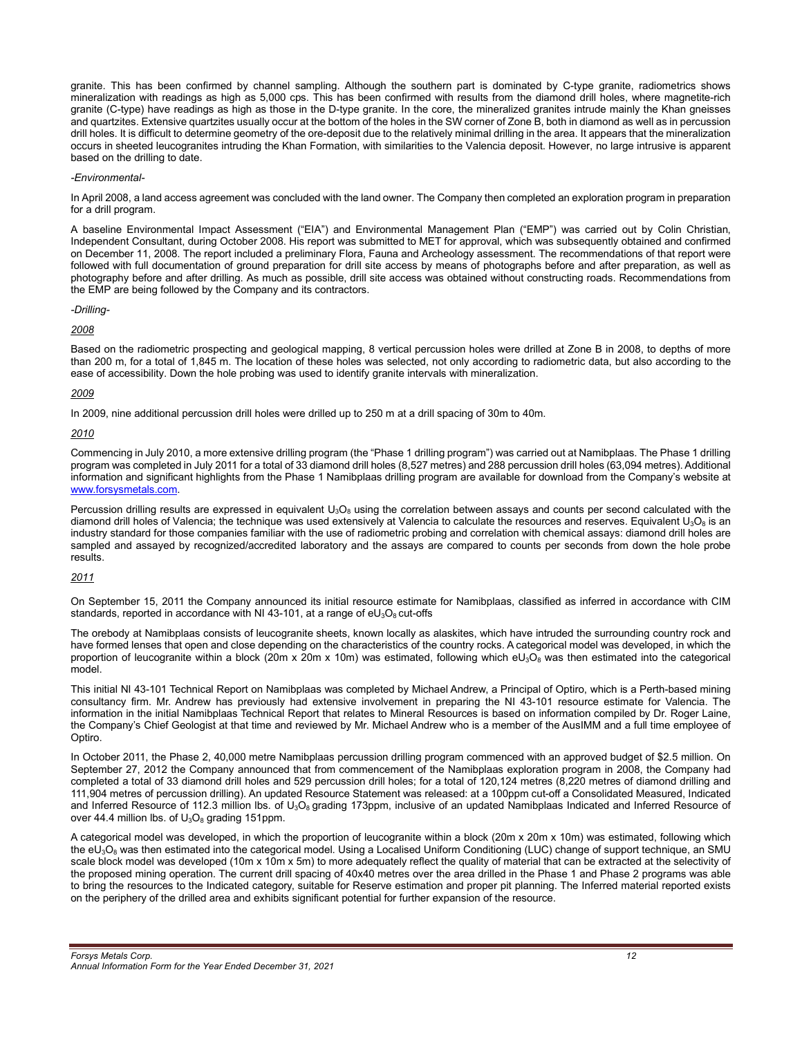granite. This has been confirmed by channel sampling. Although the southern part is dominated by C-type granite, radiometrics shows mineralization with readings as high as 5,000 cps. This has been confirmed with results from the diamond drill holes, where magnetite-rich granite (C-type) have readings as high as those in the D-type granite. In the core, the mineralized granites intrude mainly the Khan gneisses and quartzites. Extensive quartzites usually occur at the bottom of the holes in the SW corner of Zone B, both in diamond as well as in percussion drill holes. It is difficult to determine geometry of the ore-deposit due to the relatively minimal drilling in the area. It appears that the mineralization occurs in sheeted leucogranites intruding the Khan Formation, with similarities to the Valencia deposit. However, no large intrusive is apparent based on the drilling to date.

*-Environmental-*

In April 2008, a land access agreement was concluded with the land owner. The Company then completed an exploration program in preparation for a drill program.

A baseline Environmental Impact Assessment ("EIA") and Environmental Management Plan ("EMP") was carried out by Colin Christian, Independent Consultant, during October 2008. His report was submitted to MET for approval, which was subsequently obtained and confirmed on December 11, 2008. The report included a preliminary Flora, Fauna and Archeology assessment. The recommendations of that report were followed with full documentation of ground preparation for drill site access by means of photographs before and after preparation, as well as photography before and after drilling. As much as possible, drill site access was obtained without constructing roads. Recommendations from the EMP are being followed by the Company and its contractors.

*-Drilling-*

*2008*

Based on the radiometric prospecting and geological mapping, 8 vertical percussion holes were drilled at Zone B in 2008, to depths of more than 200 m, for a total of 1,845 m. The location of these holes was selected, not only according to radiometric data, but also according to the ease of accessibility. Down the hole probing was used to identify granite intervals with mineralization.

*2009*

In 2009, nine additional percussion drill holes were drilled up to 250 m at a drill spacing of 30m to 40m.

*2010*

Commencing in July 2010, a more extensive drilling program (the "Phase 1 drilling program") was carried out at Namibplaas. The Phase 1 drilling program was completed in July 2011 for a total of 33 diamond drill holes (8,527 metres) and 288 percussion drill holes (63,094 metres). Additional information and significant highlights from the Phase 1 Namibplaas drilling program are available for download from the Company's website at www.forsysmetals.com.

Percussion drilling results are expressed in equivalent $U_3O_8$ using the correlation between assays and counts per second calculated with the diamond drill holes of Valencia; the technique was used extensively at Valencia to calculate the resources and reserves. Equivalent $U_3O_8$ is an industry standard for those companies familiar with the use of radiometric probing and correlation with chemical assays: diamond drill holes are sampled and assayed by recognized/accredited laboratory and the assays are compared to counts per seconds from down the hole probe results.

*2011*

On September 15, 2011 the Company announced its initial resource estimate for Namibplaas, classified as inferred in accordance with CIM standards, reported in accordance with NI 43-101, at a range of $eU_3O_8$ cut-offs

The orebody at Namibplaas consists of leucogranite sheets, known locally as alaskites, which have intruded the surrounding country rock and have formed lenses that open and close depending on the characteristics of the country rocks. A categorical model was developed, in which the proportion of leucogranite within a block (20m x 20m x 10m) was estimated, following which $eU_3O_8$ was then estimated into the categorical model.

This initial NI 43-101 Technical Report on Namibplaas was completed by Michael Andrew, a Principal of Optiro, which is a Perth-based mining consultancy firm. Mr. Andrew has previously had extensive involvement in preparing the NI 43-101 resource estimate for Valencia. The information in the initial Namibplaas Technical Report that relates to Mineral Resources is based on information compiled by Dr. Roger Laine, the Company's Chief Geologist at that time and reviewed by Mr. Michael Andrew who is a member of the AusIMM and a full time employee of Optiro.

In October 2011, the Phase 2, 40,000 metre Namibplaas percussion drilling program commenced with an approved budget of $2.5 million. On September 27, 2012 the Company announced that from commencement of the Namibplaas exploration program in 2008, the Company had completed a total of 33 diamond drill holes and 529 percussion drill holes; for a total of 120,124 metres (8,220 metres of diamond drilling and 111,904 metres of percussion drilling). An updated Resource Statement was released: at a 100ppm cut-off a Consolidated Measured, Indicated and Inferred Resource of 112.3 million lbs. of $U_3O_8$ grading 173ppm, inclusive of an updated Namibplaas Indicated and Inferred Resource of over 44.4 million lbs. of $U_3O_8$ grading 151ppm.

A categorical model was developed, in which the proportion of leucogranite within a block (20m x 20m x 10m) was estimated, following which the $eU_3O_8$ was then estimated into the categorical model. Using a Localised Uniform Conditioning (LUC) change of support technique, an SMU scale block model was developed (10m x 10m x 5m) to more adequately reflect the quality of material that can be extracted at the selectivity of the proposed mining operation. The current drill spacing of 40x40 metres over the area drilled in the Phase 1 and Phase 2 programs was able to bring the resources to the Indicated category, suitable for Reserve estimation and proper pit planning. The Inferred material reported exists on the periphery of the drilled area and exhibits significant potential for further expansion of the resource.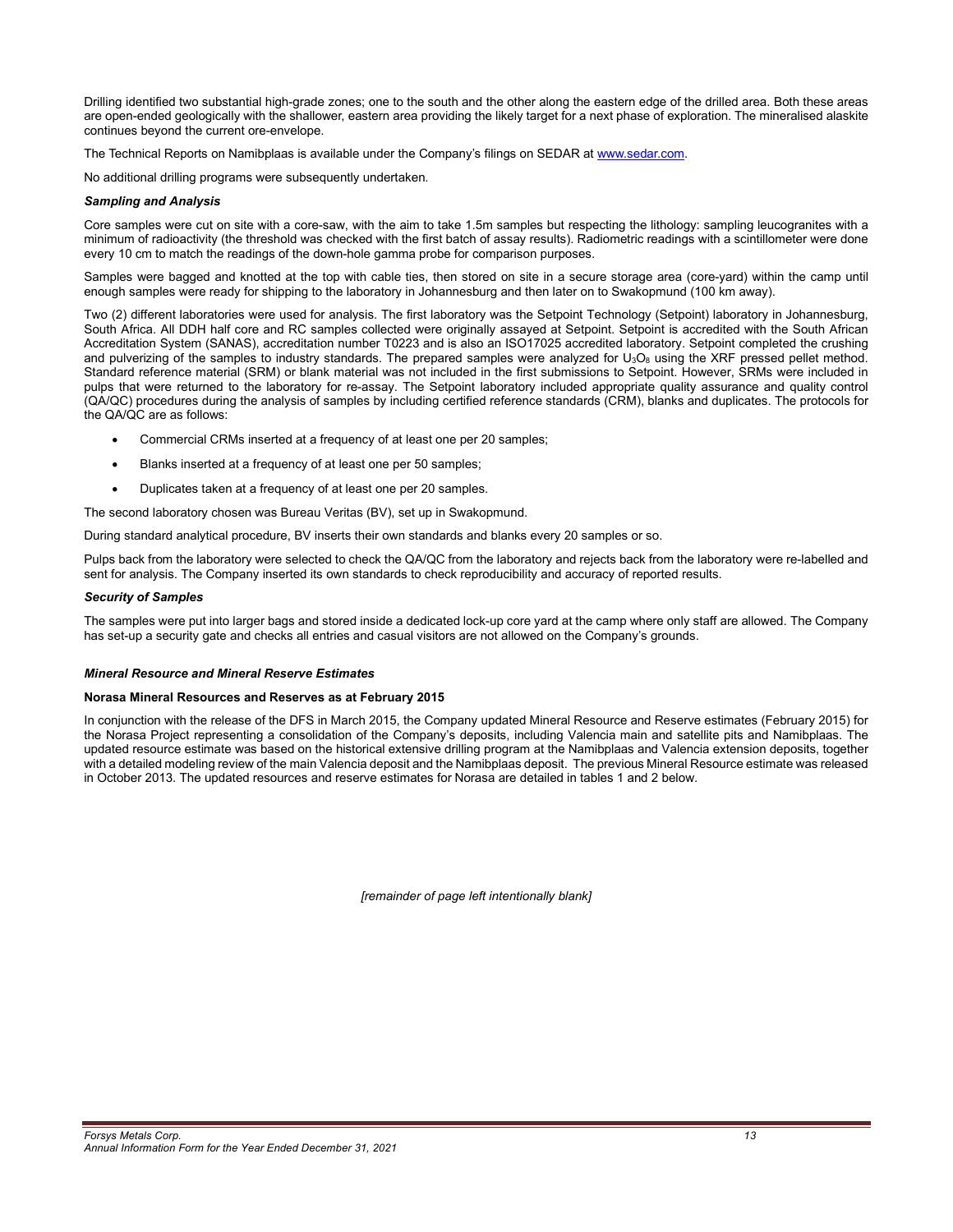Drilling identified two substantial high-grade zones; one to the south and the other along the eastern edge of the drilled area. Both these areas are open-ended geologically with the shallower, eastern area providing the likely target for a next phase of exploration. The mineralised alaskite continues beyond the current ore-envelope.

The Technical Reports on Namibplaas is available under the Company's filings on SEDAR at www.sedar.com.

No additional drilling programs were subsequently undertaken.

***Sampling and Analysis***

Core samples were cut on site with a core-saw, with the aim to take 1.5m samples but respecting the lithology: sampling leucogranites with a minimum of radioactivity (the threshold was checked with the first batch of assay results). Radiometric readings with a scintillometer were done every 10 cm to match the readings of the down-hole gamma probe for comparison purposes.

Samples were bagged and knotted at the top with cable ties, then stored on site in a secure storage area (core-yard) within the camp until enough samples were ready for shipping to the laboratory in Johannesburg and then later on to Swakopmund (100 km away).

Two (2) different laboratories were used for analysis. The first laboratory was the Setpoint Technology (Setpoint) laboratory in Johannesburg, South Africa. All DDH half core and RC samples collected were originally assayed at Setpoint. Setpoint is accredited with the South African Accreditation System (SANAS), accreditation number T0223 and is also an ISO17025 accredited laboratory. Setpoint completed the crushing and pulverizing of the samples to industry standards. The prepared samples were analyzed for $U_3O_8$ using the XRF pressed pellet method. Standard reference material (SRM) or blank material was not included in the first submissions to Setpoint. However, SRMs were included in pulps that were returned to the laboratory for re-assay. The Setpoint laboratory included appropriate quality assurance and quality control (QA/QC) procedures during the analysis of samples by including certified reference standards (CRM), blanks and duplicates. The protocols for the QA/QC are as follows:

- Commercial CRMs inserted at a frequency of at least one per 20 samples;
- Blanks inserted at a frequency of at least one per 50 samples;
- Duplicates taken at a frequency of at least one per 20 samples.

The second laboratory chosen was Bureau Veritas (BV), set up in Swakopmund.

During standard analytical procedure, BV inserts their own standards and blanks every 20 samples or so.

Pulps back from the laboratory were selected to check the QA/QC from the laboratory and rejects back from the laboratory were re-labelled and sent for analysis. The Company inserted its own standards to check reproducibility and accuracy of reported results.

***Security of Samples***

The samples were put into larger bags and stored inside a dedicated lock-up core yard at the camp where only staff are allowed. The Company has set-up a security gate and checks all entries and casual visitors are not allowed on the Company's grounds.

***Mineral Resource and Mineral Reserve Estimates***

**Norasa Mineral Resources and Reserves as at February 2015**

In conjunction with the release of the DFS in March 2015, the Company updated Mineral Resource and Reserve estimates (February 2015) for the Norasa Project representing a consolidation of the Company's deposits, including Valencia main and satellite pits and Namibplaas. The updated resource estimate was based on the historical extensive drilling program at the Namibplaas and Valencia extension deposits, together with a detailed modeling review of the main Valencia deposit and the Namibplaas deposit. The previous Mineral Resource estimate was released in October 2013. The updated resources and reserve estimates for Norasa are detailed in tables 1 and 2 below.

*[remainder of page left intentionally blank]*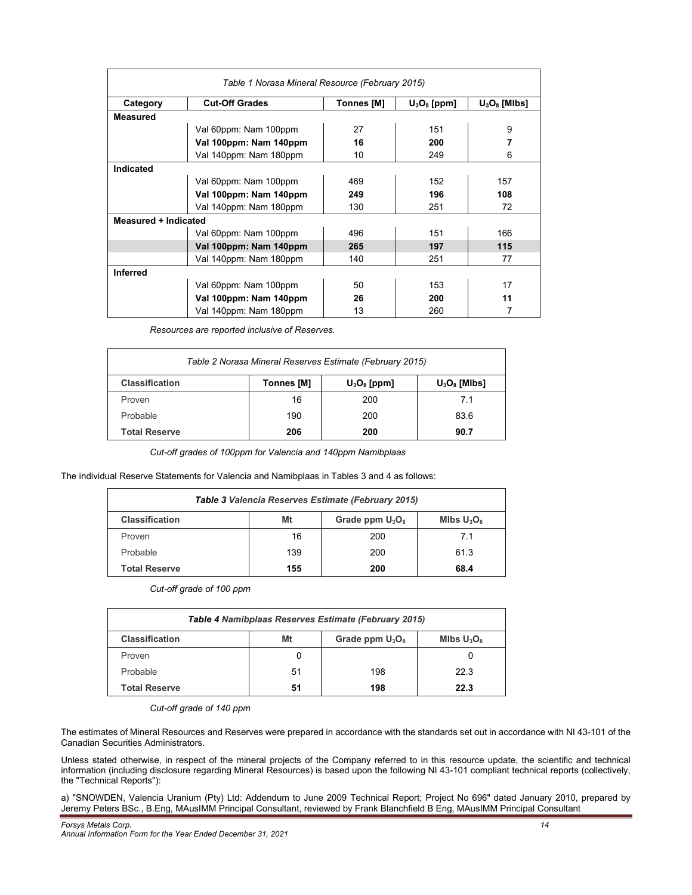| Table 1 Norasa Mineral Resource (February 2015) | | | | |
|---|---|---|---|---|
| **Category** | **Cut-Off Grades** | **Tonnes [M]** | **$U_3O_8$ [ppm]** | **$U_3O_8$ [Mlbs]** |
| **Measured** | | | | |
| | Val 60ppm: Nam 100ppm | 27 | 151 | 9 |
| | **Val 100ppm: Nam 140ppm** | **16** | **200** | **7** |
| | Val 140ppm: Nam 180ppm | 10 | 249 | 6 |
| **Indicated** | | | | |
| | Val 60ppm: Nam 100ppm | 469 | 152 | 157 |
| | **Val 100ppm: Nam 140ppm** | **249** | **196** | **108** |
| | Val 140ppm: Nam 180ppm | 130 | 251 | 72 |
| **Measured + Indicated** | | | | |
| | Val 60ppm: Nam 100ppm | 496 | 151 | 166 |
| | **Val 100ppm: Nam 140ppm** | **265** | **197** | **115** |
| | Val 140ppm: Nam 180ppm | 140 | 251 | 77 |
| **Inferred** | | | | |
| | Val 60ppm: Nam 100ppm | 50 | 153 | 17 |
| | **Val 100ppm: Nam 140ppm** | **26** | **200** | **11** |
| | Val 140ppm: Nam 180ppm | 13 | 260 | 7 |

*Resources are reported inclusive of Reserves.*

| Table 2 Norasa Mineral Reserves Estimate (February 2015) | | | |
|---|---|---|---|
| **Classification** | **Tonnes [M]** | **$U_3O_8$ [ppm]** | **$U_3O_8$ [Mlbs]** |
| Proven | 16 | 200 | 7.1 |
| Probable | 190 | 200 | 83.6 |
| **Total Reserve** | **206** | **200** | **90.7** |

*Cut-off grades of 100ppm for Valencia and 140ppm Namibplaas*

The individual Reserve Statements for Valencia and Namibplaas in Tables 3 and 4 as follows:

| ***Table 3*** *Valencia Reserves Estimate (February 2015)* | | | |
|---|---|---|---|
| **Classification** | **Mt** | **Grade ppm $U_3O_8$** | **Mlbs $U_3O_8$** |
| Proven | 16 | 200 | 7.1 |
| Probable | 139 | 200 | 61.3 |
| **Total Reserve** | **155** | **200** | **68.4** |

*Cut-off grade of 100 ppm*

| ***Table 4*** *Namibplaas Reserves Estimate (February 2015)* | | | |
|---|---|---|---|
| **Classification** | **Mt** | **Grade ppm $U_3O_8$** | **Mlbs $U_3O_8$** |
| Proven | 0 | | 0 |
| Probable | 51 | 198 | 22.3 |
| **Total Reserve** | **51** | **198** | **22.3** |

*Cut-off grade of 140 ppm*

The estimates of Mineral Resources and Reserves were prepared in accordance with the standards set out in accordance with NI 43-101 of the Canadian Securities Administrators.

Unless stated otherwise, in respect of the mineral projects of the Company referred to in this resource update, the scientific and technical information (including disclosure regarding Mineral Resources) is based upon the following NI 43-101 compliant technical reports (collectively, the "Technical Reports"):

a) "SNOWDEN, Valencia Uranium (Pty) Ltd: Addendum to June 2009 Technical Report; Project No 696" dated January 2010, prepared by Jeremy Peters BSc., B.Eng, MAusIMM Principal Consultant, reviewed by Frank Blanchfield B Eng, MAusIMM Principal Consultant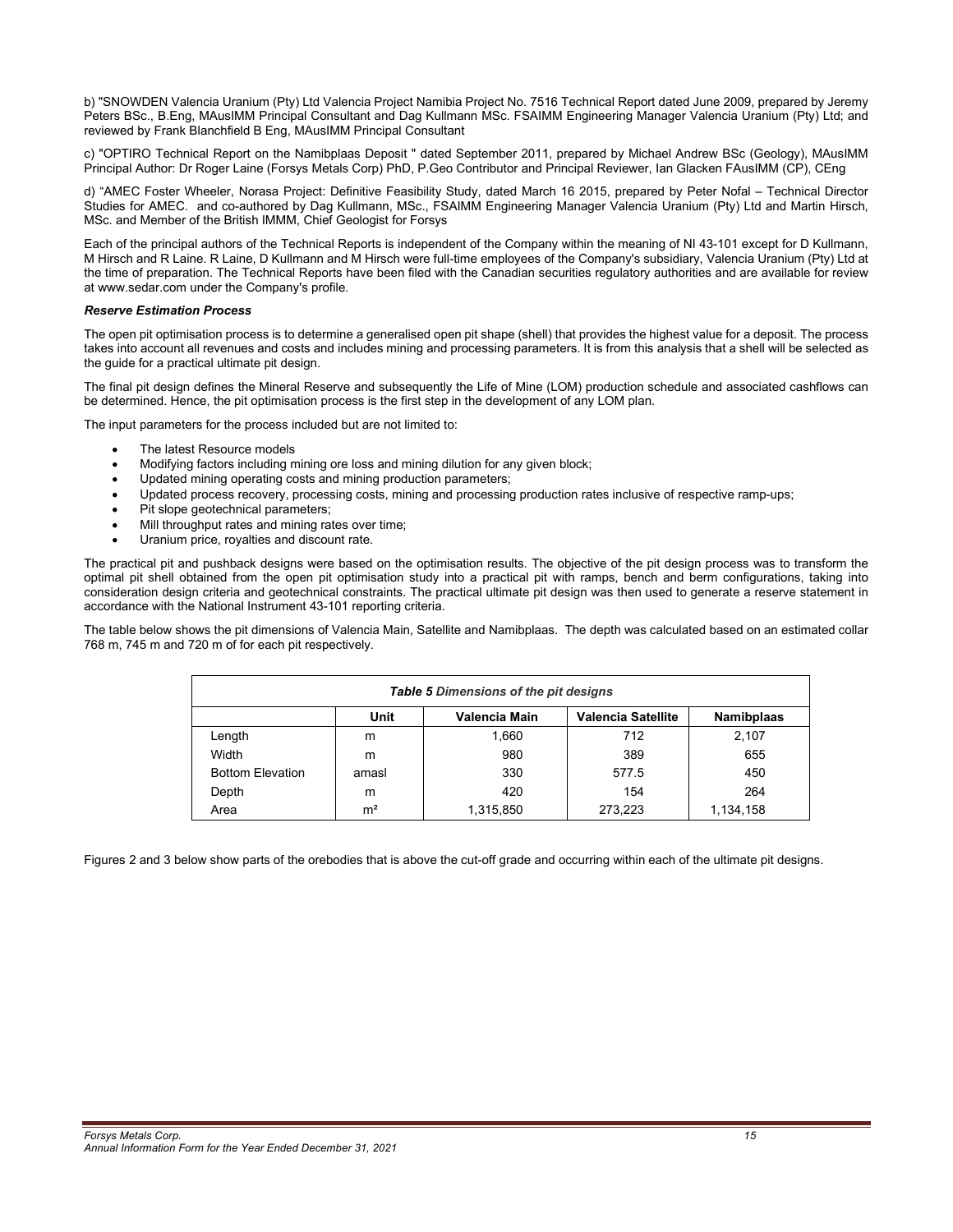b) "SNOWDEN Valencia Uranium (Pty) Ltd Valencia Project Namibia Project No. 7516 Technical Report dated June 2009, prepared by Jeremy Peters BSc., B.Eng, MAusIMM Principal Consultant and Dag Kullmann MSc. FSAIMM Engineering Manager Valencia Uranium (Pty) Ltd; and reviewed by Frank Blanchfield B Eng, MAusIMM Principal Consultant

c) "OPTIRO Technical Report on the Namibplaas Deposit " dated September 2011, prepared by Michael Andrew BSc (Geology), MAusIMM Principal Author: Dr Roger Laine (Forsys Metals Corp) PhD, P.Geo Contributor and Principal Reviewer, Ian Glacken FAusIMM (CP), CEng

d) "AMEC Foster Wheeler, Norasa Project: Definitive Feasibility Study, dated March 16 2015, prepared by Peter Nofal – Technical Director Studies for AMEC. and co-authored by Dag Kullmann, MSc., FSAIMM Engineering Manager Valencia Uranium (Pty) Ltd and Martin Hirsch, MSc. and Member of the British IMMM, Chief Geologist for Forsys

Each of the principal authors of the Technical Reports is independent of the Company within the meaning of NI 43-101 except for D Kullmann, M Hirsch and R Laine. R Laine, D Kullmann and M Hirsch were full-time employees of the Company's subsidiary, Valencia Uranium (Pty) Ltd at the time of preparation. The Technical Reports have been filed with the Canadian securities regulatory authorities and are available for review at www.sedar.com under the Company's profile.

***Reserve Estimation Process***

The open pit optimisation process is to determine a generalised open pit shape (shell) that provides the highest value for a deposit. The process takes into account all revenues and costs and includes mining and processing parameters. It is from this analysis that a shell will be selected as the guide for a practical ultimate pit design.

The final pit design defines the Mineral Reserve and subsequently the Life of Mine (LOM) production schedule and associated cashflows can be determined. Hence, the pit optimisation process is the first step in the development of any LOM plan.

The input parameters for the process included but are not limited to:

- The latest Resource models
- Modifying factors including mining ore loss and mining dilution for any given block;
- Updated mining operating costs and mining production parameters;
- Updated process recovery, processing costs, mining and processing production rates inclusive of respective ramp-ups;
- Pit slope geotechnical parameters;
- Mill throughput rates and mining rates over time;
- Uranium price, royalties and discount rate.

The practical pit and pushback designs were based on the optimisation results. The objective of the pit design process was to transform the optimal pit shell obtained from the open pit optimisation study into a practical pit with ramps, bench and berm configurations, taking into consideration design criteria and geotechnical constraints. The practical ultimate pit design was then used to generate a reserve statement in accordance with the National Instrument 43-101 reporting criteria.

The table below shows the pit dimensions of Valencia Main, Satellite and Namibplaas. The depth was calculated based on an estimated collar 768 m, 745 m and 720 m of for each pit respectively.

***Table 5** Dimensions of the pit designs*

| | Unit | Valencia Main | Valencia Satellite | Namibplaas |
|---|---|---|---|---|
| Length | m | 1,660 | 712 | 2,107 |
| Width | m | 980 | 389 | 655 |
| Bottom Elevation | amasl | 330 | 577.5 | 450 |
| Depth | m | 420 | 154 | 264 |
| Area | m² | 1,315,850 | 273,223 | 1,134,158 |

Figures 2 and 3 below show parts of the orebodies that is above the cut-off grade and occurring within each of the ultimate pit designs.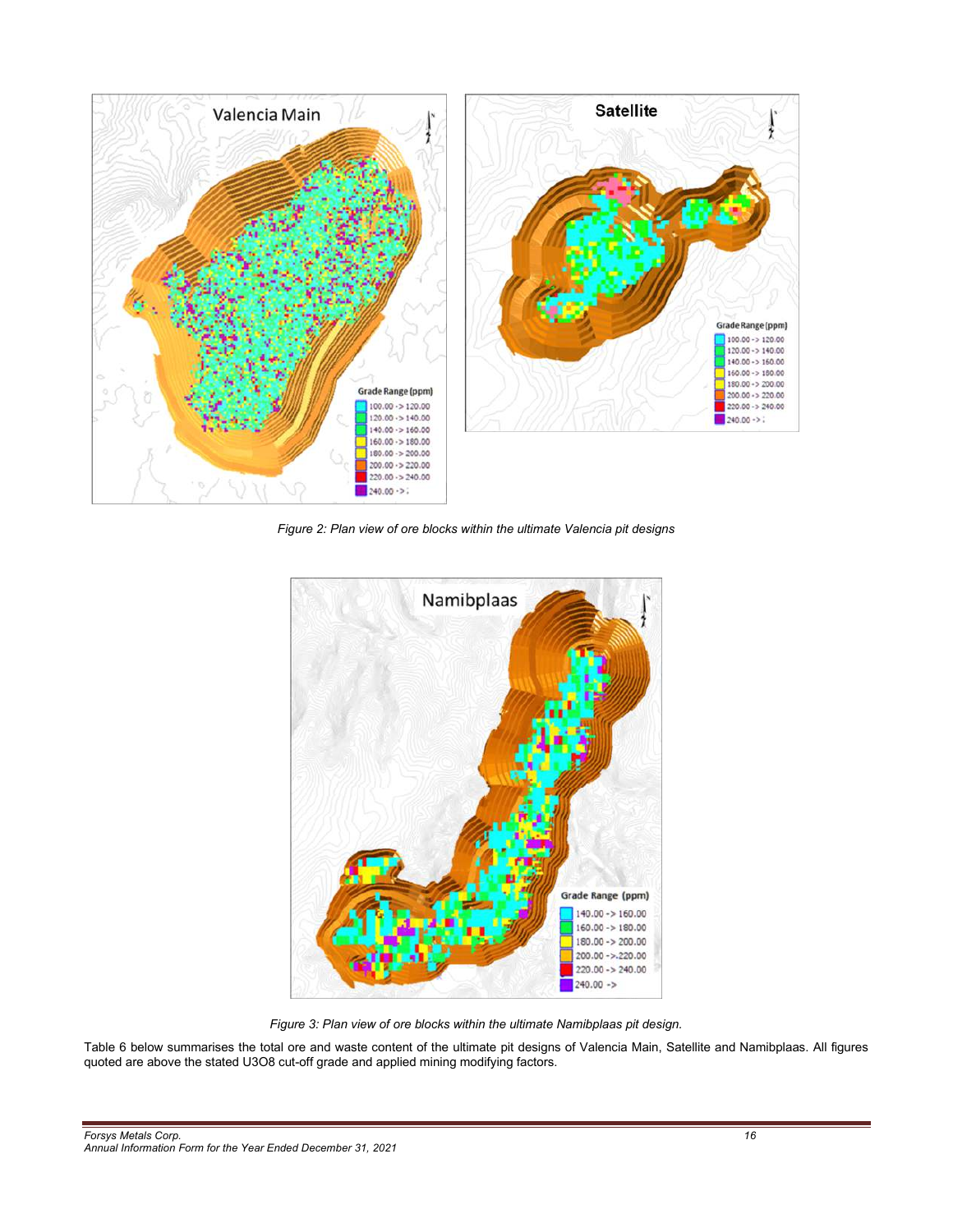*Figure 2: Plan view of ore blocks within the ultimate Valencia pit designs*

*Figure 3: Plan view of ore blocks within the ultimate Namibplaas pit design.*

Table 6 below summarises the total ore and waste content of the ultimate pit designs of Valencia Main, Satellite and Namibplaas. All figures quoted are above the stated U3O8 cut-off grade and applied mining modifying factors.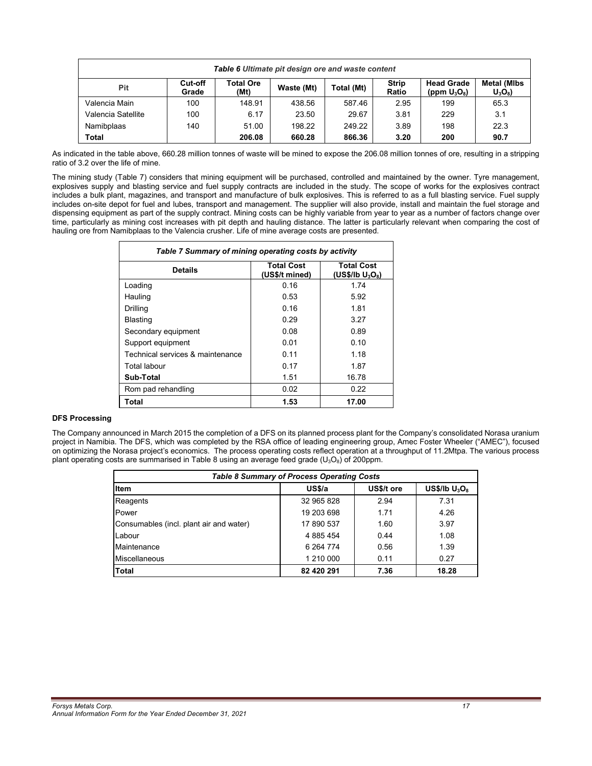| *Table 6 Ultimate pit design ore and waste content* | | | | | | | |
|---|---|---|---|---|---|---|---|
| **Pit** | **Cut-off Grade** | **Total Ore (Mt)** | **Waste (Mt)** | **Total (Mt)** | **Strip Ratio** | **Head Grade (ppm $U_3O_8$)** | **Metal (Mlbs $U_3O_8$)** |
| Valencia Main | 100 | 148.91 | 438.56 | 587.46 | 2.95 | 199 | 65.3 |
| Valencia Satellite | 100 | 6.17 | 23.50 | 29.67 | 3.81 | 229 | 3.1 |
| Namibplaas | 140 | 51.00 | 198.22 | 249.22 | 3.89 | 198 | 22.3 |
| **Total** | | **206.08** | **660.28** | **866.36** | **3.20** | **200** | **90.7** |

As indicated in the table above, 660.28 million tonnes of waste will be mined to expose the 206.08 million tonnes of ore, resulting in a stripping ratio of 3.2 over the life of mine.

The mining study (Table 7) considers that mining equipment will be purchased, controlled and maintained by the owner. Tyre management, explosives supply and blasting service and fuel supply contracts are included in the study. The scope of works for the explosives contract includes a bulk plant, magazines, and transport and manufacture of bulk explosives. This is referred to as a full blasting service. Fuel supply includes on-site depot for fuel and lubes, transport and management. The supplier will also provide, install and maintain the fuel storage and dispensing equipment as part of the supply contract. Mining costs can be highly variable from year to year as a number of factors change over time, particularly as mining cost increases with pit depth and hauling distance. The latter is particularly relevant when comparing the cost of hauling ore from Namibplaas to the Valencia crusher. Life of mine average costs are presented.

| *Table 7 Summary of mining operating costs by activity* | | |
|---|---|---|
| **Details** | **Total Cost (US$/t mined)** | **Total Cost (US$/lb $U_3O_8$)** |
| Loading | 0.16 | 1.74 |
| Hauling | 0.53 | 5.92 |
| Drilling | 0.16 | 1.81 |
| Blasting | 0.29 | 3.27 |
| Secondary equipment | 0.08 | 0.89 |
| Support equipment | 0.01 | 0.10 |
| Technical services & maintenance | 0.11 | 1.18 |
| Total labour | 0.17 | 1.87 |
| **Sub-Total** | 1.51 | 16.78 |
| Rom pad rehandling | 0.02 | 0.22 |
| **Total** | **1.53** | **17.00** |

**DFS Processing**

The Company announced in March 2015 the completion of a DFS on its planned process plant for the Company's consolidated Norasa uranium project in Namibia. The DFS, which was completed by the RSA office of leading engineering group, Amec Foster Wheeler ("AMEC"), focused on optimizing the Norasa project's economics. The process operating costs reflect operation at a throughput of 11.2Mtpa. The various process plant operating costs are summarised in Table 8 using an average feed grade ($U_3O_8$) of 200ppm.

| *Table 8 Summary of Process Operating Costs* | | | |
|---|---|---|---|
| **Item** | **US$/a** | **US$/t ore** | **US$/lb $U_3O_8$** |
| Reagents | 32 965 828 | 2.94 | 7.31 |
| Power | 19 203 698 | 1.71 | 4.26 |
| Consumables (incl. plant air and water) | 17 890 537 | 1.60 | 3.97 |
| Labour | 4 885 454 | 0.44 | 1.08 |
| Maintenance | 6 264 774 | 0.56 | 1.39 |
| Miscellaneous | 1 210 000 | 0.11 | 0.27 |
| **Total** | **82 420 291** | **7.36** | **18.28** |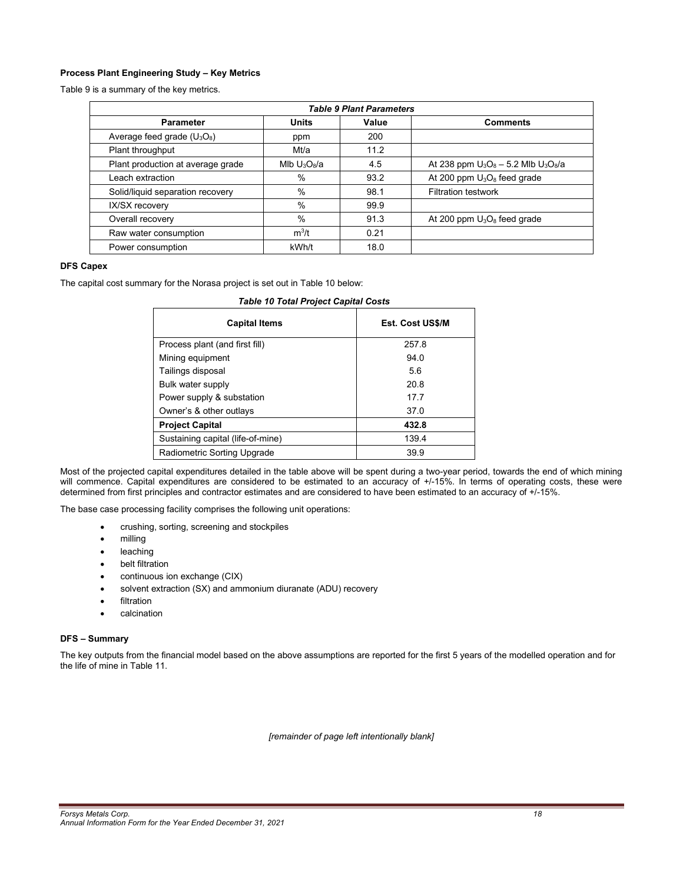**Process Plant Engineering Study – Key Metrics**

Table 9 is a summary of the key metrics.

| *Table 9 Plant Parameters* | | | |
|---|---|---|---|
| **Parameter** | **Units** | **Value** | **Comments** |
| Average feed grade ($U_3O_8$) | ppm | 200 | |
| Plant throughput | Mt/a | 11.2 | |
| Plant production at average grade | Mlb $U_3O_8$/a | 4.5 | At 238 ppm $U_3O_8$ – 5.2 Mlb $U_3O_8$/a |
| Leach extraction | % | 93.2 | At 200 ppm $U_3O_8$ feed grade |
| Solid/liquid separation recovery | % | 98.1 | Filtration testwork |
| IX/SX recovery | % | 99.9 | |
| Overall recovery | % | 91.3 | At 200 ppm $U_3O_8$ feed grade |
| Raw water consumption | $m^3$/t | 0.21 | |
| Power consumption | kWh/t | 18.0 | |

**DFS Capex**

The capital cost summary for the Norasa project is set out in Table 10 below:

***Table 10 Total Project Capital Costs***

| Capital Items | Est. Cost US$/M |
|---|---|
| Process plant (and first fill) | 257.8 |
| Mining equipment | 94.0 |
| Tailings disposal | 5.6 |
| Bulk water supply | 20.8 |
| Power supply & substation | 17.7 |
| Owner's & other outlays | 37.0 |
| **Project Capital** | **432.8** |
| Sustaining capital (life-of-mine) | 139.4 |
| Radiometric Sorting Upgrade | 39.9 |

Most of the projected capital expenditures detailed in the table above will be spent during a two-year period, towards the end of which mining will commence. Capital expenditures are considered to be estimated to an accuracy of +/-15%. In terms of operating costs, these were determined from first principles and contractor estimates and are considered to have been estimated to an accuracy of +/-15%.

The base case processing facility comprises the following unit operations:

- crushing, sorting, screening and stockpiles
- milling
- leaching
- belt filtration
- continuous ion exchange (CIX)
- solvent extraction (SX) and ammonium diuranate (ADU) recovery
- filtration
- calcination

**DFS – Summary**

The key outputs from the financial model based on the above assumptions are reported for the first 5 years of the modelled operation and for the life of mine in Table 11.

*[remainder of page left intentionally blank]*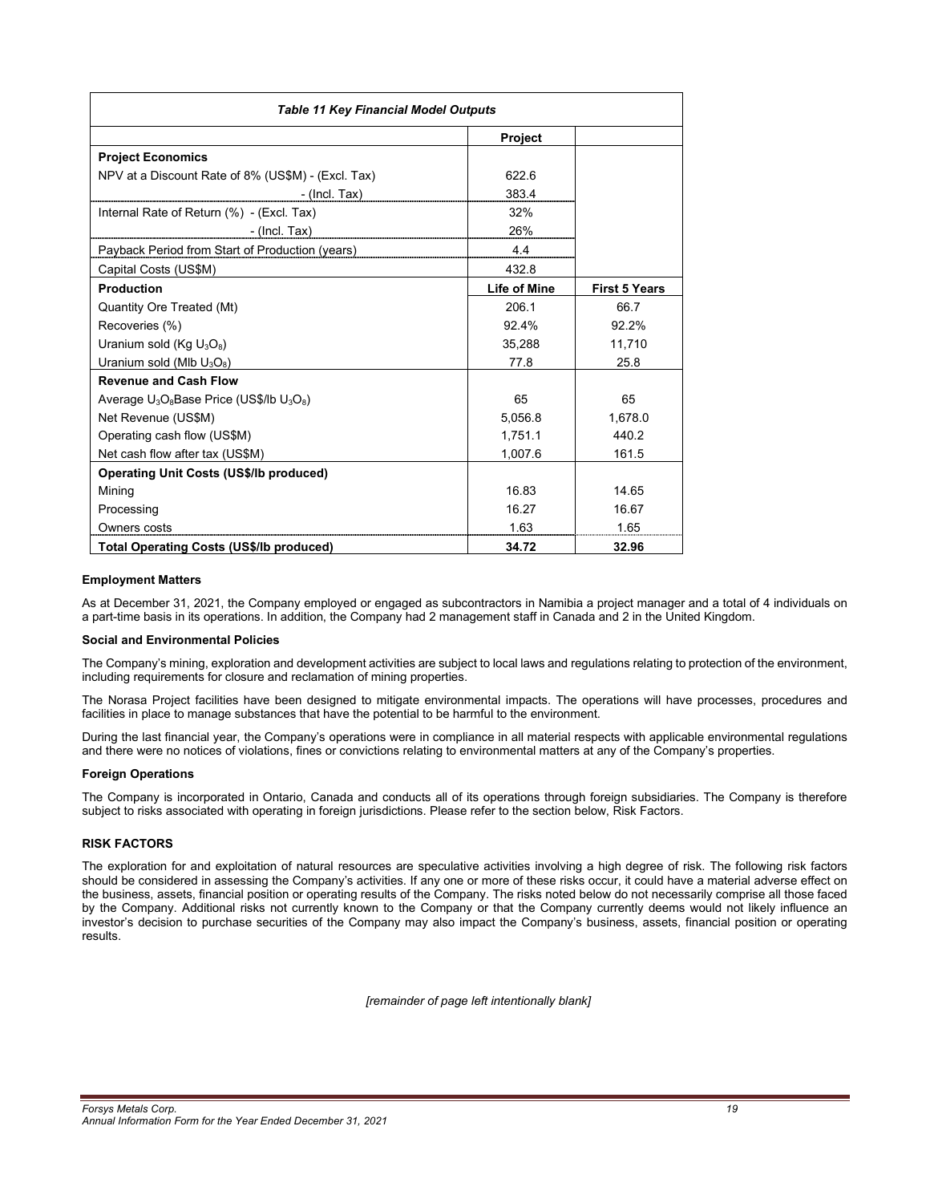| *Table 11 Key Financial Model Outputs* | | |
|---|---|---|
| | **Project** | |
| **Project Economics** | | |
| NPV at a Discount Rate of 8% (US$M) - (Excl. Tax) | 622.6 | |
| - (Incl. Tax) | 383.4 | |
| Internal Rate of Return (%) - (Excl. Tax) | 32% | |
| - (Incl. Tax) | 26% | |
| Payback Period from Start of Production (years) | 4.4 | |
| Capital Costs (US$M) | 432.8 | |
| **Production** | **Life of Mine** | **First 5 Years** |
| Quantity Ore Treated (Mt) | 206.1 | 66.7 |
| Recoveries (%) | 92.4% | 92.2% |
| Uranium sold (Kg $U_3O_8$) | 35,288 | 11,710 |
| Uranium sold (Mlb $U_3O_8$) | 77.8 | 25.8 |
| **Revenue and Cash Flow** | | |
| Average $U_3O_8$Base Price (US$/lb $U_3O_8$) | 65 | 65 |
| Net Revenue (US$M) | 5,056.8 | 1,678.0 |
| Operating cash flow (US$M) | 1,751.1 | 440.2 |
| Net cash flow after tax (US$M) | 1,007.6 | 161.5 |
| **Operating Unit Costs (US$/lb produced)** | | |
| Mining | 16.83 | 14.65 |
| Processing | 16.27 | 16.67 |
| Owners costs | 1.63 | 1.65 |
| **Total Operating Costs (US$/lb produced)** | **34.72** | **32.96** |

**Employment Matters**

As at December 31, 2021, the Company employed or engaged as subcontractors in Namibia a project manager and a total of 4 individuals on a part-time basis in its operations. In addition, the Company had 2 management staff in Canada and 2 in the United Kingdom.

**Social and Environmental Policies**

The Company's mining, exploration and development activities are subject to local laws and regulations relating to protection of the environment, including requirements for closure and reclamation of mining properties.

The Norasa Project facilities have been designed to mitigate environmental impacts. The operations will have processes, procedures and facilities in place to manage substances that have the potential to be harmful to the environment.

During the last financial year, the Company's operations were in compliance in all material respects with applicable environmental regulations and there were no notices of violations, fines or convictions relating to environmental matters at any of the Company's properties.

**Foreign Operations**

The Company is incorporated in Ontario, Canada and conducts all of its operations through foreign subsidiaries. The Company is therefore subject to risks associated with operating in foreign jurisdictions. Please refer to the section below, Risk Factors.

## RISK FACTORS

The exploration for and exploitation of natural resources are speculative activities involving a high degree of risk. The following risk factors should be considered in assessing the Company's activities. If any one or more of these risks occur, it could have a material adverse effect on the business, assets, financial position or operating results of the Company. The risks noted below do not necessarily comprise all those faced by the Company. Additional risks not currently known to the Company or that the Company currently deems would not likely influence an investor's decision to purchase securities of the Company may also impact the Company's business, assets, financial position or operating results.

*[remainder of page left intentionally blank]*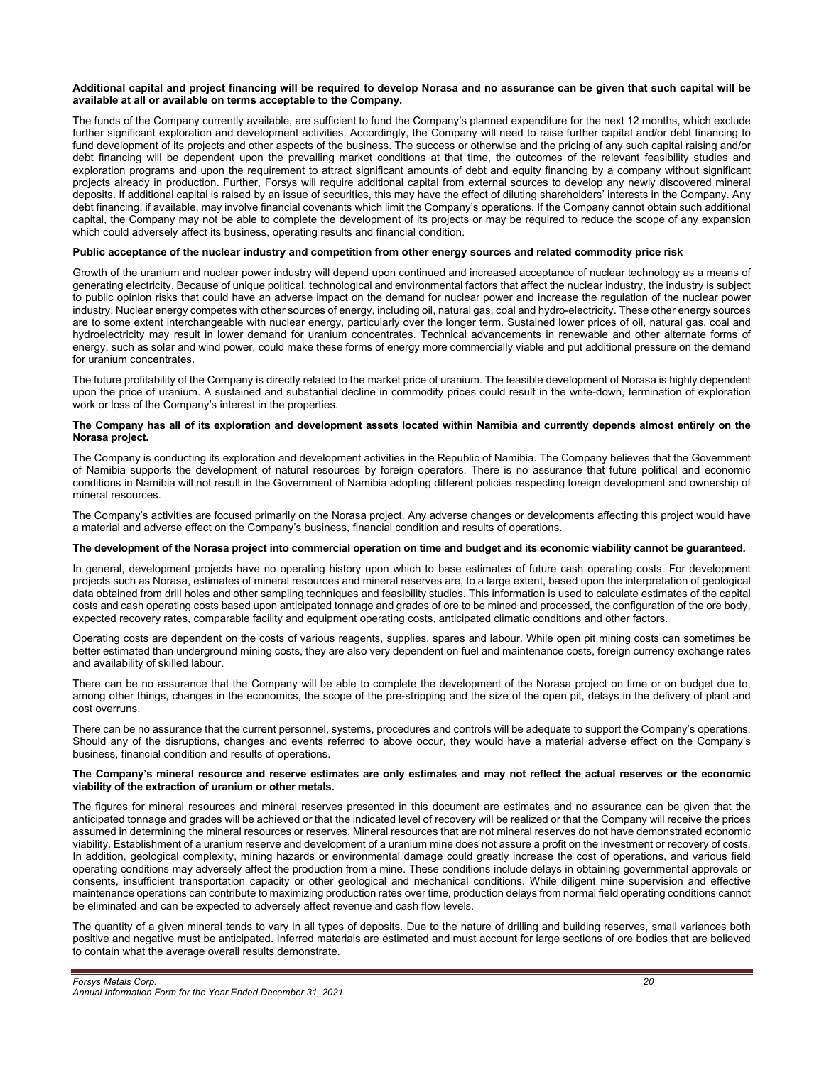**Additional capital and project financing will be required to develop Norasa and no assurance can be given that such capital will be available at all or available on terms acceptable to the Company.**

The funds of the Company currently available, are sufficient to fund the Company's planned expenditure for the next 12 months, which exclude further significant exploration and development activities. Accordingly, the Company will need to raise further capital and/or debt financing to fund development of its projects and other aspects of the business. The success or otherwise and the pricing of any such capital raising and/or debt financing will be dependent upon the prevailing market conditions at that time, the outcomes of the relevant feasibility studies and exploration programs and upon the requirement to attract significant amounts of debt and equity financing by a company without significant projects already in production. Further, Forsys will require additional capital from external sources to develop any newly discovered mineral deposits. If additional capital is raised by an issue of securities, this may have the effect of diluting shareholders' interests in the Company. Any debt financing, if available, may involve financial covenants which limit the Company's operations. If the Company cannot obtain such additional capital, the Company may not be able to complete the development of its projects or may be required to reduce the scope of any expansion which could adversely affect its business, operating results and financial condition.

**Public acceptance of the nuclear industry and competition from other energy sources and related commodity price risk**

Growth of the uranium and nuclear power industry will depend upon continued and increased acceptance of nuclear technology as a means of generating electricity. Because of unique political, technological and environmental factors that affect the nuclear industry, the industry is subject to public opinion risks that could have an adverse impact on the demand for nuclear power and increase the regulation of the nuclear power industry. Nuclear energy competes with other sources of energy, including oil, natural gas, coal and hydro-electricity. These other energy sources are to some extent interchangeable with nuclear energy, particularly over the longer term. Sustained lower prices of oil, natural gas, coal and hydroelectricity may result in lower demand for uranium concentrates. Technical advancements in renewable and other alternate forms of energy, such as solar and wind power, could make these forms of energy more commercially viable and put additional pressure on the demand for uranium concentrates.

The future profitability of the Company is directly related to the market price of uranium. The feasible development of Norasa is highly dependent upon the price of uranium. A sustained and substantial decline in commodity prices could result in the write-down, termination of exploration work or loss of the Company's interest in the properties.

**The Company has all of its exploration and development assets located within Namibia and currently depends almost entirely on the Norasa project.**

The Company is conducting its exploration and development activities in the Republic of Namibia. The Company believes that the Government of Namibia supports the development of natural resources by foreign operators. There is no assurance that future political and economic conditions in Namibia will not result in the Government of Namibia adopting different policies respecting foreign development and ownership of mineral resources.

The Company's activities are focused primarily on the Norasa project. Any adverse changes or developments affecting this project would have a material and adverse effect on the Company's business, financial condition and results of operations.

**The development of the Norasa project into commercial operation on time and budget and its economic viability cannot be guaranteed.**

In general, development projects have no operating history upon which to base estimates of future cash operating costs. For development projects such as Norasa, estimates of mineral resources and mineral reserves are, to a large extent, based upon the interpretation of geological data obtained from drill holes and other sampling techniques and feasibility studies. This information is used to calculate estimates of the capital costs and cash operating costs based upon anticipated tonnage and grades of ore to be mined and processed, the configuration of the ore body, expected recovery rates, comparable facility and equipment operating costs, anticipated climatic conditions and other factors.

Operating costs are dependent on the costs of various reagents, supplies, spares and labour. While open pit mining costs can sometimes be better estimated than underground mining costs, they are also very dependent on fuel and maintenance costs, foreign currency exchange rates and availability of skilled labour.

There can be no assurance that the Company will be able to complete the development of the Norasa project on time or on budget due to, among other things, changes in the economics, the scope of the pre-stripping and the size of the open pit, delays in the delivery of plant and cost overruns.

There can be no assurance that the current personnel, systems, procedures and controls will be adequate to support the Company's operations. Should any of the disruptions, changes and events referred to above occur, they would have a material adverse effect on the Company's business, financial condition and results of operations.

**The Company's mineral resource and reserve estimates are only estimates and may not reflect the actual reserves or the economic viability of the extraction of uranium or other metals.**

The figures for mineral resources and mineral reserves presented in this document are estimates and no assurance can be given that the anticipated tonnage and grades will be achieved or that the indicated level of recovery will be realized or that the Company will receive the prices assumed in determining the mineral resources or reserves. Mineral resources that are not mineral reserves do not have demonstrated economic viability. Establishment of a uranium reserve and development of a uranium mine does not assure a profit on the investment or recovery of costs. In addition, geological complexity, mining hazards or environmental damage could greatly increase the cost of operations, and various field operating conditions may adversely affect the production from a mine. These conditions include delays in obtaining governmental approvals or consents, insufficient transportation capacity or other geological and mechanical conditions. While diligent mine supervision and effective maintenance operations can contribute to maximizing production rates over time, production delays from normal field operating conditions cannot be eliminated and can be expected to adversely affect revenue and cash flow levels.

The quantity of a given mineral tends to vary in all types of deposits. Due to the nature of drilling and building reserves, small variances both positive and negative must be anticipated. Inferred materials are estimated and must account for large sections of ore bodies that are believed to contain what the average overall results demonstrate.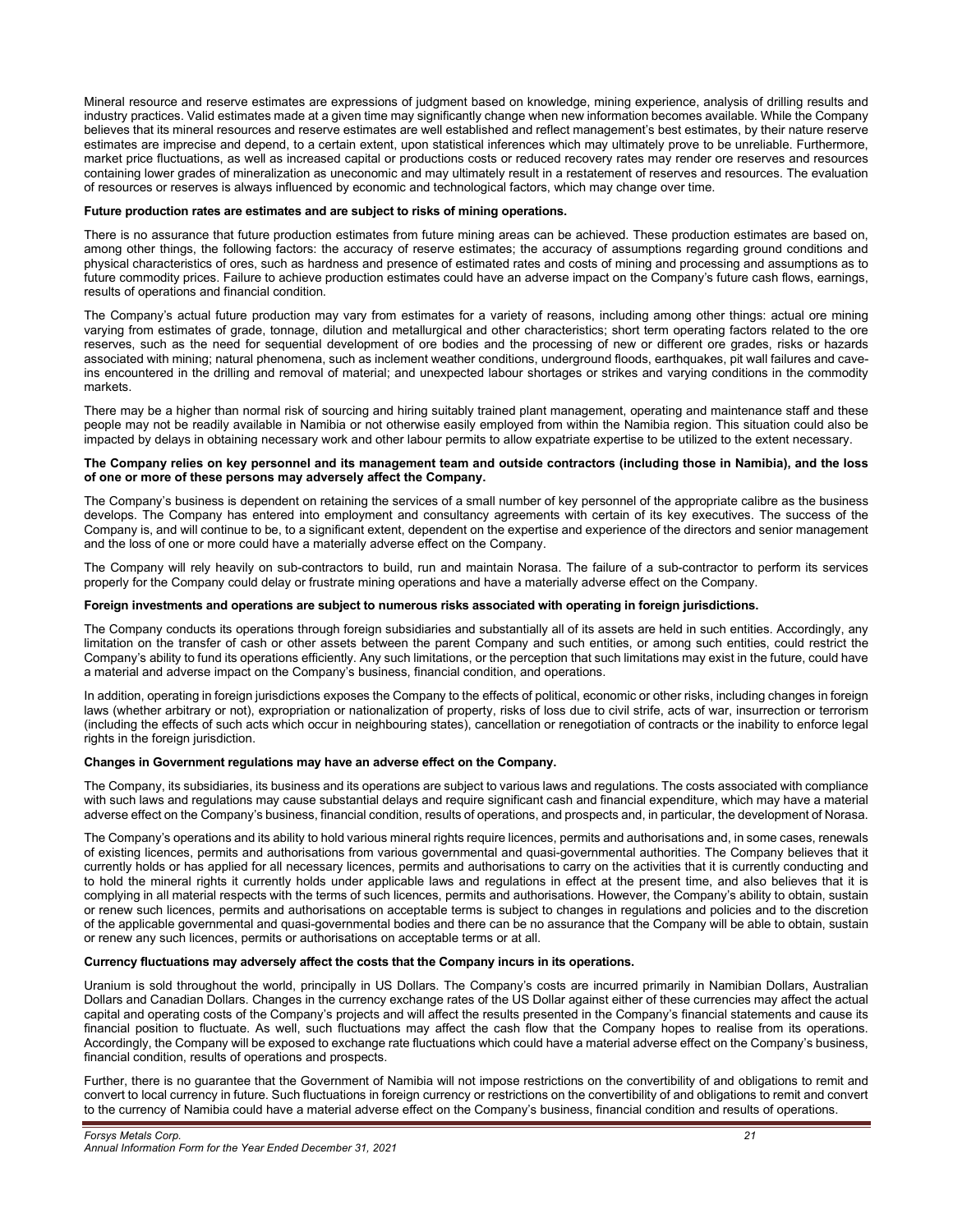Mineral resource and reserve estimates are expressions of judgment based on knowledge, mining experience, analysis of drilling results and industry practices. Valid estimates made at a given time may significantly change when new information becomes available. While the Company believes that its mineral resources and reserve estimates are well established and reflect management's best estimates, by their nature reserve estimates are imprecise and depend, to a certain extent, upon statistical inferences which may ultimately prove to be unreliable. Furthermore, market price fluctuations, as well as increased capital or productions costs or reduced recovery rates may render ore reserves and resources containing lower grades of mineralization as uneconomic and may ultimately result in a restatement of reserves and resources. The evaluation of resources or reserves is always influenced by economic and technological factors, which may change over time.

**Future production rates are estimates and are subject to risks of mining operations.**

There is no assurance that future production estimates from future mining areas can be achieved. These production estimates are based on, among other things, the following factors: the accuracy of reserve estimates; the accuracy of assumptions regarding ground conditions and physical characteristics of ores, such as hardness and presence of estimated rates and costs of mining and processing and assumptions as to future commodity prices. Failure to achieve production estimates could have an adverse impact on the Company's future cash flows, earnings, results of operations and financial condition.

The Company's actual future production may vary from estimates for a variety of reasons, including among other things: actual ore mining varying from estimates of grade, tonnage, dilution and metallurgical and other characteristics; short term operating factors related to the ore reserves, such as the need for sequential development of ore bodies and the processing of new or different ore grades, risks or hazards associated with mining; natural phenomena, such as inclement weather conditions, underground floods, earthquakes, pit wall failures and cave-ins encountered in the drilling and removal of material; and unexpected labour shortages or strikes and varying conditions in the commodity markets.

There may be a higher than normal risk of sourcing and hiring suitably trained plant management, operating and maintenance staff and these people may not be readily available in Namibia or not otherwise easily employed from within the Namibia region. This situation could also be impacted by delays in obtaining necessary work and other labour permits to allow expatriate expertise to be utilized to the extent necessary.

**The Company relies on key personnel and its management team and outside contractors (including those in Namibia), and the loss of one or more of these persons may adversely affect the Company.**

The Company's business is dependent on retaining the services of a small number of key personnel of the appropriate calibre as the business develops. The Company has entered into employment and consultancy agreements with certain of its key executives. The success of the Company is, and will continue to be, to a significant extent, dependent on the expertise and experience of the directors and senior management and the loss of one or more could have a materially adverse effect on the Company.

The Company will rely heavily on sub-contractors to build, run and maintain Norasa. The failure of a sub-contractor to perform its services properly for the Company could delay or frustrate mining operations and have a materially adverse effect on the Company.

**Foreign investments and operations are subject to numerous risks associated with operating in foreign jurisdictions.**

The Company conducts its operations through foreign subsidiaries and substantially all of its assets are held in such entities. Accordingly, any limitation on the transfer of cash or other assets between the parent Company and such entities, or among such entities, could restrict the Company's ability to fund its operations efficiently. Any such limitations, or the perception that such limitations may exist in the future, could have a material and adverse impact on the Company's business, financial condition, and operations.

In addition, operating in foreign jurisdictions exposes the Company to the effects of political, economic or other risks, including changes in foreign laws (whether arbitrary or not), expropriation or nationalization of property, risks of loss due to civil strife, acts of war, insurrection or terrorism (including the effects of such acts which occur in neighbouring states), cancellation or renegotiation of contracts or the inability to enforce legal rights in the foreign jurisdiction.

**Changes in Government regulations may have an adverse effect on the Company.**

The Company, its subsidiaries, its business and its operations are subject to various laws and regulations. The costs associated with compliance with such laws and regulations may cause substantial delays and require significant cash and financial expenditure, which may have a material adverse effect on the Company's business, financial condition, results of operations, and prospects and, in particular, the development of Norasa.

The Company's operations and its ability to hold various mineral rights require licences, permits and authorisations and, in some cases, renewals of existing licences, permits and authorisations from various governmental and quasi-governmental authorities. The Company believes that it currently holds or has applied for all necessary licences, permits and authorisations to carry on the activities that it is currently conducting and to hold the mineral rights it currently holds under applicable laws and regulations in effect at the present time, and also believes that it is complying in all material respects with the terms of such licences, permits and authorisations. However, the Company's ability to obtain, sustain or renew such licences, permits and authorisations on acceptable terms is subject to changes in regulations and policies and to the discretion of the applicable governmental and quasi-governmental bodies and there can be no assurance that the Company will be able to obtain, sustain or renew any such licences, permits or authorisations on acceptable terms or at all.

**Currency fluctuations may adversely affect the costs that the Company incurs in its operations.**

Uranium is sold throughout the world, principally in US Dollars. The Company's costs are incurred primarily in Namibian Dollars, Australian Dollars and Canadian Dollars. Changes in the currency exchange rates of the US Dollar against either of these currencies may affect the actual capital and operating costs of the Company's projects and will affect the results presented in the Company's financial statements and cause its financial position to fluctuate. As well, such fluctuations may affect the cash flow that the Company hopes to realise from its operations. Accordingly, the Company will be exposed to exchange rate fluctuations which could have a material adverse effect on the Company's business, financial condition, results of operations and prospects.

Further, there is no guarantee that the Government of Namibia will not impose restrictions on the convertibility of and obligations to remit and convert to local currency in future. Such fluctuations in foreign currency or restrictions on the convertibility of and obligations to remit and convert to the currency of Namibia could have a material adverse effect on the Company's business, financial condition and results of operations.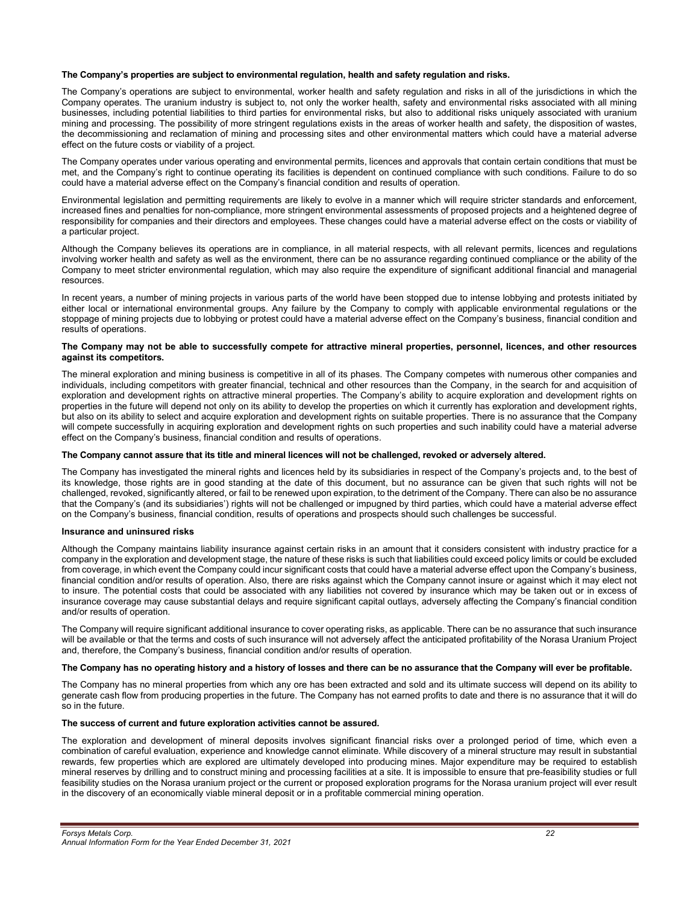**The Company's properties are subject to environmental regulation, health and safety regulation and risks.**

The Company's operations are subject to environmental, worker health and safety regulation and risks in all of the jurisdictions in which the Company operates. The uranium industry is subject to, not only the worker health, safety and environmental risks associated with all mining businesses, including potential liabilities to third parties for environmental risks, but also to additional risks uniquely associated with uranium mining and processing. The possibility of more stringent regulations exists in the areas of worker health and safety, the disposition of wastes, the decommissioning and reclamation of mining and processing sites and other environmental matters which could have a material adverse effect on the future costs or viability of a project.

The Company operates under various operating and environmental permits, licences and approvals that contain certain conditions that must be met, and the Company's right to continue operating its facilities is dependent on continued compliance with such conditions. Failure to do so could have a material adverse effect on the Company's financial condition and results of operation.

Environmental legislation and permitting requirements are likely to evolve in a manner which will require stricter standards and enforcement, increased fines and penalties for non-compliance, more stringent environmental assessments of proposed projects and a heightened degree of responsibility for companies and their directors and employees. These changes could have a material adverse effect on the costs or viability of a particular project.

Although the Company believes its operations are in compliance, in all material respects, with all relevant permits, licences and regulations involving worker health and safety as well as the environment, there can be no assurance regarding continued compliance or the ability of the Company to meet stricter environmental regulation, which may also require the expenditure of significant additional financial and managerial resources.

In recent years, a number of mining projects in various parts of the world have been stopped due to intense lobbying and protests initiated by either local or international environmental groups. Any failure by the Company to comply with applicable environmental regulations or the stoppage of mining projects due to lobbying or protest could have a material adverse effect on the Company's business, financial condition and results of operations.

**The Company may not be able to successfully compete for attractive mineral properties, personnel, licences, and other resources against its competitors.**

The mineral exploration and mining business is competitive in all of its phases. The Company competes with numerous other companies and individuals, including competitors with greater financial, technical and other resources than the Company, in the search for and acquisition of exploration and development rights on attractive mineral properties. The Company's ability to acquire exploration and development rights on properties in the future will depend not only on its ability to develop the properties on which it currently has exploration and development rights, but also on its ability to select and acquire exploration and development rights on suitable properties. There is no assurance that the Company will compete successfully in acquiring exploration and development rights on such properties and such inability could have a material adverse effect on the Company's business, financial condition and results of operations.

**The Company cannot assure that its title and mineral licences will not be challenged, revoked or adversely altered.**

The Company has investigated the mineral rights and licences held by its subsidiaries in respect of the Company's projects and, to the best of its knowledge, those rights are in good standing at the date of this document, but no assurance can be given that such rights will not be challenged, revoked, significantly altered, or fail to be renewed upon expiration, to the detriment of the Company. There can also be no assurance that the Company's (and its subsidiaries') rights will not be challenged or impugned by third parties, which could have a material adverse effect on the Company's business, financial condition, results of operations and prospects should such challenges be successful.

**Insurance and uninsured risks**

Although the Company maintains liability insurance against certain risks in an amount that it considers consistent with industry practice for a company in the exploration and development stage, the nature of these risks is such that liabilities could exceed policy limits or could be excluded from coverage, in which event the Company could incur significant costs that could have a material adverse effect upon the Company's business, financial condition and/or results of operation. Also, there are risks against which the Company cannot insure or against which it may elect not to insure. The potential costs that could be associated with any liabilities not covered by insurance which may be taken out or in excess of insurance coverage may cause substantial delays and require significant capital outlays, adversely affecting the Company's financial condition and/or results of operation.

The Company will require significant additional insurance to cover operating risks, as applicable. There can be no assurance that such insurance will be available or that the terms and costs of such insurance will not adversely affect the anticipated profitability of the Norasa Uranium Project and, therefore, the Company's business, financial condition and/or results of operation.

**The Company has no operating history and a history of losses and there can be no assurance that the Company will ever be profitable.**

The Company has no mineral properties from which any ore has been extracted and sold and its ultimate success will depend on its ability to generate cash flow from producing properties in the future. The Company has not earned profits to date and there is no assurance that it will do so in the future.

**The success of current and future exploration activities cannot be assured.**

The exploration and development of mineral deposits involves significant financial risks over a prolonged period of time, which even a combination of careful evaluation, experience and knowledge cannot eliminate. While discovery of a mineral structure may result in substantial rewards, few properties which are explored are ultimately developed into producing mines. Major expenditure may be required to establish mineral reserves by drilling and to construct mining and processing facilities at a site. It is impossible to ensure that pre-feasibility studies or full feasibility studies on the Norasa uranium project or the current or proposed exploration programs for the Norasa uranium project will ever result in the discovery of an economically viable mineral deposit or in a profitable commercial mining operation.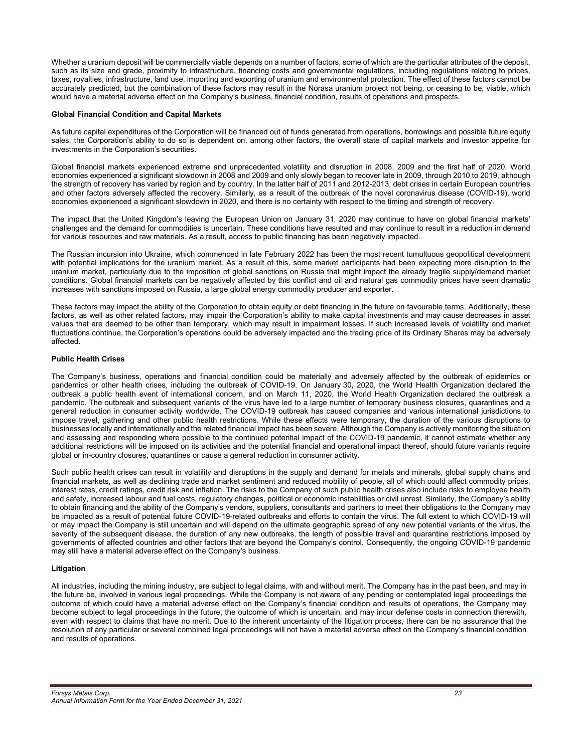Whether a uranium deposit will be commercially viable depends on a number of factors, some of which are the particular attributes of the deposit, such as its size and grade, proximity to infrastructure, financing costs and governmental regulations, including regulations relating to prices, taxes, royalties, infrastructure, land use, importing and exporting of uranium and environmental protection. The effect of these factors cannot be accurately predicted, but the combination of these factors may result in the Norasa uranium project not being, or ceasing to be, viable, which would have a material adverse effect on the Company's business, financial condition, results of operations and prospects.

**Global Financial Condition and Capital Markets**

As future capital expenditures of the Corporation will be financed out of funds generated from operations, borrowings and possible future equity sales, the Corporation's ability to do so is dependent on, among other factors, the overall state of capital markets and investor appetite for investments in the Corporation's securities.

Global financial markets experienced extreme and unprecedented volatility and disruption in 2008, 2009 and the first half of 2020. World economies experienced a significant slowdown in 2008 and 2009 and only slowly began to recover late in 2009, through 2010 to 2019, although the strength of recovery has varied by region and by country. In the latter half of 2011 and 2012-2013, debt crises in certain European countries and other factors adversely affected the recovery. Similarly, as a result of the outbreak of the novel coronavirus disease (COVID-19), world economies experienced a significant slowdown in 2020, and there is no certainty with respect to the timing and strength of recovery.

The impact that the United Kingdom's leaving the European Union on January 31, 2020 may continue to have on global financial markets' challenges and the demand for commodities is uncertain. These conditions have resulted and may continue to result in a reduction in demand for various resources and raw materials. As a result, access to public financing has been negatively impacted.

The Russian incursion into Ukraine, which commenced in late February 2022 has been the most recent tumultuous geopolitical development with potential implications for the uranium market. As a result of this, some market participants had been expecting more disruption to the uranium market, particularly due to the imposition of global sanctions on Russia that might impact the already fragile supply/demand market conditions. Global financial markets can be negatively affected by this conflict and oil and natural gas commodity prices have seen dramatic increases with sanctions imposed on Russia, a large global energy commodity producer and exporter.

These factors may impact the ability of the Corporation to obtain equity or debt financing in the future on favourable terms. Additionally, these factors, as well as other related factors, may impair the Corporation's ability to make capital investments and may cause decreases in asset values that are deemed to be other than temporary, which may result in impairment losses. If such increased levels of volatility and market fluctuations continue, the Corporation's operations could be adversely impacted and the trading price of its Ordinary Shares may be adversely affected.

**Public Health Crises**

The Company's business, operations and financial condition could be materially and adversely affected by the outbreak of epidemics or pandemics or other health crises, including the outbreak of COVID-19. On January 30, 2020, the World Health Organization declared the outbreak a public health event of international concern, and on March 11, 2020, the World Health Organization declared the outbreak a pandemic. The outbreak and subsequent variants of the virus have led to a large number of temporary business closures, quarantines and a general reduction in consumer activity worldwide. The COVID-19 outbreak has caused companies and various international jurisdictions to impose travel, gathering and other public health restrictions. While these effects were temporary, the duration of the various disruptions to businesses locally and internationally and the related financial impact has been severe. Although the Company is actively monitoring the situation and assessing and responding where possible to the continued potential impact of the COVID-19 pandemic, it cannot estimate whether any additional restrictions will be imposed on its activities and the potential financial and operational impact thereof, should future variants require global or in-country closures, quarantines or cause a general reduction in consumer activity.

Such public health crises can result in volatility and disruptions in the supply and demand for metals and minerals, global supply chains and financial markets, as well as declining trade and market sentiment and reduced mobility of people, all of which could affect commodity prices, interest rates, credit ratings, credit risk and inflation. The risks to the Company of such public health crises also include risks to employee health and safety, increased labour and fuel costs, regulatory changes, political or economic instabilities or civil unrest. Similarly, the Company's ability to obtain financing and the ability of the Company's vendors, suppliers, consultants and partners to meet their obligations to the Company may be impacted as a result of potential future COVID-19-related outbreaks and efforts to contain the virus. The full extent to which COVID-19 will or may impact the Company is still uncertain and will depend on the ultimate geographic spread of any new potential variants of the virus, the severity of the subsequent disease, the duration of any new outbreaks, the length of possible travel and quarantine restrictions imposed by governments of affected countries and other factors that are beyond the Company's control. Consequently, the ongoing COVID-19 pandemic may still have a material adverse effect on the Company's business.

**Litigation**

All industries, including the mining industry, are subject to legal claims, with and without merit. The Company has in the past been, and may in the future be, involved in various legal proceedings. While the Company is not aware of any pending or contemplated legal proceedings the outcome of which could have a material adverse effect on the Company's financial condition and results of operations, the Company may become subject to legal proceedings in the future, the outcome of which is uncertain, and may incur defense costs in connection therewith, even with respect to claims that have no merit. Due to the inherent uncertainty of the litigation process, there can be no assurance that the resolution of any particular or several combined legal proceedings will not have a material adverse effect on the Company's financial condition and results of operations.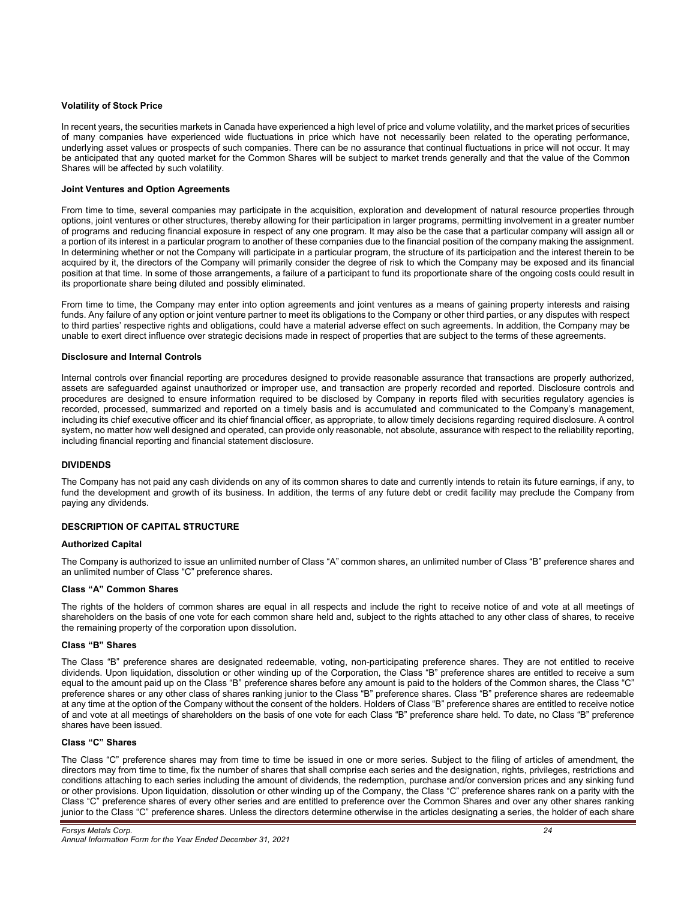**Volatility of Stock Price**

In recent years, the securities markets in Canada have experienced a high level of price and volume volatility, and the market prices of securities of many companies have experienced wide fluctuations in price which have not necessarily been related to the operating performance, underlying asset values or prospects of such companies. There can be no assurance that continual fluctuations in price will not occur. It may be anticipated that any quoted market for the Common Shares will be subject to market trends generally and that the value of the Common Shares will be affected by such volatility.

**Joint Ventures and Option Agreements**

From time to time, several companies may participate in the acquisition, exploration and development of natural resource properties through options, joint ventures or other structures, thereby allowing for their participation in larger programs, permitting involvement in a greater number of programs and reducing financial exposure in respect of any one program. It may also be the case that a particular company will assign all or a portion of its interest in a particular program to another of these companies due to the financial position of the company making the assignment. In determining whether or not the Company will participate in a particular program, the structure of its participation and the interest therein to be acquired by it, the directors of the Company will primarily consider the degree of risk to which the Company may be exposed and its financial position at that time. In some of those arrangements, a failure of a participant to fund its proportionate share of the ongoing costs could result in its proportionate share being diluted and possibly eliminated.

From time to time, the Company may enter into option agreements and joint ventures as a means of gaining property interests and raising funds. Any failure of any option or joint venture partner to meet its obligations to the Company or other third parties, or any disputes with respect to third parties' respective rights and obligations, could have a material adverse effect on such agreements. In addition, the Company may be unable to exert direct influence over strategic decisions made in respect of properties that are subject to the terms of these agreements.

**Disclosure and Internal Controls**

Internal controls over financial reporting are procedures designed to provide reasonable assurance that transactions are properly authorized, assets are safeguarded against unauthorized or improper use, and transaction are properly recorded and reported. Disclosure controls and procedures are designed to ensure information required to be disclosed by Company in reports filed with securities regulatory agencies is recorded, processed, summarized and reported on a timely basis and is accumulated and communicated to the Company's management, including its chief executive officer and its chief financial officer, as appropriate, to allow timely decisions regarding required disclosure. A control system, no matter how well designed and operated, can provide only reasonable, not absolute, assurance with respect to the reliability reporting, including financial reporting and financial statement disclosure.

## DIVIDENDS

The Company has not paid any cash dividends on any of its common shares to date and currently intends to retain its future earnings, if any, to fund the development and growth of its business. In addition, the terms of any future debt or credit facility may preclude the Company from paying any dividends.

## DESCRIPTION OF CAPITAL STRUCTURE

**Authorized Capital**

The Company is authorized to issue an unlimited number of Class "A" common shares, an unlimited number of Class "B" preference shares and an unlimited number of Class "C" preference shares.

**Class "A" Common Shares**

The rights of the holders of common shares are equal in all respects and include the right to receive notice of and vote at all meetings of shareholders on the basis of one vote for each common share held and, subject to the rights attached to any other class of shares, to receive the remaining property of the corporation upon dissolution.

**Class "B" Shares**

The Class "B" preference shares are designated redeemable, voting, non-participating preference shares. They are not entitled to receive dividends. Upon liquidation, dissolution or other winding up of the Corporation, the Class "B" preference shares are entitled to receive a sum equal to the amount paid up on the Class "B" preference shares before any amount is paid to the holders of the Common shares, the Class "C" preference shares or any other class of shares ranking junior to the Class "B" preference shares. Class "B" preference shares are redeemable at any time at the option of the Company without the consent of the holders. Holders of Class "B" preference shares are entitled to receive notice of and vote at all meetings of shareholders on the basis of one vote for each Class "B" preference share held. To date, no Class "B" preference shares have been issued.

**Class "C" Shares**

The Class "C" preference shares may from time to time be issued in one or more series. Subject to the filing of articles of amendment, the directors may from time to time, fix the number of shares that shall comprise each series and the designation, rights, privileges, restrictions and conditions attaching to each series including the amount of dividends, the redemption, purchase and/or conversion prices and any sinking fund or other provisions. Upon liquidation, dissolution or other winding up of the Company, the Class "C" preference shares rank on a parity with the Class "C" preference shares of every other series and are entitled to preference over the Common Shares and over any other shares ranking junior to the Class "C" preference shares. Unless the directors determine otherwise in the articles designating a series, the holder of each share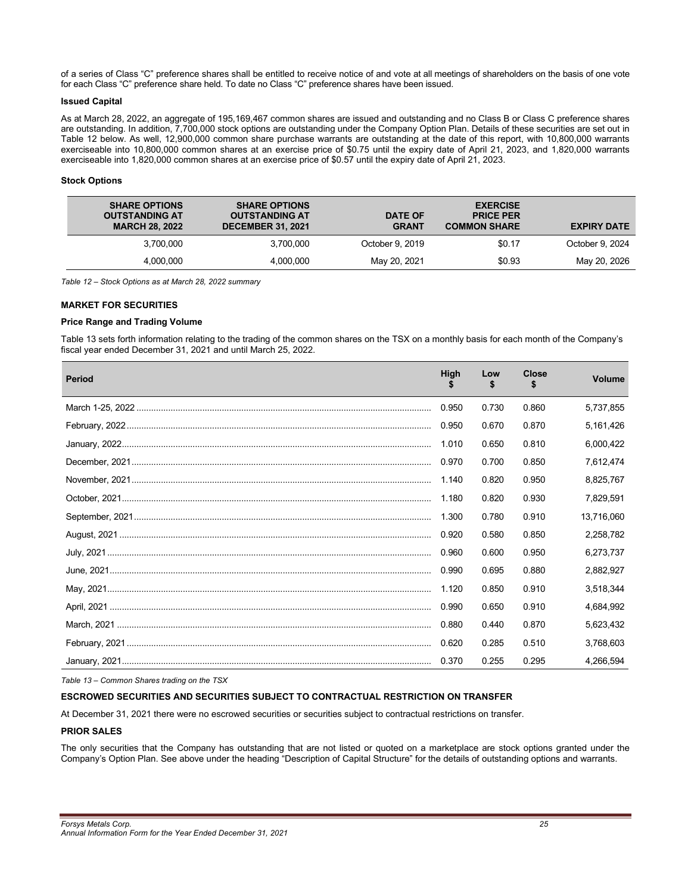of a series of Class "C" preference shares shall be entitled to receive notice of and vote at all meetings of shareholders on the basis of one vote for each Class "C" preference share held. To date no Class "C" preference shares have been issued.

**Issued Capital**

As at March 28, 2022, an aggregate of 195,169,467 common shares are issued and outstanding and no Class B or Class C preference shares are outstanding. In addition, 7,700,000 stock options are outstanding under the Company Option Plan. Details of these securities are set out in Table 12 below. As well, 12,900,000 common share purchase warrants are outstanding at the date of this report, with 10,800,000 warrants exerciseable into 10,800,000 common shares at an exercise price of $0.75 until the expiry date of April 21, 2023, and 1,820,000 warrants exerciseable into 1,820,000 common shares at an exercise price of $0.57 until the expiry date of April 21, 2023.

**Stock Options**

| SHARE OPTIONS OUTSTANDING AT MARCH 28, 2022 | SHARE OPTIONS OUTSTANDING AT DECEMBER 31, 2021 | DATE OF GRANT | EXERCISE PRICE PER COMMON SHARE | EXPIRY DATE |
|---|---|---|---|---|
| 3,700,000 | 3,700,000 | October 9, 2019 | $0.17 | October 9, 2024 |
| 4,000,000 | 4,000,000 | May 20, 2021 | $0.93 | May 20, 2026 |

*Table 12 – Stock Options as at March 28, 2022 summary*

**MARKET FOR SECURITIES**

**Price Range and Trading Volume**

Table 13 sets forth information relating to the trading of the common shares on the TSX on a monthly basis for each month of the Company's fiscal year ended December 31, 2021 and until March 25, 2022.

| Period | High $ | Low $ | Close $ | Volume |
|---|---|---|---|---|
| March 1-25, 2022 | 0.950 | 0.730 | 0.860 | 5,737,855 |
| February, 2022 | 0.950 | 0.670 | 0.870 | 5,161,426 |
| January, 2022 | 1.010 | 0.650 | 0.810 | 6,000,422 |
| December, 2021 | 0.970 | 0.700 | 0.850 | 7,612,474 |
| November, 2021 | 1.140 | 0.820 | 0.950 | 8,825,767 |
| October, 2021 | 1.180 | 0.820 | 0.930 | 7,829,591 |
| September, 2021 | 1.300 | 0.780 | 0.910 | 13,716,060 |
| August, 2021 | 0.920 | 0.580 | 0.850 | 2,258,782 |
| July, 2021 | 0.960 | 0.600 | 0.950 | 6,273,737 |
| June, 2021 | 0.990 | 0.695 | 0.880 | 2,882,927 |
| May, 2021 | 1.120 | 0.850 | 0.910 | 3,518,344 |
| April, 2021 | 0.990 | 0.650 | 0.910 | 4,684,992 |
| March, 2021 | 0.880 | 0.440 | 0.870 | 5,623,432 |
| February, 2021 | 0.620 | 0.285 | 0.510 | 3,768,603 |
| January, 2021 | 0.370 | 0.255 | 0.295 | 4,266,594 |

*Table 13 – Common Shares trading on the TSX*

**ESCROWED SECURITIES AND SECURITIES SUBJECT TO CONTRACTUAL RESTRICTION ON TRANSFER**

At December 31, 2021 there were no escrowed securities or securities subject to contractual restrictions on transfer.

**PRIOR SALES**

The only securities that the Company has outstanding that are not listed or quoted on a marketplace are stock options granted under the Company's Option Plan. See above under the heading "Description of Capital Structure" for the details of outstanding options and warrants.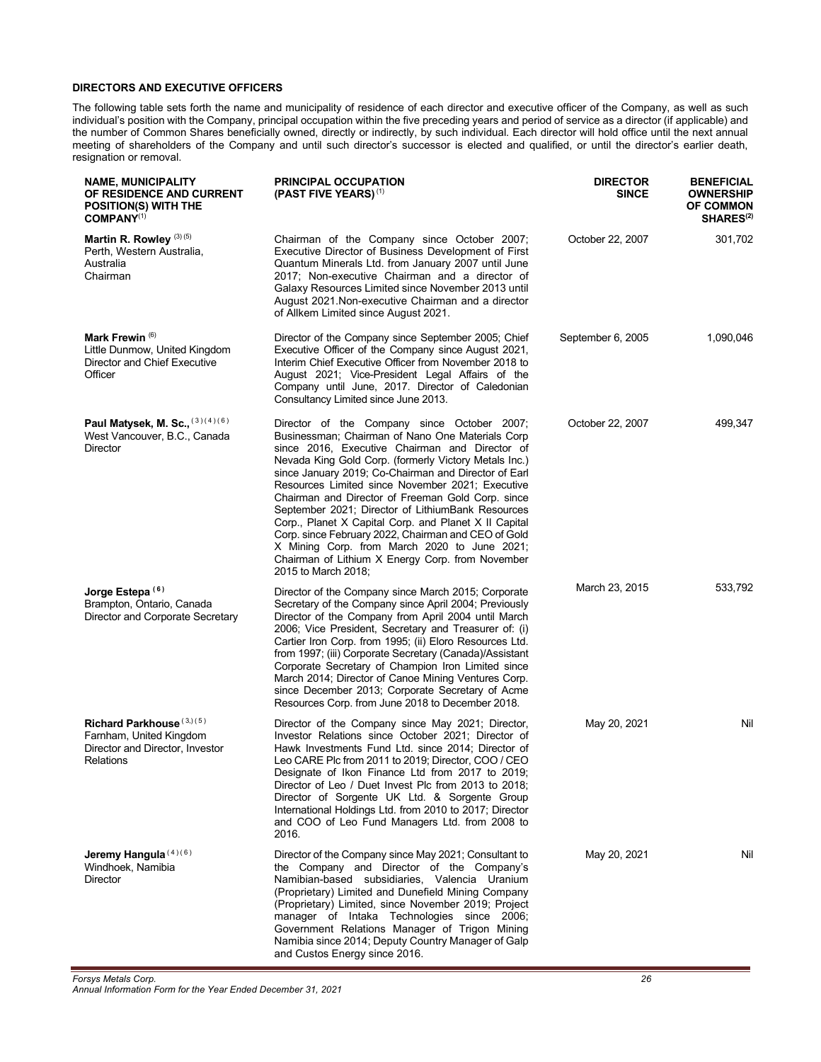**DIRECTORS AND EXECUTIVE OFFICERS**

The following table sets forth the name and municipality of residence of each director and executive officer of the Company, as well as such individual's position with the Company, principal occupation within the five preceding years and period of service as a director (if applicable) and the number of Common Shares beneficially owned, directly or indirectly, by such individual. Each director will hold office until the next annual meeting of shareholders of the Company and until such director's successor is elected and qualified, or until the director's earlier death, resignation or removal.

| NAME, MUNICIPALITY OF RESIDENCE AND CURRENT POSITION(S) WITH THE COMPANY[(1)] | PRINCIPAL OCCUPATION (PAST FIVE YEARS)[(1)] | DIRECTOR SINCE | BENEFICIAL OWNERSHIP OF COMMON SHARES[(2)] |
|---|---|---|---|
| **Martin R. Rowley** [(3) (5)] Perth, Western Australia, Australia Chairman | Chairman of the Company since October 2007; Executive Director of Business Development of First Quantum Minerals Ltd. from January 2007 until June 2017; Non-executive Chairman and a director of Galaxy Resources Limited since November 2013 until August 2021.Non-executive Chairman and a director of Allkem Limited since August 2021. | October 22, 2007 | 301,702 |
| **Mark Frewin** [(6)] Little Dunmow, United Kingdom Director and Chief Executive Officer | Director of the Company since September 2005; Chief Executive Officer of the Company since August 2021, Interim Chief Executive Officer from November 2018 to August 2021; Vice-President Legal Affairs of the Company until June, 2017. Director of Caledonian Consultancy Limited since June 2013. | September 6, 2005 | 1,090,046 |
| **Paul Matysek, M. Sc.,** [(3)(4)(6)] West Vancouver, B.C., Canada Director | Director of the Company since October 2007; Businessman; Chairman of Nano One Materials Corp since 2016, Executive Chairman and Director of Nevada King Gold Corp. (formerly Victory Metals Inc.) since January 2019; Co-Chairman and Director of Earl Resources Limited since November 2021; Executive Chairman and Director of Freeman Gold Corp. since September 2021; Director of LithiumBank Resources Corp., Planet X Capital Corp. and Planet X II Capital Corp. since February 2022, Chairman and CEO of Gold X Mining Corp. from March 2020 to June 2021; Chairman of Lithium X Energy Corp. from November 2015 to March 2018; | October 22, 2007 | 499,347 |
| **Jorge Estepa** [(6)] Brampton, Ontario, Canada Director and Corporate Secretary | Director of the Company since March 2015; Corporate Secretary of the Company since April 2004; Previously Director of the Company from April 2004 until March 2006; Vice President, Secretary and Treasurer of: (i) Cartier Iron Corp. from 1995; (ii) Eloro Resources Ltd. from 1997; (iii) Corporate Secretary (Canada)/Assistant Corporate Secretary of Champion Iron Limited since March 2014; Director of Canoe Mining Ventures Corp. since December 2013; Corporate Secretary of Acme Resources Corp. from June 2018 to December 2018. | March 23, 2015 | 533,792 |
| **Richard Parkhouse** [(3,)(5)] Farnham, United Kingdom Director and Director, Investor Relations | Director of the Company since May 2021; Director, Investor Relations since October 2021; Director of Hawk Investments Fund Ltd. since 2014; Director of Leo CARE Plc from 2011 to 2019; Director, COO / CEO Designate of Ikon Finance Ltd from 2017 to 2019; Director of Leo / Duet Invest Plc from 2013 to 2018; Director of Sorgente UK Ltd. & Sorgente Group International Holdings Ltd. from 2010 to 2017; Director and COO of Leo Fund Managers Ltd. from 2008 to 2016. | May 20, 2021 | Nil |
| **Jeremy Hangula** [(4)(6)] Windhoek, Namibia Director | Director of the Company since May 2021; Consultant to the Company and Director of the Company's Namibian-based subsidiaries, Valencia Uranium (Proprietary) Limited and Dunefield Mining Company (Proprietary) Limited, since November 2019; Project manager of Intaka Technologies since 2006; Government Relations Manager of Trigon Mining Namibia since 2014; Deputy Country Manager of Galp and Custos Energy since 2016. | May 20, 2021 | Nil |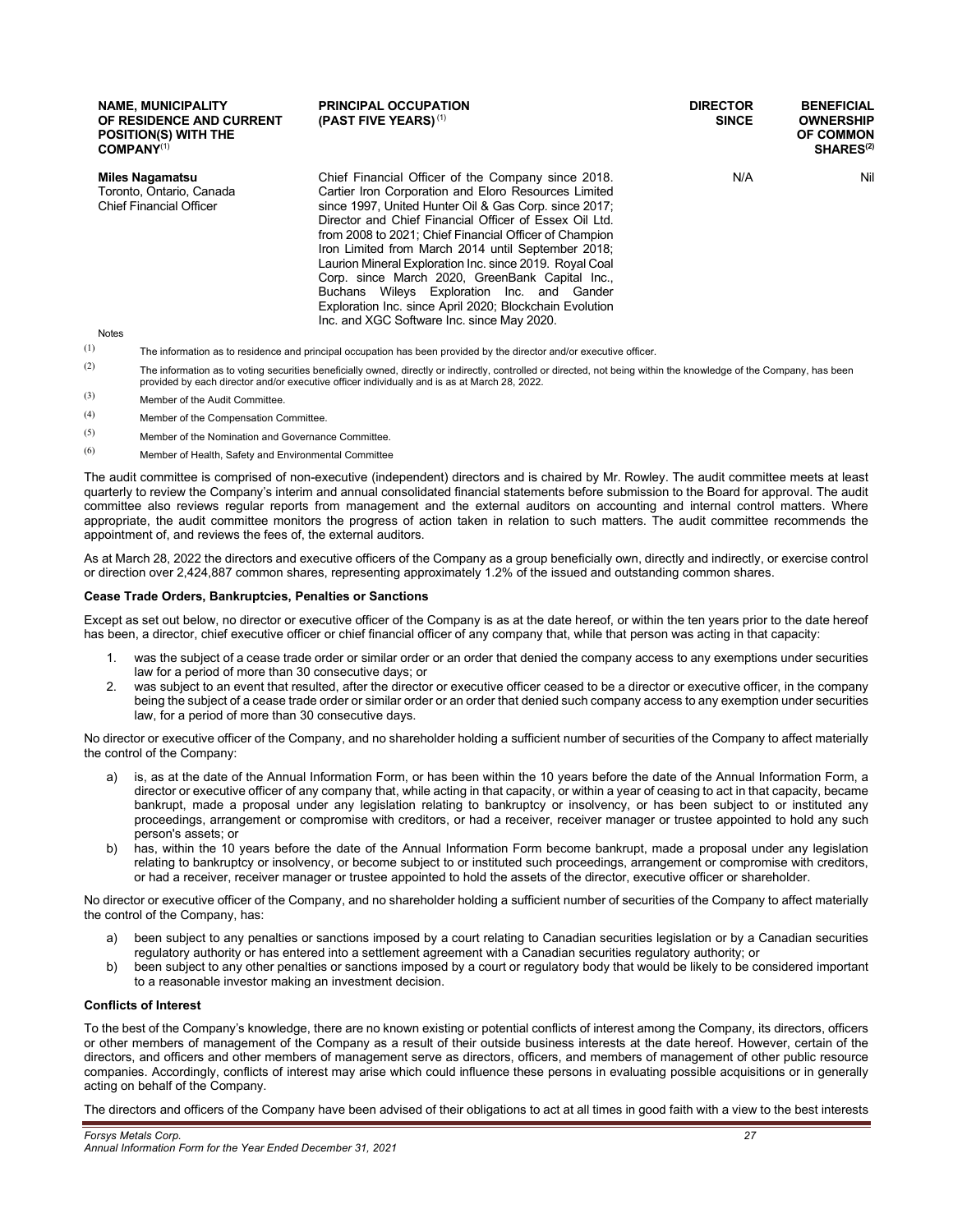| NAME, MUNICIPALITY OF RESIDENCE AND CURRENT POSITION(S) WITH THE COMPANY[(1)] | PRINCIPAL OCCUPATION (PAST FIVE YEARS)[(1)] | DIRECTOR SINCE | BENEFICIAL OWNERSHIP OF COMMON SHARES[(2)] |
|---|---|---|---|
| **Miles Nagamatsu**<br>Toronto, Ontario, Canada<br>Chief Financial Officer | Chief Financial Officer of the Company since 2018. Cartier Iron Corporation and Eloro Resources Limited since 1997, United Hunter Oil & Gas Corp. since 2017; Director and Chief Financial Officer of Essex Oil Ltd. from 2008 to 2021; Chief Financial Officer of Champion Iron Limited from March 2014 until September 2018; Laurion Mineral Exploration Inc. since 2019. Royal Coal Corp. since March 2020, GreenBank Capital Inc., Buchans Wileys Exploration Inc. and Gander Exploration Inc. since April 2020; Blockchain Evolution Inc. and XGC Software Inc. since May 2020. | N/A | Nil |

Notes

(1) The information as to residence and principal occupation has been provided by the director and/or executive officer.

(2) The information as to voting securities beneficially owned, directly or indirectly, controlled or directed, not being within the knowledge of the Company, has been provided by each director and/or executive officer individually and is as at March 28, 2022.

(3) Member of the Audit Committee.

(4) Member of the Compensation Committee.

(5) Member of the Nomination and Governance Committee.

(6) Member of Health, Safety and Environmental Committee

The audit committee is comprised of non-executive (independent) directors and is chaired by Mr. Rowley. The audit committee meets at least quarterly to review the Company's interim and annual consolidated financial statements before submission to the Board for approval. The audit committee also reviews regular reports from management and the external auditors on accounting and internal control matters. Where appropriate, the audit committee monitors the progress of action taken in relation to such matters. The audit committee recommends the appointment of, and reviews the fees of, the external auditors.

As at March 28, 2022 the directors and executive officers of the Company as a group beneficially own, directly and indirectly, or exercise control or direction over 2,424,887 common shares, representing approximately 1.2% of the issued and outstanding common shares.

**Cease Trade Orders, Bankruptcies, Penalties or Sanctions**

Except as set out below, no director or executive officer of the Company is as at the date hereof, or within the ten years prior to the date hereof has been, a director, chief executive officer or chief financial officer of any company that, while that person was acting in that capacity:

1. was the subject of a cease trade order or similar order or an order that denied the company access to any exemptions under securities law for a period of more than 30 consecutive days; or
2. was subject to an event that resulted, after the director or executive officer ceased to be a director or executive officer, in the company being the subject of a cease trade order or similar order or an order that denied such company access to any exemption under securities law, for a period of more than 30 consecutive days.

No director or executive officer of the Company, and no shareholder holding a sufficient number of securities of the Company to affect materially the control of the Company:

a) is, as at the date of the Annual Information Form, or has been within the 10 years before the date of the Annual Information Form, a director or executive officer of any company that, while acting in that capacity, or within a year of ceasing to act in that capacity, became bankrupt, made a proposal under any legislation relating to bankruptcy or insolvency, or has been subject to or instituted any proceedings, arrangement or compromise with creditors, or had a receiver, receiver manager or trustee appointed to hold any such person's assets; or
b) has, within the 10 years before the date of the Annual Information Form become bankrupt, made a proposal under any legislation relating to bankruptcy or insolvency, or become subject to or instituted such proceedings, arrangement or compromise with creditors, or had a receiver, receiver manager or trustee appointed to hold the assets of the director, executive officer or shareholder.

No director or executive officer of the Company, and no shareholder holding a sufficient number of securities of the Company to affect materially the control of the Company, has:

a) been subject to any penalties or sanctions imposed by a court relating to Canadian securities legislation or by a Canadian securities regulatory authority or has entered into a settlement agreement with a Canadian securities regulatory authority; or
b) been subject to any other penalties or sanctions imposed by a court or regulatory body that would be likely to be considered important to a reasonable investor making an investment decision.

**Conflicts of Interest**

To the best of the Company's knowledge, there are no known existing or potential conflicts of interest among the Company, its directors, officers or other members of management of the Company as a result of their outside business interests at the date hereof. However, certain of the directors, and officers and other members of management serve as directors, officers, and members of management of other public resource companies. Accordingly, conflicts of interest may arise which could influence these persons in evaluating possible acquisitions or in generally acting on behalf of the Company.

The directors and officers of the Company have been advised of their obligations to act at all times in good faith with a view to the best interests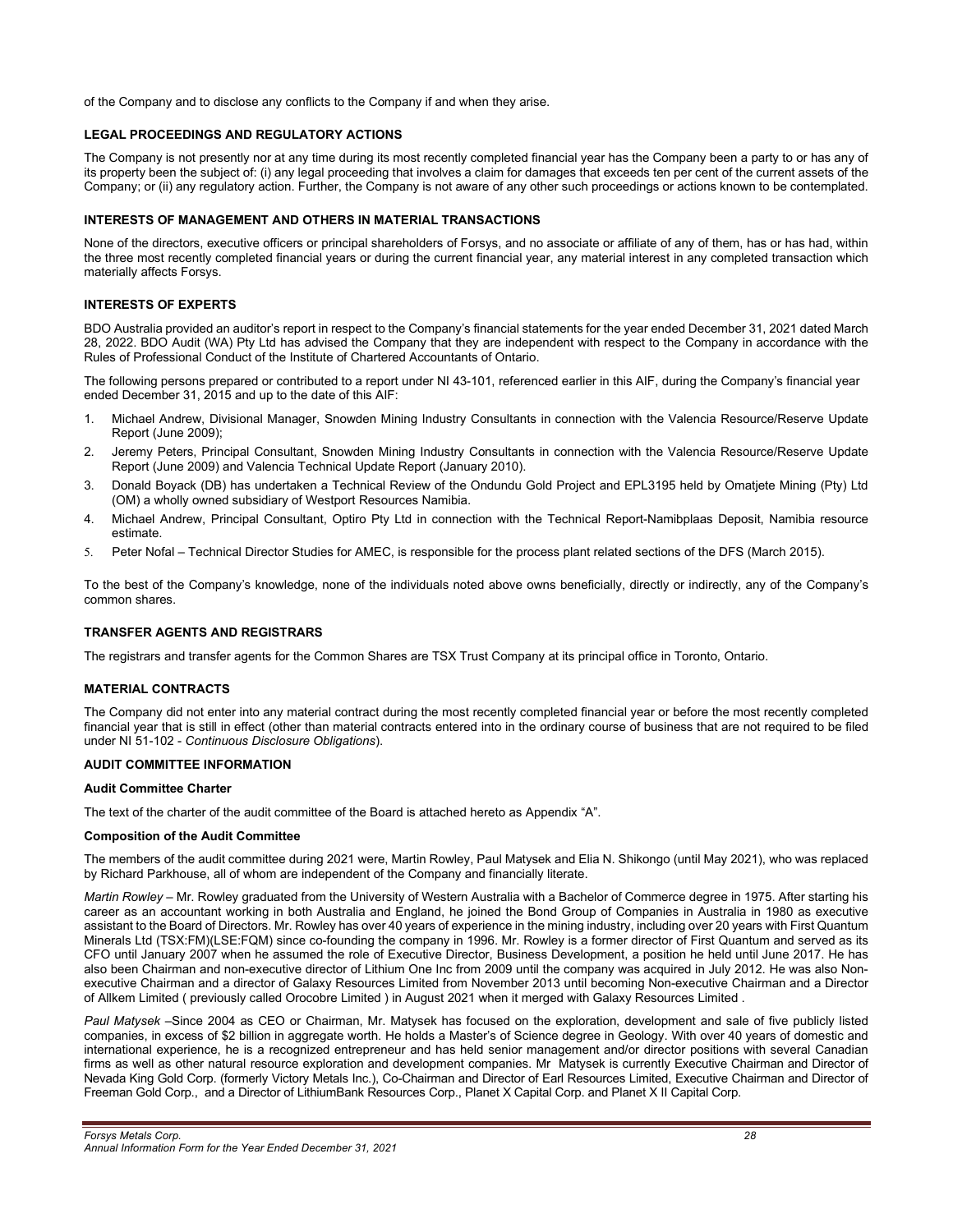of the Company and to disclose any conflicts to the Company if and when they arise.

## LEGAL PROCEEDINGS AND REGULATORY ACTIONS

The Company is not presently nor at any time during its most recently completed financial year has the Company been a party to or has any of its property been the subject of: (i) any legal proceeding that involves a claim for damages that exceeds ten per cent of the current assets of the Company; or (ii) any regulatory action. Further, the Company is not aware of any other such proceedings or actions known to be contemplated.

## INTERESTS OF MANAGEMENT AND OTHERS IN MATERIAL TRANSACTIONS

None of the directors, executive officers or principal shareholders of Forsys, and no associate or affiliate of any of them, has or has had, within the three most recently completed financial years or during the current financial year, any material interest in any completed transaction which materially affects Forsys.

## INTERESTS OF EXPERTS

BDO Australia provided an auditor's report in respect to the Company's financial statements for the year ended December 31, 2021 dated March 28, 2022. BDO Audit (WA) Pty Ltd has advised the Company that they are independent with respect to the Company in accordance with the Rules of Professional Conduct of the Institute of Chartered Accountants of Ontario.

The following persons prepared or contributed to a report under NI 43-101, referenced earlier in this AIF, during the Company's financial year ended December 31, 2015 and up to the date of this AIF:

1. Michael Andrew, Divisional Manager, Snowden Mining Industry Consultants in connection with the Valencia Resource/Reserve Update Report (June 2009);
2. Jeremy Peters, Principal Consultant, Snowden Mining Industry Consultants in connection with the Valencia Resource/Reserve Update Report (June 2009) and Valencia Technical Update Report (January 2010).
3. Donald Boyack (DB) has undertaken a Technical Review of the Ondundu Gold Project and EPL3195 held by Omatjete Mining (Pty) Ltd (OM) a wholly owned subsidiary of Westport Resources Namibia.
4. Michael Andrew, Principal Consultant, Optiro Pty Ltd in connection with the Technical Report-Namibplaas Deposit, Namibia resource estimate.
5. Peter Nofal – Technical Director Studies for AMEC, is responsible for the process plant related sections of the DFS (March 2015).

To the best of the Company's knowledge, none of the individuals noted above owns beneficially, directly or indirectly, any of the Company's common shares.

## TRANSFER AGENTS AND REGISTRARS

The registrars and transfer agents for the Common Shares are TSX Trust Company at its principal office in Toronto, Ontario.

## MATERIAL CONTRACTS

The Company did not enter into any material contract during the most recently completed financial year or before the most recently completed financial year that is still in effect (other than material contracts entered into in the ordinary course of business that are not required to be filed under NI 51-102 - *Continuous Disclosure Obligations*).

## AUDIT COMMITTEE INFORMATION

### Audit Committee Charter

The text of the charter of the audit committee of the Board is attached hereto as Appendix "A".

### Composition of the Audit Committee

The members of the audit committee during 2021 were, Martin Rowley, Paul Matysek and Elia N. Shikongo (until May 2021), who was replaced by Richard Parkhouse, all of whom are independent of the Company and financially literate.

*Martin Rowley* – Mr. Rowley graduated from the University of Western Australia with a Bachelor of Commerce degree in 1975. After starting his career as an accountant working in both Australia and England, he joined the Bond Group of Companies in Australia in 1980 as executive assistant to the Board of Directors. Mr. Rowley has over 40 years of experience in the mining industry, including over 20 years with First Quantum Minerals Ltd (TSX:FM)(LSE:FQM) since co-founding the company in 1996. Mr. Rowley is a former director of First Quantum and served as its CFO until January 2007 when he assumed the role of Executive Director, Business Development, a position he held until June 2017. He has also been Chairman and non-executive director of Lithium One Inc from 2009 until the company was acquired in July 2012. He was also Non-executive Chairman and a director of Galaxy Resources Limited from November 2013 until becoming Non-executive Chairman and a Director of Allkem Limited ( previously called Orocobre Limited ) in August 2021 when it merged with Galaxy Resources Limited .

*Paul Matysek* –Since 2004 as CEO or Chairman, Mr. Matysek has focused on the exploration, development and sale of five publicly listed companies, in excess of $2 billion in aggregate worth. He holds a Master's of Science degree in Geology. With over 40 years of domestic and international experience, he is a recognized entrepreneur and has held senior management and/or director positions with several Canadian firms as well as other natural resource exploration and development companies. Mr Matysek is currently Executive Chairman and Director of Nevada King Gold Corp. (formerly Victory Metals Inc.), Co-Chairman and Director of Earl Resources Limited, Executive Chairman and Director of Freeman Gold Corp., and a Director of LithiumBank Resources Corp., Planet X Capital Corp. and Planet X II Capital Corp.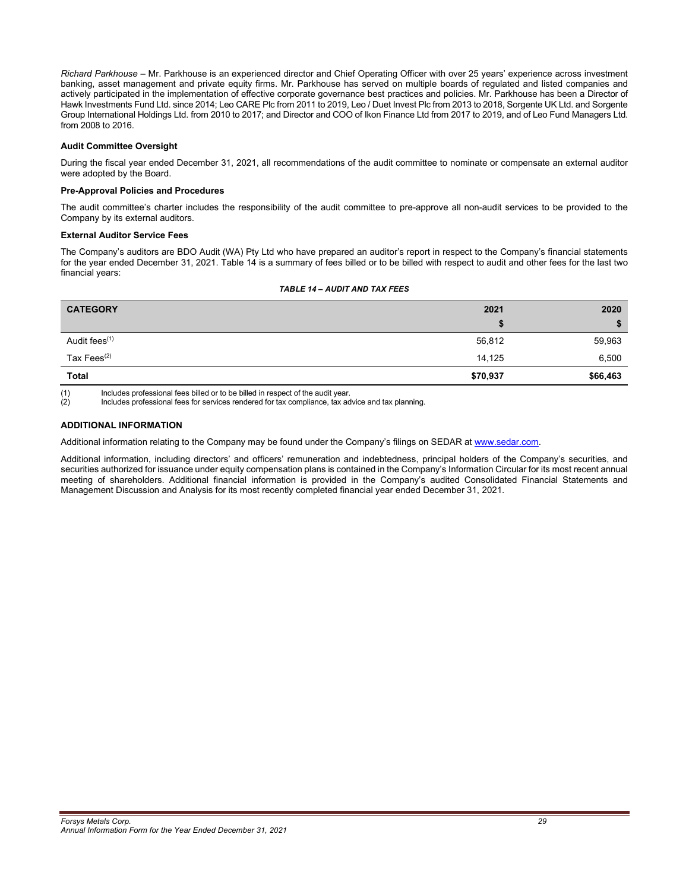*Richard Parkhouse* – Mr. Parkhouse is an experienced director and Chief Operating Officer with over 25 years' experience across investment banking, asset management and private equity firms. Mr. Parkhouse has served on multiple boards of regulated and listed companies and actively participated in the implementation of effective corporate governance best practices and policies. Mr. Parkhouse has been a Director of Hawk Investments Fund Ltd. since 2014; Leo CARE Plc from 2011 to 2019, Leo / Duet Invest Plc from 2013 to 2018, Sorgente UK Ltd. and Sorgente Group International Holdings Ltd. from 2010 to 2017; and Director and COO of Ikon Finance Ltd from 2017 to 2019, and of Leo Fund Managers Ltd. from 2008 to 2016.

**Audit Committee Oversight**

During the fiscal year ended December 31, 2021, all recommendations of the audit committee to nominate or compensate an external auditor were adopted by the Board.

**Pre-Approval Policies and Procedures**

The audit committee's charter includes the responsibility of the audit committee to pre-approve all non-audit services to be provided to the Company by its external auditors.

**External Auditor Service Fees**

The Company's auditors are BDO Audit (WA) Pty Ltd who have prepared an auditor's report in respect to the Company's financial statements for the year ended December 31, 2021. Table 14 is a summary of fees billed or to be billed with respect to audit and other fees for the last two financial years:

***TABLE 14 – AUDIT AND TAX FEES***

| CATEGORY | 2021<br>$ | 2020<br>$ |
|---|---|---|
| Audit fees[(1)] | 56,812 | 59,963 |
| Tax Fees[(2)] | 14,125 | 6,500 |
| **Total** | **$70,937** | **$66,463** |

(1) Includes professional fees billed or to be billed in respect of the audit year.
(2) Includes professional fees for services rendered for tax compliance, tax advice and tax planning.

## ADDITIONAL INFORMATION

Additional information relating to the Company may be found under the Company's filings on SEDAR at www.sedar.com.

Additional information, including directors' and officers' remuneration and indebtedness, principal holders of the Company's securities, and securities authorized for issuance under equity compensation plans is contained in the Company's Information Circular for its most recent annual meeting of shareholders. Additional financial information is provided in the Company's audited Consolidated Financial Statements and Management Discussion and Analysis for its most recently completed financial year ended December 31, 2021.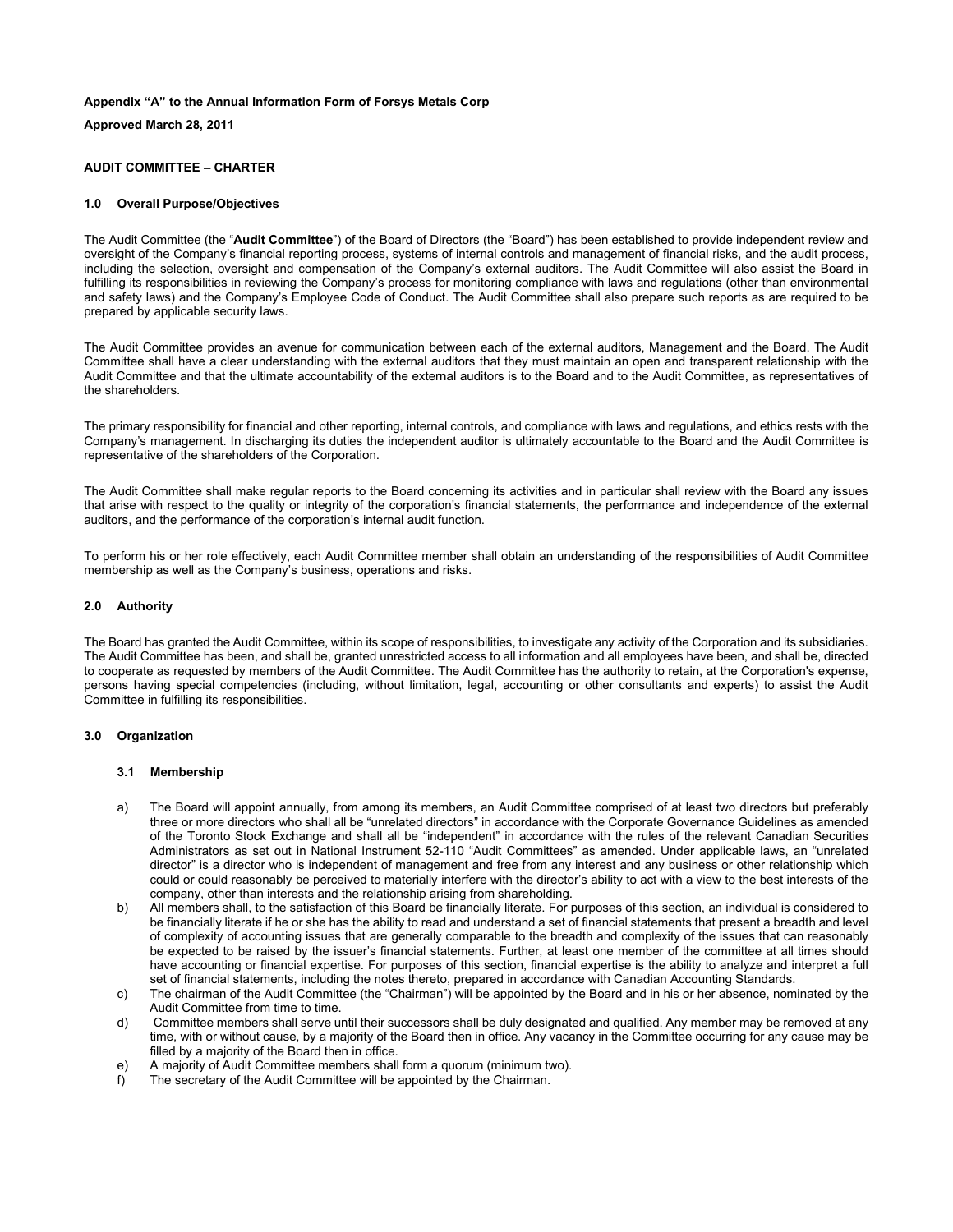**Appendix "A" to the Annual Information Form of Forsys Metals Corp**

**Approved March 28, 2011**

**AUDIT COMMITTEE – CHARTER**

#### 1.0 Overall Purpose/Objectives

The Audit Committee (the "**Audit Committee**") of the Board of Directors (the "Board") has been established to provide independent review and oversight of the Company's financial reporting process, systems of internal controls and management of financial risks, and the audit process, including the selection, oversight and compensation of the Company's external auditors. The Audit Committee will also assist the Board in fulfilling its responsibilities in reviewing the Company's process for monitoring compliance with laws and regulations (other than environmental and safety laws) and the Company's Employee Code of Conduct. The Audit Committee shall also prepare such reports as are required to be prepared by applicable security laws.

The Audit Committee provides an avenue for communication between each of the external auditors, Management and the Board. The Audit Committee shall have a clear understanding with the external auditors that they must maintain an open and transparent relationship with the Audit Committee and that the ultimate accountability of the external auditors is to the Board and to the Audit Committee, as representatives of the shareholders.

The primary responsibility for financial and other reporting, internal controls, and compliance with laws and regulations, and ethics rests with the Company's management. In discharging its duties the independent auditor is ultimately accountable to the Board and the Audit Committee is representative of the shareholders of the Corporation.

The Audit Committee shall make regular reports to the Board concerning its activities and in particular shall review with the Board any issues that arise with respect to the quality or integrity of the corporation's financial statements, the performance and independence of the external auditors, and the performance of the corporation's internal audit function.

To perform his or her role effectively, each Audit Committee member shall obtain an understanding of the responsibilities of Audit Committee membership as well as the Company's business, operations and risks.

#### 2.0 Authority

The Board has granted the Audit Committee, within its scope of responsibilities, to investigate any activity of the Corporation and its subsidiaries. The Audit Committee has been, and shall be, granted unrestricted access to all information and all employees have been, and shall be, directed to cooperate as requested by members of the Audit Committee. The Audit Committee has the authority to retain, at the Corporation's expense, persons having special competencies (including, without limitation, legal, accounting or other consultants and experts) to assist the Audit Committee in fulfilling its responsibilities.

#### 3.0 Organization

##### 3.1 Membership

a) The Board will appoint annually, from among its members, an Audit Committee comprised of at least two directors but preferably three or more directors who shall all be "unrelated directors" in accordance with the Corporate Governance Guidelines as amended of the Toronto Stock Exchange and shall all be "independent" in accordance with the rules of the relevant Canadian Securities Administrators as set out in National Instrument 52-110 "Audit Committees" as amended. Under applicable laws, an "unrelated director" is a director who is independent of management and free from any interest and any business or other relationship which could or could reasonably be perceived to materially interfere with the director's ability to act with a view to the best interests of the company, other than interests and the relationship arising from shareholding.

b) All members shall, to the satisfaction of this Board be financially literate. For purposes of this section, an individual is considered to be financially literate if he or she has the ability to read and understand a set of financial statements that present a breadth and level of complexity of accounting issues that are generally comparable to the breadth and complexity of the issues that can reasonably be expected to be raised by the issuer's financial statements. Further, at least one member of the committee at all times should have accounting or financial expertise. For purposes of this section, financial expertise is the ability to analyze and interpret a full set of financial statements, including the notes thereto, prepared in accordance with Canadian Accounting Standards.

c) The chairman of the Audit Committee (the "Chairman") will be appointed by the Board and in his or her absence, nominated by the Audit Committee from time to time.

d) Committee members shall serve until their successors shall be duly designated and qualified. Any member may be removed at any time, with or without cause, by a majority of the Board then in office. Any vacancy in the Committee occurring for any cause may be filled by a majority of the Board then in office.

e) A majority of Audit Committee members shall form a quorum (minimum two).

f) The secretary of the Audit Committee will be appointed by the Chairman.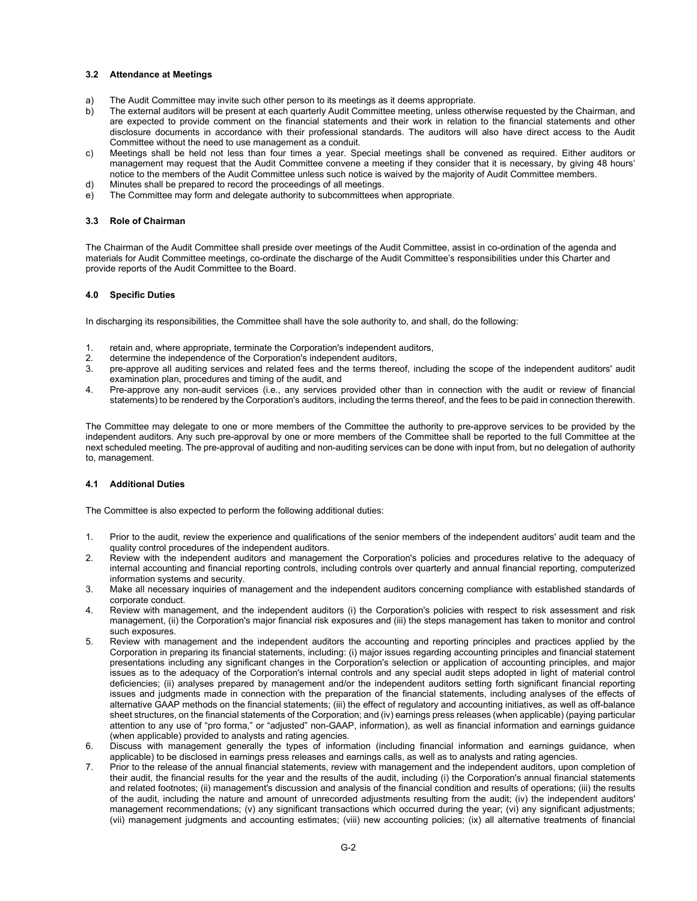### 3.2 Attendance at Meetings

a) The Audit Committee may invite such other person to its meetings as it deems appropriate.
b) The external auditors will be present at each quarterly Audit Committee meeting, unless otherwise requested by the Chairman, and are expected to provide comment on the financial statements and their work in relation to the financial statements and other disclosure documents in accordance with their professional standards. The auditors will also have direct access to the Audit Committee without the need to use management as a conduit.
c) Meetings shall be held not less than four times a year. Special meetings shall be convened as required. Either auditors or management may request that the Audit Committee convene a meeting if they consider that it is necessary, by giving 48 hours' notice to the members of the Audit Committee unless such notice is waived by the majority of Audit Committee members.
d) Minutes shall be prepared to record the proceedings of all meetings.
e) The Committee may form and delegate authority to subcommittees when appropriate.

### 3.3 Role of Chairman

The Chairman of the Audit Committee shall preside over meetings of the Audit Committee, assist in co-ordination of the agenda and materials for Audit Committee meetings, co-ordinate the discharge of the Audit Committee's responsibilities under this Charter and provide reports of the Audit Committee to the Board.

### 4.0 Specific Duties

In discharging its responsibilities, the Committee shall have the sole authority to, and shall, do the following:

1. retain and, where appropriate, terminate the Corporation's independent auditors,
2. determine the independence of the Corporation's independent auditors,
3. pre-approve all auditing services and related fees and the terms thereof, including the scope of the independent auditors' audit examination plan, procedures and timing of the audit, and
4. Pre-approve any non-audit services (i.e., any services provided other than in connection with the audit or review of financial statements) to be rendered by the Corporation's auditors, including the terms thereof, and the fees to be paid in connection therewith.

The Committee may delegate to one or more members of the Committee the authority to pre-approve services to be provided by the independent auditors. Any such pre-approval by one or more members of the Committee shall be reported to the full Committee at the next scheduled meeting. The pre-approval of auditing and non-auditing services can be done with input from, but no delegation of authority to, management.

### 4.1 Additional Duties

The Committee is also expected to perform the following additional duties:

1. Prior to the audit, review the experience and qualifications of the senior members of the independent auditors' audit team and the quality control procedures of the independent auditors.
2. Review with the independent auditors and management the Corporation's policies and procedures relative to the adequacy of internal accounting and financial reporting controls, including controls over quarterly and annual financial reporting, computerized information systems and security.
3. Make all necessary inquiries of management and the independent auditors concerning compliance with established standards of corporate conduct.
4. Review with management, and the independent auditors (i) the Corporation's policies with respect to risk assessment and risk management, (ii) the Corporation's major financial risk exposures and (iii) the steps management has taken to monitor and control such exposures.
5. Review with management and the independent auditors the accounting and reporting principles and practices applied by the Corporation in preparing its financial statements, including: (i) major issues regarding accounting principles and financial statement presentations including any significant changes in the Corporation's selection or application of accounting principles, and major issues as to the adequacy of the Corporation's internal controls and any special audit steps adopted in light of material control deficiencies; (ii) analyses prepared by management and/or the independent auditors setting forth significant financial reporting issues and judgments made in connection with the preparation of the financial statements, including analyses of the effects of alternative GAAP methods on the financial statements; (iii) the effect of regulatory and accounting initiatives, as well as off-balance sheet structures, on the financial statements of the Corporation; and (iv) earnings press releases (when applicable) (paying particular attention to any use of "pro forma," or "adjusted" non-GAAP, information), as well as financial information and earnings guidance (when applicable) provided to analysts and rating agencies.
6. Discuss with management generally the types of information (including financial information and earnings guidance, when applicable) to be disclosed in earnings press releases and earnings calls, as well as to analysts and rating agencies.
7. Prior to the release of the annual financial statements, review with management and the independent auditors, upon completion of their audit, the financial results for the year and the results of the audit, including (i) the Corporation's annual financial statements and related footnotes; (ii) management's discussion and analysis of the financial condition and results of operations; (iii) the results of the audit, including the nature and amount of unrecorded adjustments resulting from the audit; (iv) the independent auditors' management recommendations; (v) any significant transactions which occurred during the year; (vi) any significant adjustments; (vii) management judgments and accounting estimates; (viii) new accounting policies; (ix) all alternative treatments of financial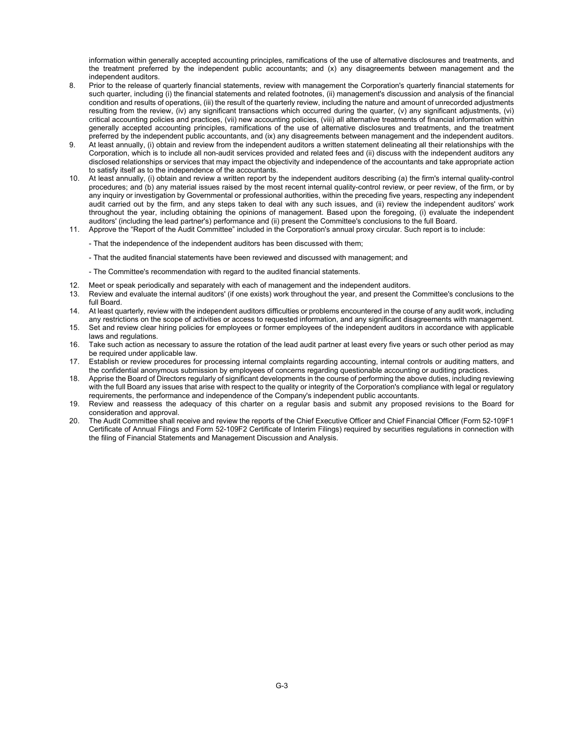information within generally accepted accounting principles, ramifications of the use of alternative disclosures and treatments, and the treatment preferred by the independent public accountants; and (x) any disagreements between management and the independent auditors.

8. Prior to the release of quarterly financial statements, review with management the Corporation's quarterly financial statements for such quarter, including (i) the financial statements and related footnotes, (ii) management's discussion and analysis of the financial condition and results of operations, (iii) the result of the quarterly review, including the nature and amount of unrecorded adjustments resulting from the review, (iv) any significant transactions which occurred during the quarter, (v) any significant adjustments, (vi) critical accounting policies and practices, (vii) new accounting policies, (viii) all alternative treatments of financial information within generally accepted accounting principles, ramifications of the use of alternative disclosures and treatments, and the treatment preferred by the independent public accountants, and (ix) any disagreements between management and the independent auditors.
9. At least annually, (i) obtain and review from the independent auditors a written statement delineating all their relationships with the Corporation, which is to include all non-audit services provided and related fees and (ii) discuss with the independent auditors any disclosed relationships or services that may impact the objectivity and independence of the accountants and take appropriate action to satisfy itself as to the independence of the accountants.
10. At least annually, (i) obtain and review a written report by the independent auditors describing (a) the firm's internal quality-control procedures; and (b) any material issues raised by the most recent internal quality-control review, or peer review, of the firm, or by any inquiry or investigation by Governmental or professional authorities, within the preceding five years, respecting any independent audit carried out by the firm, and any steps taken to deal with any such issues, and (ii) review the independent auditors' work throughout the year, including obtaining the opinions of management. Based upon the foregoing, (i) evaluate the independent auditors' (including the lead partner's) performance and (ii) present the Committee's conclusions to the full Board.
11. Approve the "Report of the Audit Committee" included in the Corporation's annual proxy circular. Such report is to include:

    - That the independence of the independent auditors has been discussed with them;

    - That the audited financial statements have been reviewed and discussed with management; and

    - The Committee's recommendation with regard to the audited financial statements.

12. Meet or speak periodically and separately with each of management and the independent auditors.
13. Review and evaluate the internal auditors' (if one exists) work throughout the year, and present the Committee's conclusions to the full Board.
14. At least quarterly, review with the independent auditors difficulties or problems encountered in the course of any audit work, including any restrictions on the scope of activities or access to requested information, and any significant disagreements with management.
15. Set and review clear hiring policies for employees or former employees of the independent auditors in accordance with applicable laws and regulations.
16. Take such action as necessary to assure the rotation of the lead audit partner at least every five years or such other period as may be required under applicable law.
17. Establish or review procedures for processing internal complaints regarding accounting, internal controls or auditing matters, and the confidential anonymous submission by employees of concerns regarding questionable accounting or auditing practices.
18. Apprise the Board of Directors regularly of significant developments in the course of performing the above duties, including reviewing with the full Board any issues that arise with respect to the quality or integrity of the Corporation's compliance with legal or regulatory requirements, the performance and independence of the Company's independent public accountants.
19. Review and reassess the adequacy of this charter on a regular basis and submit any proposed revisions to the Board for consideration and approval.
20. The Audit Committee shall receive and review the reports of the Chief Executive Officer and Chief Financial Officer (Form 52-109F1 Certificate of Annual Filings and Form 52-109F2 Certificate of Interim Filings) required by securities regulations in connection with the filing of Financial Statements and Management Discussion and Analysis.